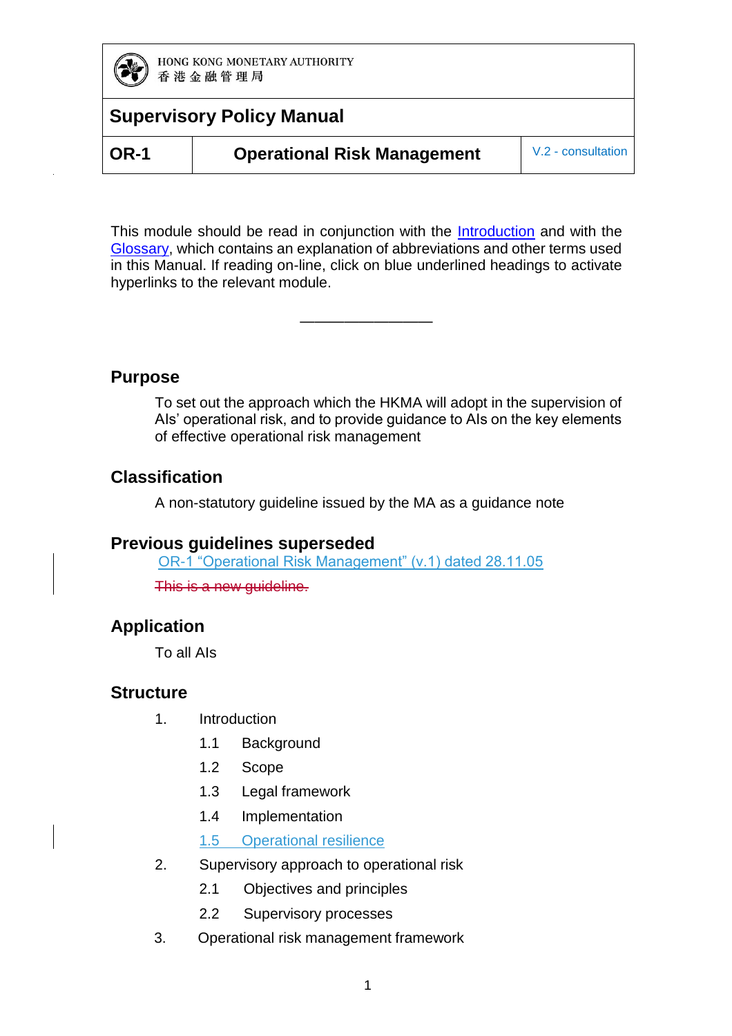HONG KONG MONETARY AUTHORITY
香港金融管理局

# Supervisory Policy Manual

| OR-1 | Operational Risk Management | V.2 - consultation |
|---|---|---|

This module should be read in conjunction with the Introduction and with the Glossary, which contains an explanation of abbreviations and other terms used in this Manual. If reading on-line, click on blue underlined headings to activate hyperlinks to the relevant module.

—————————

## Purpose

To set out the approach which the HKMA will adopt in the supervision of AIs' operational risk, and to provide guidance to AIs on the key elements of effective operational risk management

## Classification

A non-statutory guideline issued by the MA as a guidance note

## Previous guidelines superseded

OR-1 "Operational Risk Management" (v.1) dated 28.11.05

~~This is a new guideline.~~

## Application

To all AIs

## Structure

1. Introduction
   - 1.1 Background
   - 1.2 Scope
   - 1.3 Legal framework
   - 1.4 Implementation
   - 1.5 Operational resilience
2. Supervisory approach to operational risk
   - 2.1 Objectives and principles
   - 2.2 Supervisory processes
3. Operational risk management framework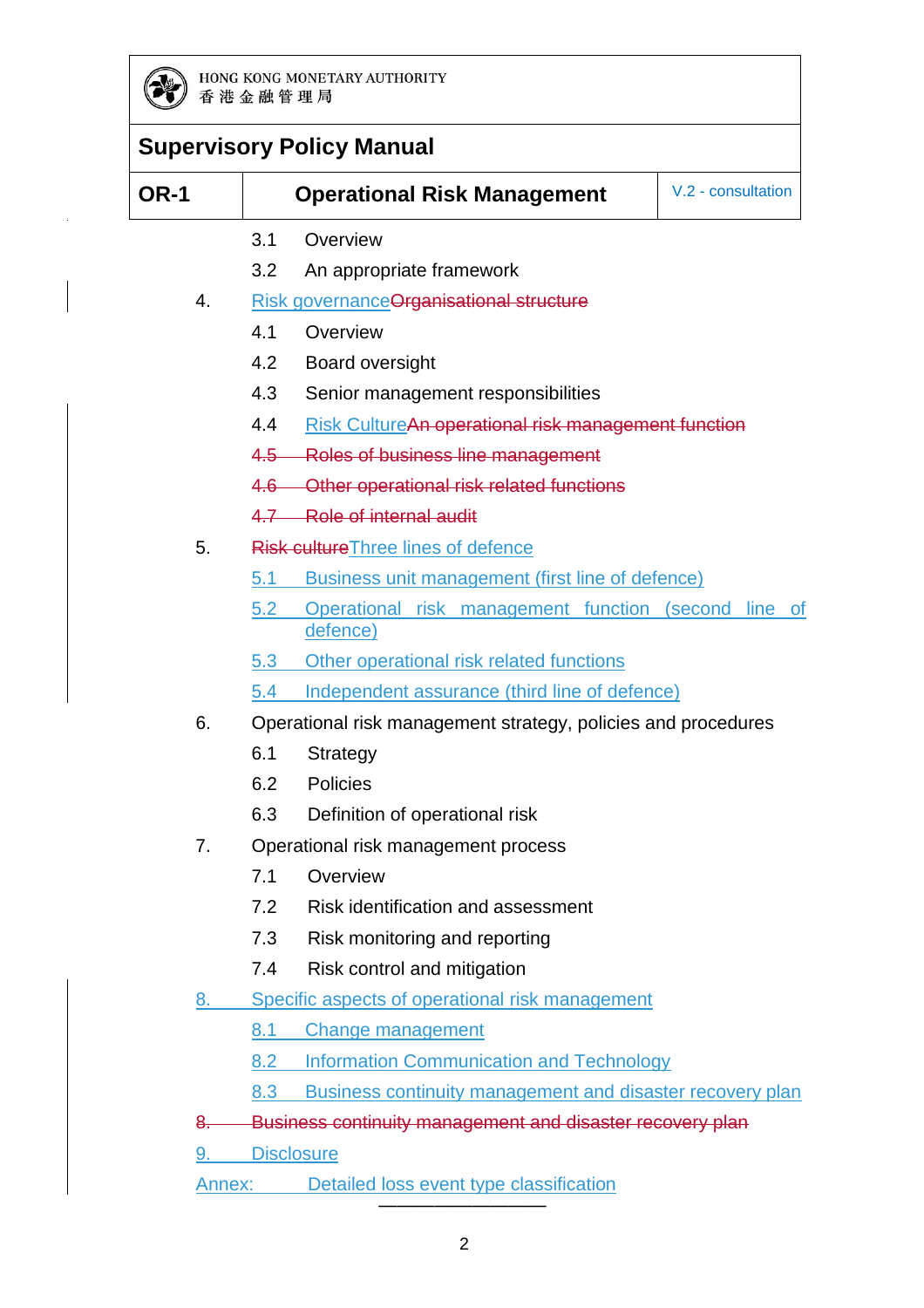3.1 Overview

3.2 An appropriate framework

4. Risk governanceOrganisational structure

4.1 Overview

4.2 Board oversight

4.3 Senior management responsibilities

4.4 Risk CultureAn operational risk management function

~~4.5 Roles of business line management~~

~~4.6 Other operational risk related functions~~

~~4.7 Role of internal audit~~

5. ~~Risk culture~~Three lines of defence

5.1 Business unit management (first line of defence)

5.2 Operational risk management function (second line of defence)

5.3 Other operational risk related functions

5.4 Independent assurance (third line of defence)

6. Operational risk management strategy, policies and procedures

6.1 Strategy

6.2 Policies

6.3 Definition of operational risk

7. Operational risk management process

7.1 Overview

7.2 Risk identification and assessment

7.3 Risk monitoring and reporting

7.4 Risk control and mitigation

8. Specific aspects of operational risk management

8.1 Change management

8.2 Information Communication and Technology

8.3 Business continuity management and disaster recovery plan

~~8. Business continuity management and disaster recovery plan~~

9. Disclosure

Annex: Detailed loss event type classification

————————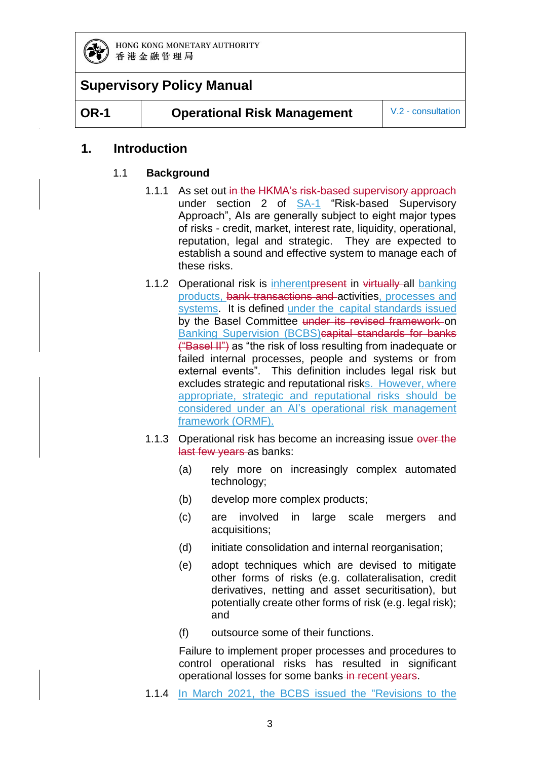## 1. Introduction

### 1.1 Background

1.1.1 As set out ~~in the HKMA's risk-based supervisory approach~~ under section 2 of SA-1 "Risk-based Supervisory Approach", AIs are generally subject to eight major types of risks - credit, market, interest rate, liquidity, operational, reputation, legal and strategic. They are expected to establish a sound and effective system to manage each of these risks.

1.1.2 Operational risk is inherent~~present~~ in ~~virtually~~ all banking products, ~~bank transactions and~~ activities, processes and systems. It is defined under the capital standards issued by the Basel Committee ~~under its revised framework~~ on Banking Supervision (BCBS)~~capital standards for banks ("Basel II")~~ as "the risk of loss resulting from inadequate or failed internal processes, people and systems or from external events". This definition includes legal risk but excludes strategic and reputational risks. However, where appropriate, strategic and reputational risks should be considered under an AI's operational risk management framework (ORMF).

1.1.3 Operational risk has become an increasing issue ~~over the last few years~~ as banks:

(a) rely more on increasingly complex automated technology;

(b) develop more complex products;

(c) are involved in large scale mergers and acquisitions;

(d) initiate consolidation and internal reorganisation;

(e) adopt techniques which are devised to mitigate other forms of risks (e.g. collateralisation, credit derivatives, netting and asset securitisation), but potentially create other forms of risk (e.g. legal risk); and

(f) outsource some of their functions.

Failure to implement proper processes and procedures to control operational risks has resulted in significant operational losses for some banks ~~in recent years~~.

1.1.4 In March 2021, the BCBS issued the "Revisions to the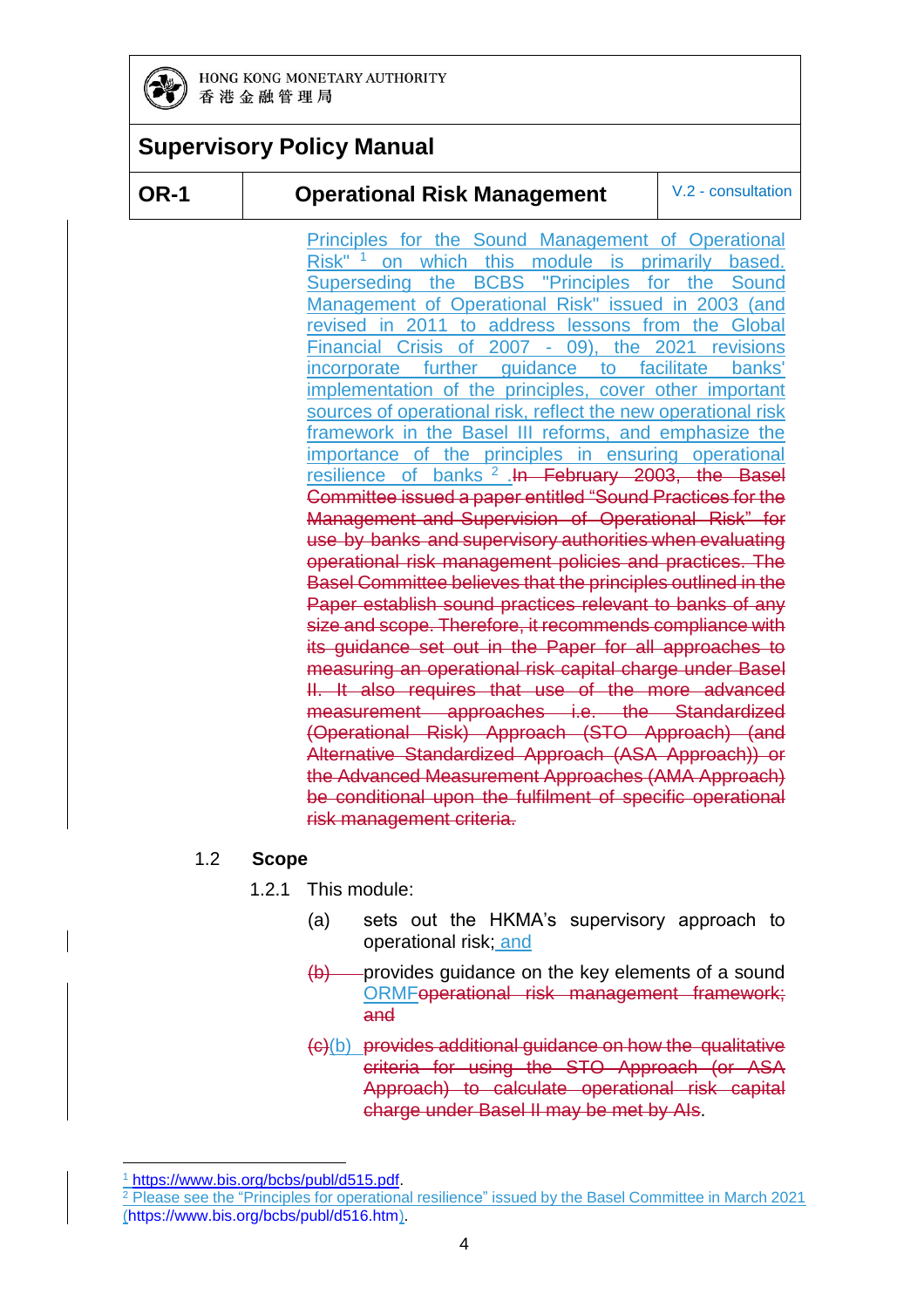Principles for the Sound Management of Operational Risk"[1] on which this module is primarily based. Superseding the BCBS "Principles for the Sound Management of Operational Risk" issued in 2003 (and revised in 2011 to address lessons from the Global Financial Crisis of 2007 - 09), the 2021 revisions incorporate further guidance to facilitate banks' implementation of the principles, cover other important sources of operational risk, reflect the new operational risk framework in the Basel III reforms, and emphasize the importance of the principles in ensuring operational resilience of banks[2] .~~In February 2003, the Basel Committee issued a paper entitled "Sound Practices for the Management and Supervision of Operational Risk" for use by banks and supervisory authorities when evaluating operational risk management policies and practices. The Basel Committee believes that the principles outlined in the Paper establish sound practices relevant to banks of any size and scope. Therefore, it recommends compliance with its guidance set out in the Paper for all approaches to measuring an operational risk capital charge under Basel II. It also requires that use of the more advanced measurement approaches i.e. the Standardized (Operational Risk) Approach (STO Approach) (and Alternative Standardized Approach (ASA Approach)) or the Advanced Measurement Approaches (AMA Approach) be conditional upon the fulfilment of specific operational risk management criteria.~~

## 1.2 Scope

1.2.1 This module:

(a) sets out the HKMA's supervisory approach to operational risk; and

~~(b)~~ provides guidance on the key elements of a sound ORMF~~operational risk management framework; and~~

~~(c)~~(b) ~~provides additional guidance on how the qualitative criteria for using the STO Approach (or ASA Approach) to calculate operational risk capital charge under Basel II may be met by AIs~~.

---

[1] https://www.bis.org/bcbs/publ/d515.pdf.

[2] Please see the "Principles for operational resilience" issued by the Basel Committee in March 2021 (https://www.bis.org/bcbs/publ/d516.htm).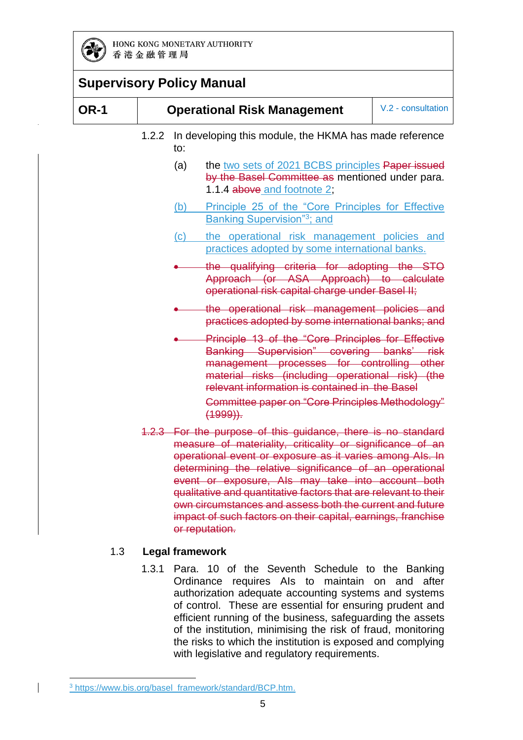1.2.2 In developing this module, the HKMA has made reference to:

(a) the two sets of 2021 BCBS principles ~~Paper issued by the Basel Committee as~~ mentioned under para. 1.1.4 ~~above~~ and footnote 2;

(b) Principle 25 of the "Core Principles for Effective Banking Supervision"[3]; and

(c) the operational risk management policies and practices adopted by some international banks.

- ~~the qualifying criteria for adopting the STO Approach (or ASA Approach) to calculate operational risk capital charge under Basel II;~~
- ~~the operational risk management policies and practices adopted by some international banks; and~~
- ~~Principle 13 of the "Core Principles for Effective Banking Supervision" covering banks' risk management processes for controlling other material risks (including operational risk) (the relevant information is contained in the Basel Committee paper on "Core Principles Methodology" (1999)).~~

~~1.2.3 For the purpose of this guidance, there is no standard measure of materiality, criticality or significance of an operational event or exposure as it varies among AIs. In determining the relative significance of an operational event or exposure, AIs may take into account both qualitative and quantitative factors that are relevant to their own circumstances and assess both the current and future impact of such factors on their capital, earnings, franchise or reputation.~~

## 1.3 Legal framework

1.3.1 Para. 10 of the Seventh Schedule to the Banking Ordinance requires AIs to maintain on and after authorization adequate accounting systems and systems of control. These are essential for ensuring prudent and efficient running of the business, safeguarding the assets of the institution, minimising the risk of fraud, monitoring the risks to which the institution is exposed and complying with legislative and regulatory requirements.

---

[3] https://www.bis.org/basel_framework/standard/BCP.htm.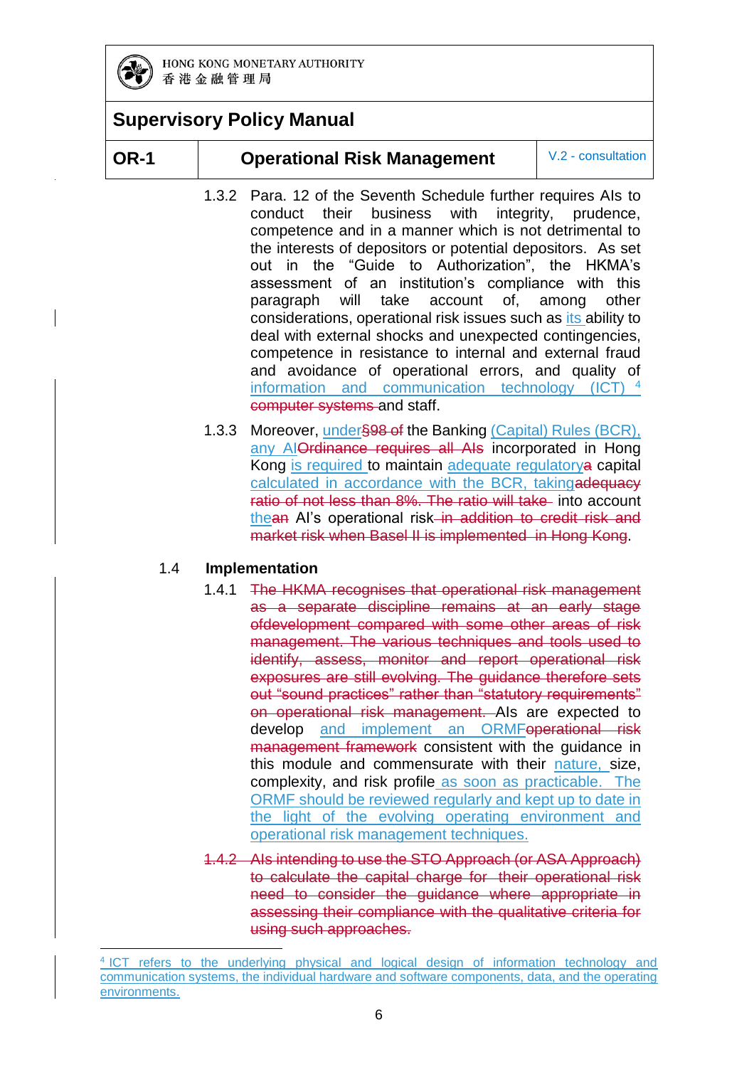1.3.2 Para. 12 of the Seventh Schedule further requires AIs to conduct their business with integrity, prudence, competence and in a manner which is not detrimental to the interests of depositors or potential depositors. As set out in the "Guide to Authorization", the HKMA's assessment of an institution's compliance with this paragraph will take account of, among other considerations, operational risk issues such as its ability to deal with external shocks and unexpected contingencies, competence in resistance to internal and external fraud and avoidance of operational errors, and quality of information and communication technology (ICT) [4] ~~computer systems~~ and staff.

1.3.3 Moreover, under ~~§98 of~~ the Banking (Capital) Rules (BCR), any AI ~~Ordinance requires all AIs~~ incorporated in Hong Kong is required to maintain adequate regulatory ~~a~~ capital calculated in accordance with the BCR, taking ~~adequacy ratio of not less than 8%. The ratio will take~~ into account the ~~an~~ AI's operational risk ~~in addition to credit risk and market risk when Basel II is implemented in Hong Kong~~.

## 1.4 Implementation

1.4.1 ~~The HKMA recognises that operational risk management as a separate discipline remains at an early stage ofdevelopment compared with some other areas of risk management. The various techniques and tools used to identify, assess, monitor and report operational risk exposures are still evolving. The guidance therefore sets out "sound practices" rather than "statutory requirements" on operational risk management.~~ AIs are expected to develop and implement an ORMF ~~operational risk management framework~~ consistent with the guidance in this module and commensurate with their nature, size, complexity, and risk profile as soon as practicable. The ORMF should be reviewed regularly and kept up to date in the light of the evolving operating environment and operational risk management techniques.

~~1.4.2 AIs intending to use the STO Approach (or ASA Approach) to calculate the capital charge for their operational risk need to consider the guidance where appropriate in assessing their compliance with the qualitative criteria for using such approaches.~~

---

[4] ICT refers to the underlying physical and logical design of information technology and communication systems, the individual hardware and software components, data, and the operating environments.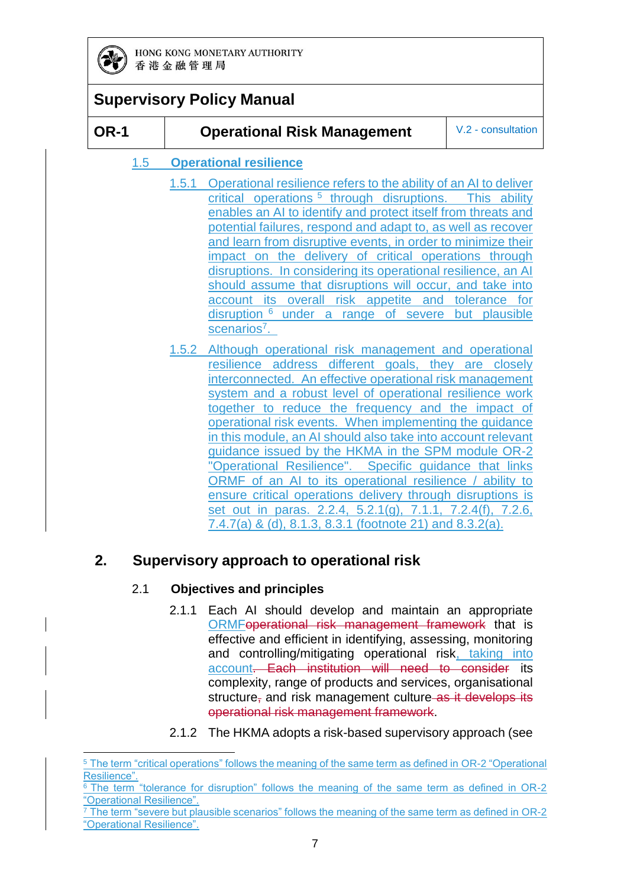### 1.5 Operational resilience

1.5.1 Operational resilience refers to the ability of an AI to deliver critical operations[5] through disruptions. This ability enables an AI to identify and protect itself from threats and potential failures, respond and adapt to, as well as recover and learn from disruptive events, in order to minimize their impact on the delivery of critical operations through disruptions. In considering its operational resilience, an AI should assume that disruptions will occur, and take into account its overall risk appetite and tolerance for disruption[6] under a range of severe but plausible scenarios[7].

1.5.2 Although operational risk management and operational resilience address different goals, they are closely interconnected. An effective operational risk management system and a robust level of operational resilience work together to reduce the frequency and the impact of operational risk events. When implementing the guidance in this module, an AI should also take into account relevant guidance issued by the HKMA in the SPM module OR-2 "Operational Resilience". Specific guidance that links ORMF of an AI to its operational resilience / ability to ensure critical operations delivery through disruptions is set out in paras. 2.2.4, 5.2.1(g), 7.1.1, 7.2.4(f), 7.2.6, 7.4.7(a) & (d), 8.1.3, 8.3.1 (footnote 21) and 8.3.2(a).

## 2. Supervisory approach to operational risk

### 2.1 Objectives and principles

2.1.1 Each AI should develop and maintain an appropriate ORMF~~operational risk management framework~~ that is effective and efficient in identifying, assessing, monitoring and controlling/mitigating operational risk, taking into account~~. Each institution will need to consider~~ its complexity, range of products and services, organisational structure~~,~~ and risk management culture~~ as it develops its operational risk management framework~~.

2.1.2 The HKMA adopts a risk-based supervisory approach (see

---

[5] The term "critical operations" follows the meaning of the same term as defined in OR-2 "Operational Resilience".

[6] The term "tolerance for disruption" follows the meaning of the same term as defined in OR-2 "Operational Resilience".

[7] The term "severe but plausible scenarios" follows the meaning of the same term as defined in OR-2 "Operational Resilience".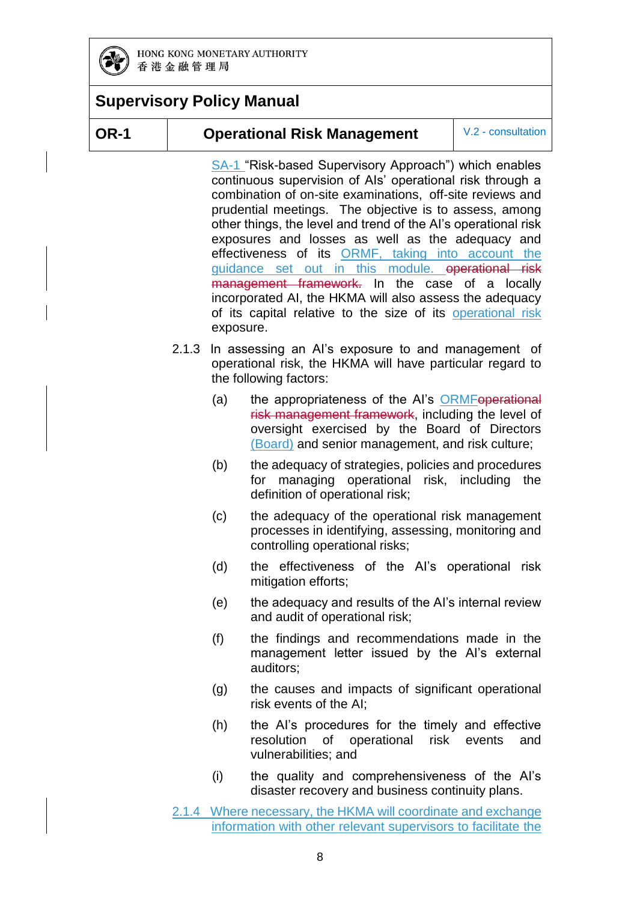SA-1 "Risk-based Supervisory Approach") which enables continuous supervision of AIs' operational risk through a combination of on-site examinations, off-site reviews and prudential meetings. The objective is to assess, among other things, the level and trend of the AI's operational risk exposures and losses as well as the adequacy and effectiveness of its ORMF, taking into account the guidance set out in this module. ~~operational risk management framework.~~ In the case of a locally incorporated AI, the HKMA will also assess the adequacy of its capital relative to the size of its operational risk exposure.

2.1.3 In assessing an AI's exposure to and management of operational risk, the HKMA will have particular regard to the following factors:

(a) the appropriateness of the AI's ORMF~~operational risk management framework~~, including the level of oversight exercised by the Board of Directors (Board) and senior management, and risk culture;

(b) the adequacy of strategies, policies and procedures for managing operational risk, including the definition of operational risk;

(c) the adequacy of the operational risk management processes in identifying, assessing, monitoring and controlling operational risks;

(d) the effectiveness of the AI's operational risk mitigation efforts;

(e) the adequacy and results of the AI's internal review and audit of operational risk;

(f) the findings and recommendations made in the management letter issued by the AI's external auditors;

(g) the causes and impacts of significant operational risk events of the AI;

(h) the AI's procedures for the timely and effective resolution of operational risk events and vulnerabilities; and

(i) the quality and comprehensiveness of the AI's disaster recovery and business continuity plans.

2.1.4 Where necessary, the HKMA will coordinate and exchange information with other relevant supervisors to facilitate the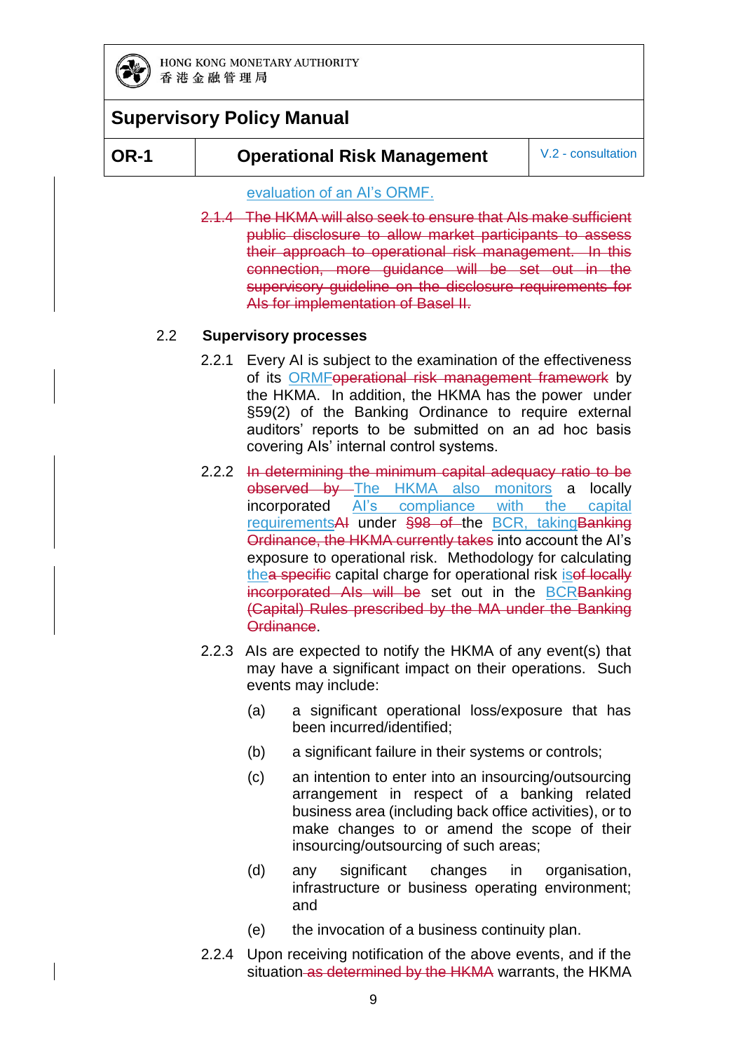evaluation of an AI's ORMF.

~~2.1.4 The HKMA will also seek to ensure that AIs make sufficient public disclosure to allow market participants to assess their approach to operational risk management. In this connection, more guidance will be set out in the supervisory guideline on the disclosure requirements for AIs for implementation of Basel II.~~

## 2.2 Supervisory processes

2.2.1 Every AI is subject to the examination of the effectiveness of its ORMF~~operational risk management framework~~ by the HKMA. In addition, the HKMA has the power under §59(2) of the Banking Ordinance to require external auditors' reports to be submitted on an ad hoc basis covering AIs' internal control systems.

2.2.2 ~~In determining the minimum capital adequacy ratio to be observed by~~ The HKMA also monitors a locally incorporated AI's compliance with the capital requirements~~AI~~ under ~~§98 of~~ the BCR, taking~~Banking Ordinance, the HKMA currently takes~~ into account the AI's exposure to operational risk. Methodology for calculating the~~a specific~~ capital charge for operational risk is~~of locally incorporated AIs will be~~ set out in the BCR~~Banking (Capital) Rules prescribed by the MA under the Banking Ordinance~~.

2.2.3 AIs are expected to notify the HKMA of any event(s) that may have a significant impact on their operations. Such events may include:

(a) a significant operational loss/exposure that has been incurred/identified;

(b) a significant failure in their systems or controls;

(c) an intention to enter into an insourcing/outsourcing arrangement in respect of a banking related business area (including back office activities), or to make changes to or amend the scope of their insourcing/outsourcing of such areas;

(d) any significant changes in organisation, infrastructure or business operating environment; and

(e) the invocation of a business continuity plan.

2.2.4 Upon receiving notification of the above events, and if the situation~~ as determined by the HKMA~~ warrants, the HKMA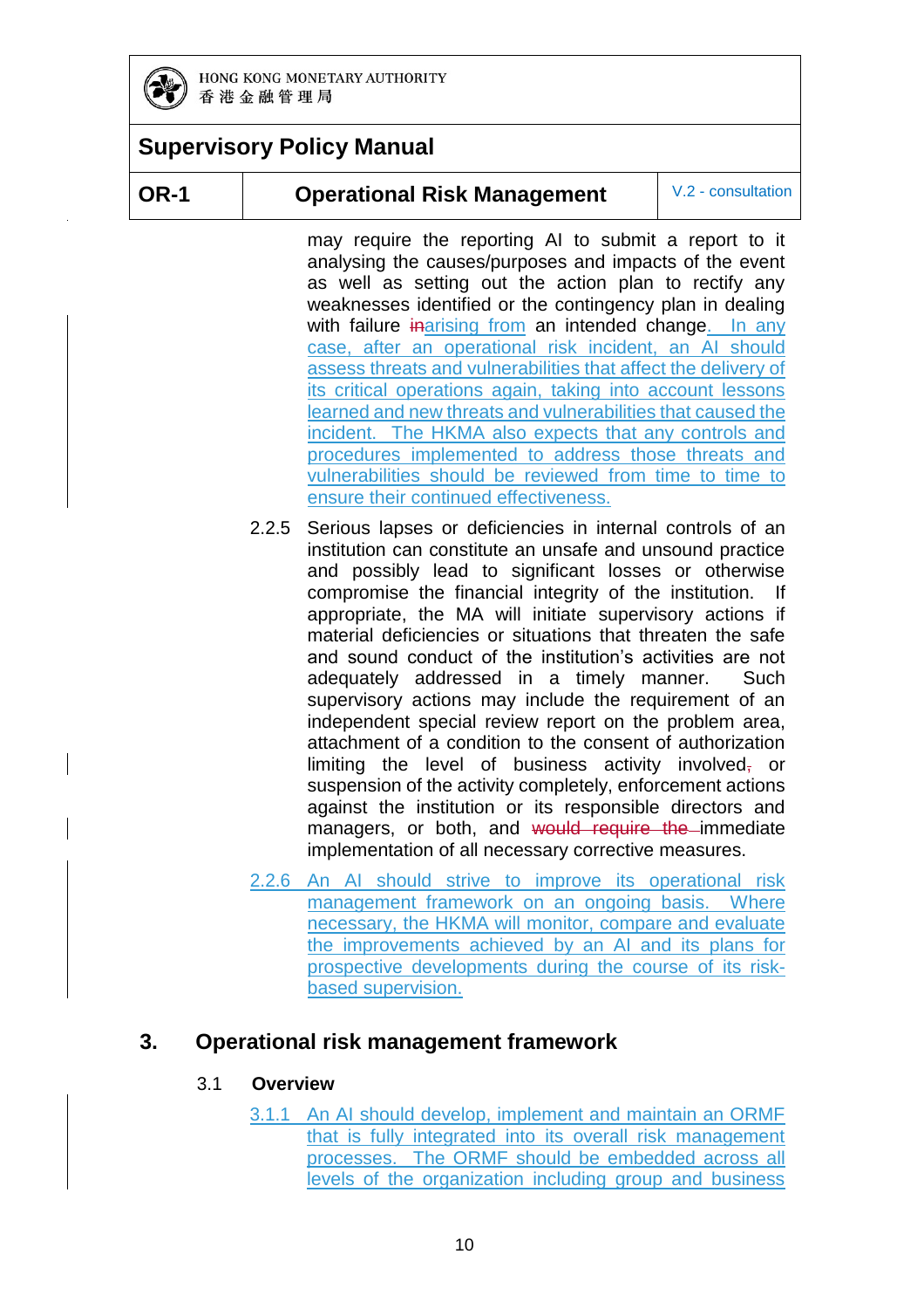may require the reporting AI to submit a report to it analysing the causes/purposes and impacts of the event as well as setting out the action plan to rectify any weaknesses identified or the contingency plan in dealing with failure ~~in~~arising from an intended change. In any case, after an operational risk incident, an AI should assess threats and vulnerabilities that affect the delivery of its critical operations again, taking into account lessons learned and new threats and vulnerabilities that caused the incident. The HKMA also expects that any controls and procedures implemented to address those threats and vulnerabilities should be reviewed from time to time to ensure their continued effectiveness.

2.2.5 Serious lapses or deficiencies in internal controls of an institution can constitute an unsafe and unsound practice and possibly lead to significant losses or otherwise compromise the financial integrity of the institution. If appropriate, the MA will initiate supervisory actions if material deficiencies or situations that threaten the safe and sound conduct of the institution's activities are not adequately addressed in a timely manner. Such supervisory actions may include the requirement of an independent special review report on the problem area, attachment of a condition to the consent of authorization limiting the level of business activity involved~~,~~ or suspension of the activity completely, enforcement actions against the institution or its responsible directors and managers, or both, and ~~would require the~~ immediate implementation of all necessary corrective measures.

2.2.6 An AI should strive to improve its operational risk management framework on an ongoing basis. Where necessary, the HKMA will monitor, compare and evaluate the improvements achieved by an AI and its plans for prospective developments during the course of its risk-based supervision.

## 3. Operational risk management framework

### 3.1 Overview

3.1.1 An AI should develop, implement and maintain an ORMF that is fully integrated into its overall risk management processes. The ORMF should be embedded across all levels of the organization including group and business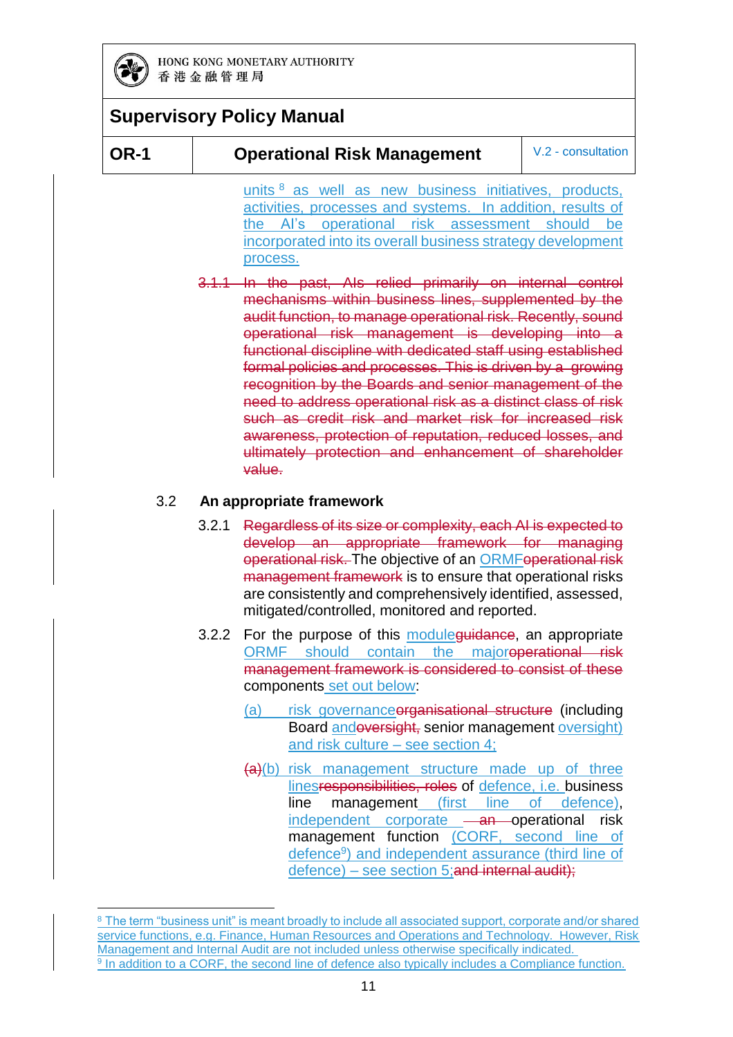units[8] as well as new business initiatives, products, activities, processes and systems. In addition, results of the AI's operational risk assessment should be incorporated into its overall business strategy development process.

~~3.1.1 In the past, AIs relied primarily on internal control mechanisms within business lines, supplemented by the audit function, to manage operational risk. Recently, sound operational risk management is developing into a functional discipline with dedicated staff using established formal policies and processes. This is driven by a growing recognition by the Boards and senior management of the need to address operational risk as a distinct class of risk such as credit risk and market risk for increased risk awareness, protection of reputation, reduced losses, and ultimately protection and enhancement of shareholder value.~~

### 3.2 An appropriate framework

3.2.1 ~~Regardless of its size or complexity, each AI is expected to develop an appropriate framework for managing operational risk.~~ The objective of an ORMF~~operational risk management framework~~ is to ensure that operational risks are consistently and comprehensively identified, assessed, mitigated/controlled, monitored and reported.

3.2.2 For the purpose of this module~~guidance~~, an appropriate ORMF should contain the major~~operational risk management framework is considered to consist of these~~ components set out below:

(a) risk governance~~organisational structure~~ (including Board and~~oversight,~~ senior management oversight) and risk culture – see section 4;

~~(a)~~(b) risk management structure made up of three lines~~responsibilities, roles~~ of defence, i.e. business line management (first line of defence), independent corporate ~~an~~ operational risk management function (CORF, second line of defence[9]) and independent assurance (third line of defence) – see section 5;~~and internal audit);~~

---

[8] The term "business unit" is meant broadly to include all associated support, corporate and/or shared service functions, e.g. Finance, Human Resources and Operations and Technology. However, Risk Management and Internal Audit are not included unless otherwise specifically indicated.

[9] In addition to a CORF, the second line of defence also typically includes a Compliance function.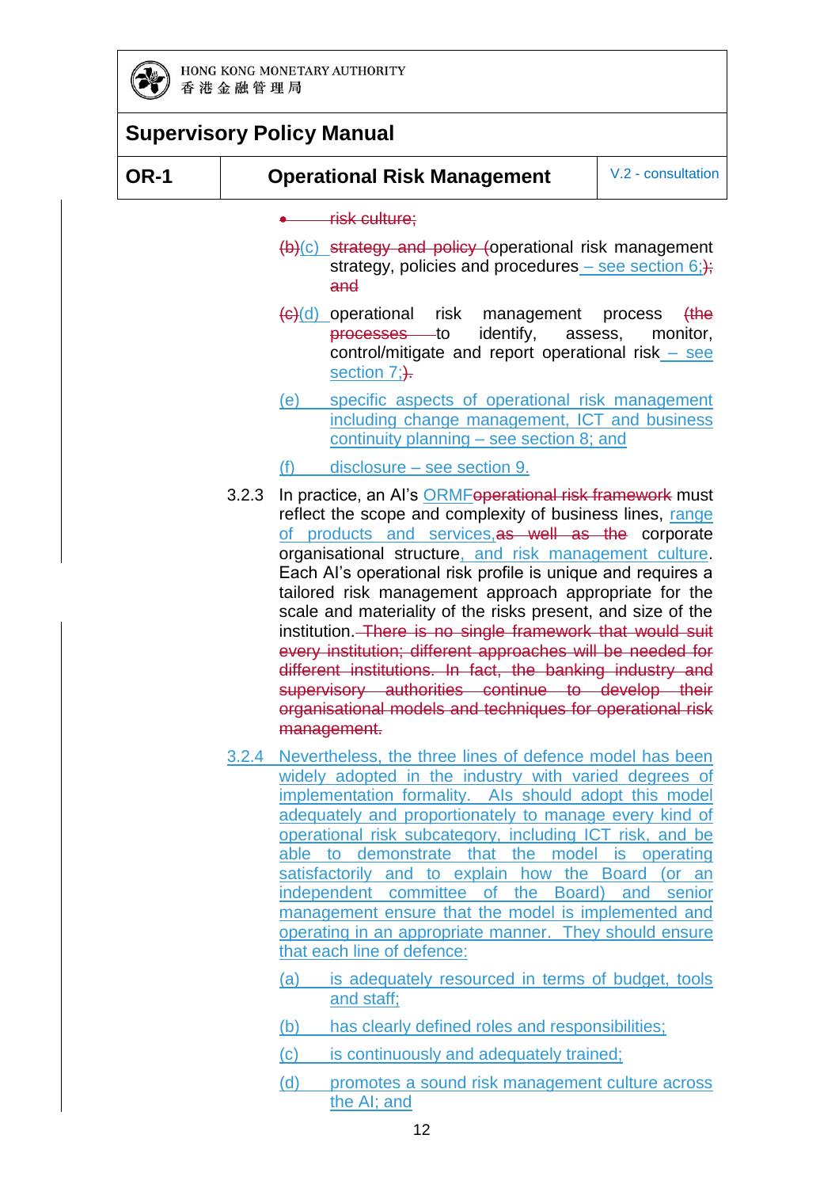- ~~risk culture;~~

~~(b)~~(c) ~~strategy and policy (~~operational risk management strategy, policies and procedures – see section 6;~~);~~ ~~and~~

~~(c)~~(d) operational risk management process ~~(the processes~~ to identify, assess, monitor, control/mitigate and report operational risk – see section 7;~~).~~

(e) specific aspects of operational risk management including change management, ICT and business continuity planning – see section 8; and

(f) disclosure – see section 9.

3.2.3 In practice, an AI's ORMF~~operational risk framework~~ must reflect the scope and complexity of business lines, range of products and services,~~as well as the~~ corporate organisational structure, and risk management culture. Each AI's operational risk profile is unique and requires a tailored risk management approach appropriate for the scale and materiality of the risks present, and size of the institution. ~~There is no single framework that would suit every institution; different approaches will be needed for different institutions. In fact, the banking industry and supervisory authorities continue to develop their organisational models and techniques for operational risk management.~~

3.2.4 Nevertheless, the three lines of defence model has been widely adopted in the industry with varied degrees of implementation formality. AIs should adopt this model adequately and proportionately to manage every kind of operational risk subcategory, including ICT risk, and be able to demonstrate that the model is operating satisfactorily and to explain how the Board (or an independent committee of the Board) and senior management ensure that the model is implemented and operating in an appropriate manner. They should ensure that each line of defence:

(a) is adequately resourced in terms of budget, tools and staff;

(b) has clearly defined roles and responsibilities;

(c) is continuously and adequately trained;

(d) promotes a sound risk management culture across the AI; and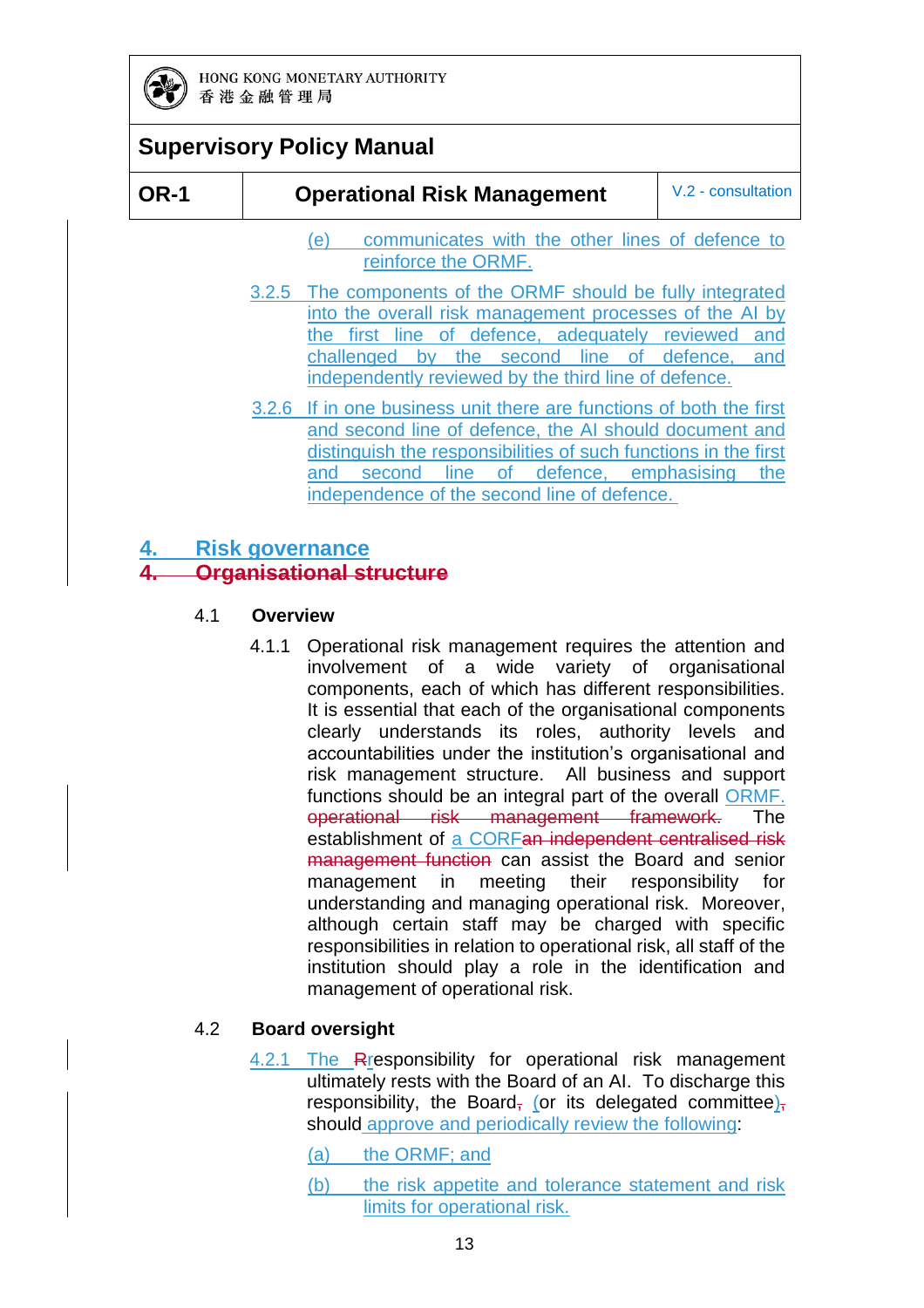(e) communicates with the other lines of defence to reinforce the ORMF.

3.2.5 The components of the ORMF should be fully integrated into the overall risk management processes of the AI by the first line of defence, adequately reviewed and challenged by the second line of defence, and independently reviewed by the third line of defence.

3.2.6 If in one business unit there are functions of both the first and second line of defence, the AI should document and distinguish the responsibilities of such functions in the first and second line of defence, emphasising the independence of the second line of defence.

## 4. Risk governance

## ~~4. Organisational structure~~

### 4.1 Overview

4.1.1 Operational risk management requires the attention and involvement of a wide variety of organisational components, each of which has different responsibilities. It is essential that each of the organisational components clearly understands its roles, authority levels and accountabilities under the institution's organisational and risk management structure. All business and support functions should be an integral part of the overall ORMF. ~~operational risk management framework.~~ The establishment of a CORF~~an independent centralised risk management function~~ can assist the Board and senior management in meeting their responsibility for understanding and managing operational risk. Moreover, although certain staff may be charged with specific responsibilities in relation to operational risk, all staff of the institution should play a role in the identification and management of operational risk.

### 4.2 Board oversight

4.2.1 The ~~R~~responsibility for operational risk management ultimately rests with the Board of an AI. To discharge this responsibility, the Board~~,~~ (or its delegated committee)~~,~~ should approve and periodically review the following:

(a) the ORMF; and

(b) the risk appetite and tolerance statement and risk limits for operational risk.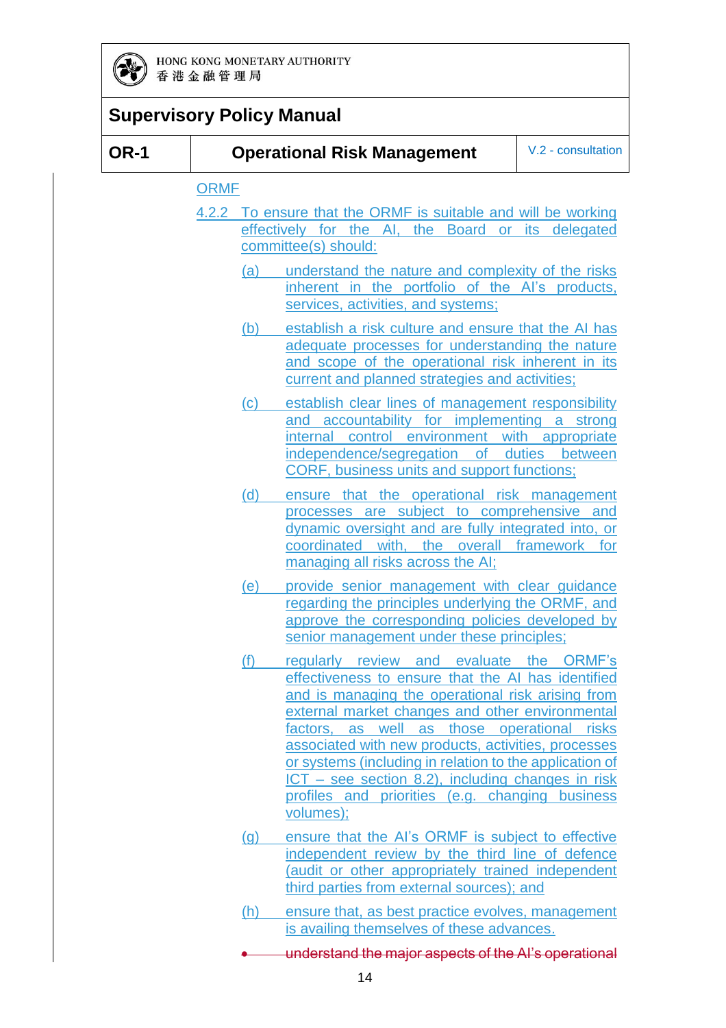ORMF

4.2.2 To ensure that the ORMF is suitable and will be working effectively for the AI, the Board or its delegated committee(s) should:

(a) understand the nature and complexity of the risks inherent in the portfolio of the AI's products, services, activities, and systems;

(b) establish a risk culture and ensure that the AI has adequate processes for understanding the nature and scope of the operational risk inherent in its current and planned strategies and activities;

(c) establish clear lines of management responsibility and accountability for implementing a strong internal control environment with appropriate independence/segregation of duties between CORF, business units and support functions;

(d) ensure that the operational risk management processes are subject to comprehensive and dynamic oversight and are fully integrated into, or coordinated with, the overall framework for managing all risks across the AI;

(e) provide senior management with clear guidance regarding the principles underlying the ORMF, and approve the corresponding policies developed by senior management under these principles;

(f) regularly review and evaluate the ORMF's effectiveness to ensure that the AI has identified and is managing the operational risk arising from external market changes and other environmental factors, as well as those operational risks associated with new products, activities, processes or systems (including in relation to the application of ICT – see section 8.2), including changes in risk profiles and priorities (e.g. changing business volumes);

(g) ensure that the AI's ORMF is subject to effective independent review by the third line of defence (audit or other appropriately trained independent third parties from external sources); and

(h) ensure that, as best practice evolves, management is availing themselves of these advances.

- ~~understand the major aspects of the AI's operational~~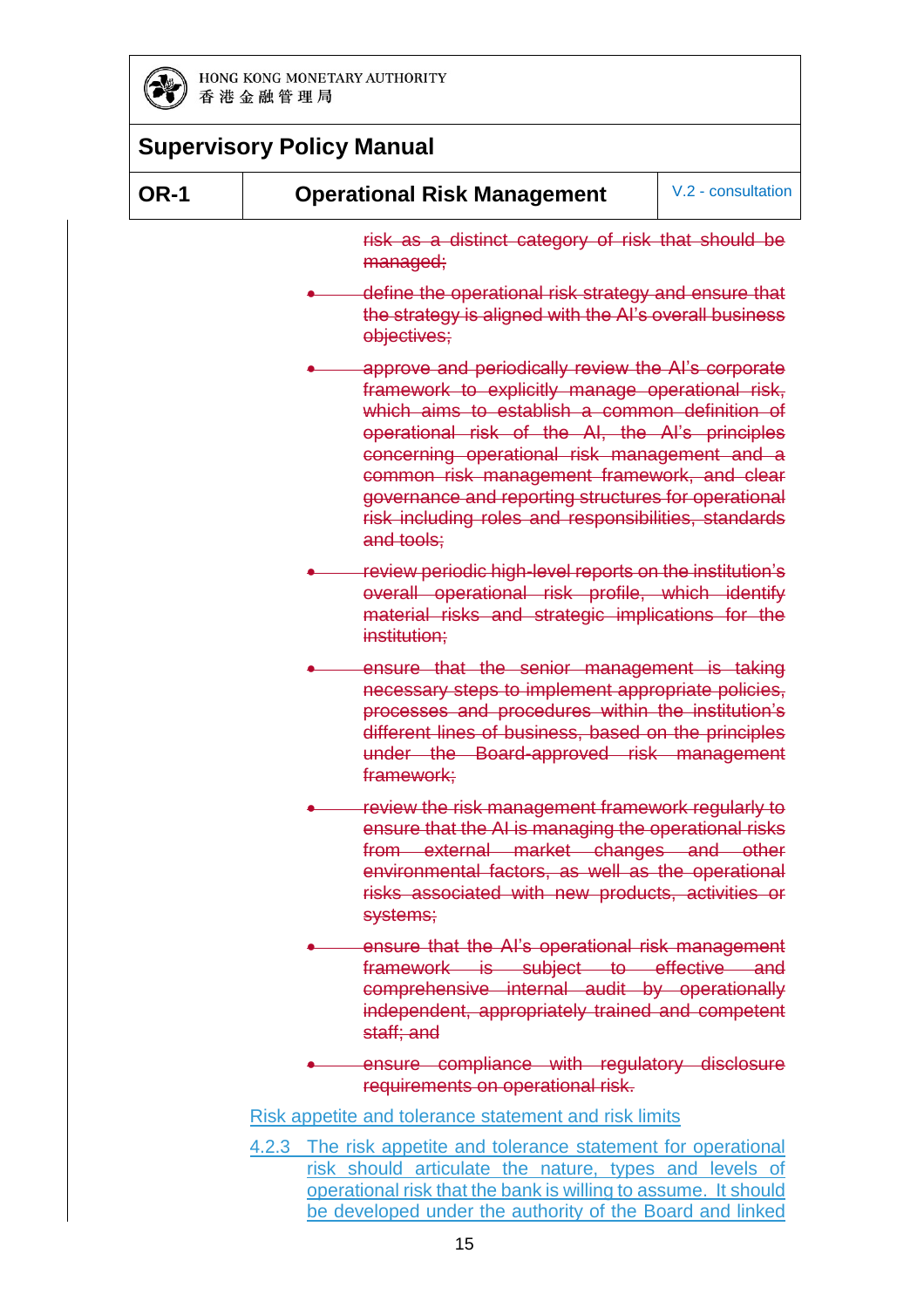~~risk as a distinct category of risk that should be managed;~~

- ~~define the operational risk strategy and ensure that the strategy is aligned with the AI's overall business objectives;~~
- ~~approve and periodically review the AI's corporate framework to explicitly manage operational risk, which aims to establish a common definition of operational risk of the AI, the AI's principles concerning operational risk management and a common risk management framework, and clear governance and reporting structures for operational risk including roles and responsibilities, standards and tools;~~
- ~~review periodic high-level reports on the institution's overall operational risk profile, which identify material risks and strategic implications for the institution;~~
- ~~ensure that the senior management is taking necessary steps to implement appropriate policies, processes and procedures within the institution's different lines of business, based on the principles under the Board-approved risk management framework;~~
- ~~review the risk management framework regularly to ensure that the AI is managing the operational risks from external market changes and other environmental factors, as well as the operational risks associated with new products, activities or systems;~~
- ~~ensure that the AI's operational risk management framework is subject to effective and comprehensive internal audit by operationally independent, appropriately trained and competent staff; and~~
- ~~ensure compliance with regulatory disclosure requirements on operational risk.~~

Risk appetite and tolerance statement and risk limits

4.2.3 The risk appetite and tolerance statement for operational risk should articulate the nature, types and levels of operational risk that the bank is willing to assume. It should be developed under the authority of the Board and linked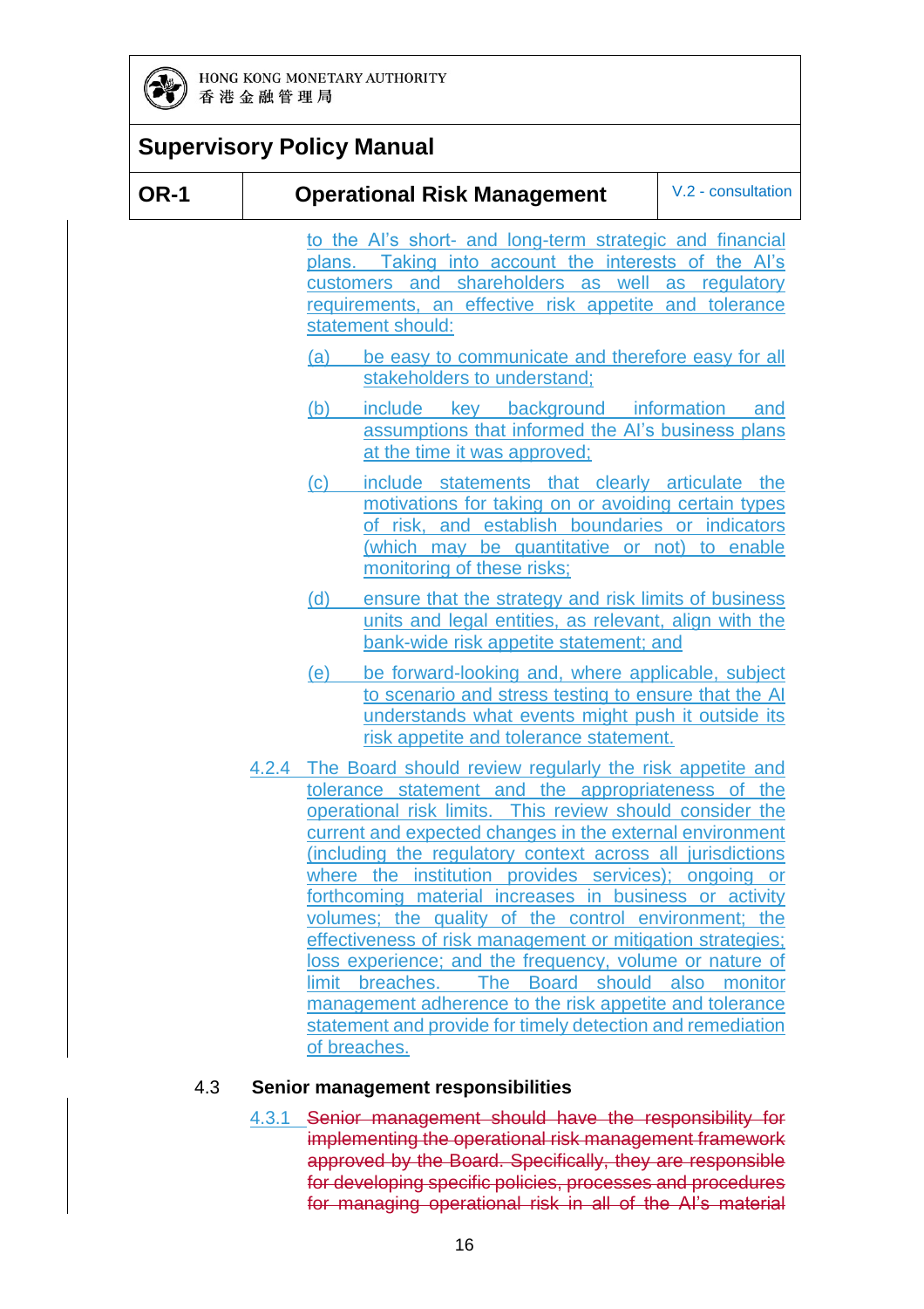to the AI's short- and long-term strategic and financial plans. Taking into account the interests of the AI's customers and shareholders as well as regulatory requirements, an effective risk appetite and tolerance statement should:

(a) be easy to communicate and therefore easy for all stakeholders to understand;

(b) include key background information and assumptions that informed the AI's business plans at the time it was approved;

(c) include statements that clearly articulate the motivations for taking on or avoiding certain types of risk, and establish boundaries or indicators (which may be quantitative or not) to enable monitoring of these risks;

(d) ensure that the strategy and risk limits of business units and legal entities, as relevant, align with the bank-wide risk appetite statement; and

(e) be forward-looking and, where applicable, subject to scenario and stress testing to ensure that the AI understands what events might push it outside its risk appetite and tolerance statement.

4.2.4 The Board should review regularly the risk appetite and tolerance statement and the appropriateness of the operational risk limits. This review should consider the current and expected changes in the external environment (including the regulatory context across all jurisdictions where the institution provides services); ongoing or forthcoming material increases in business or activity volumes; the quality of the control environment; the effectiveness of risk management or mitigation strategies; loss experience; and the frequency, volume or nature of limit breaches. The Board should also monitor management adherence to the risk appetite and tolerance statement and provide for timely detection and remediation of breaches.

## 4.3 Senior management responsibilities

4.3.1 ~~Senior management should have the responsibility for implementing the operational risk management framework approved by the Board. Specifically, they are responsible for developing specific policies, processes and procedures for managing operational risk in all of the AI's material~~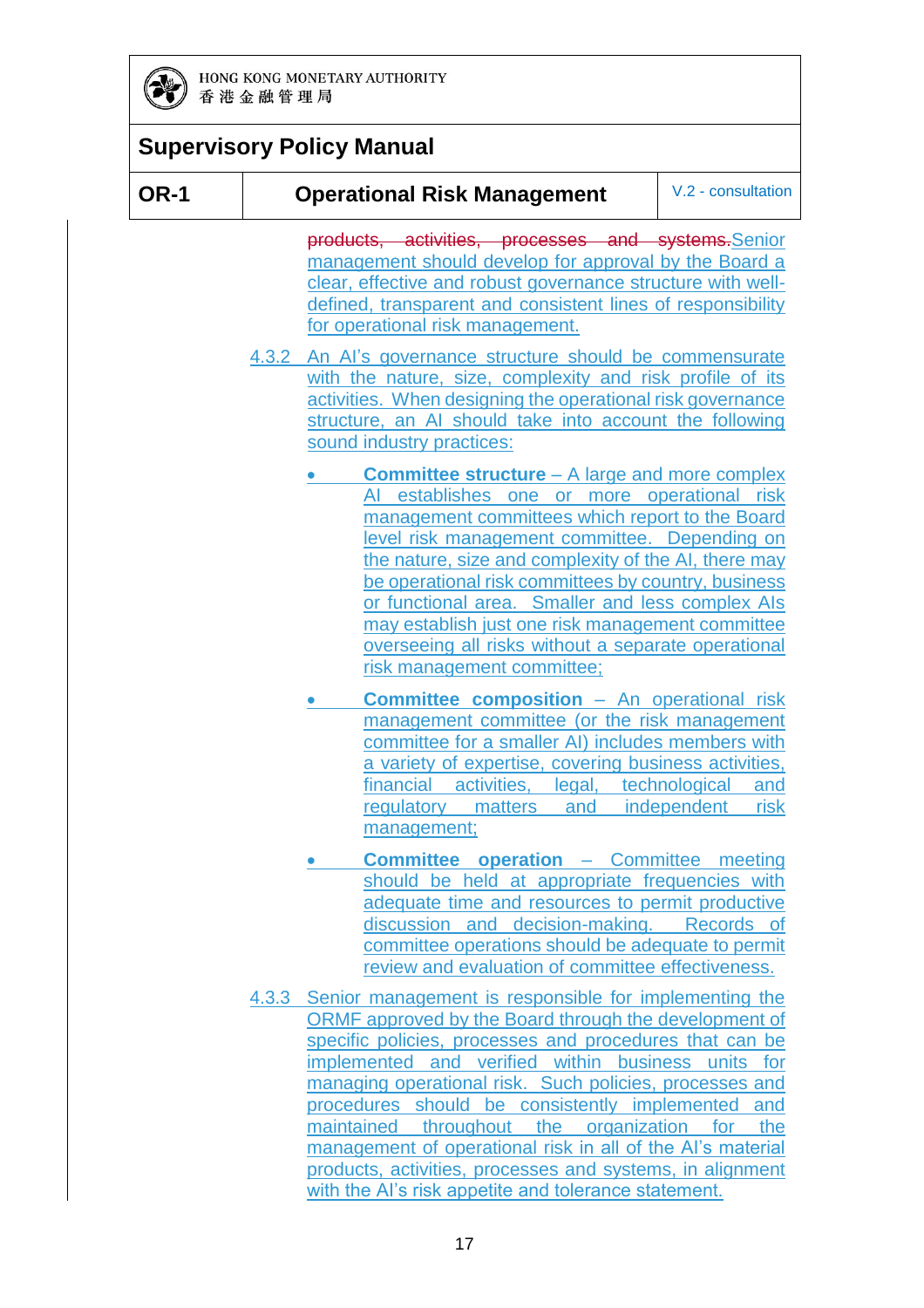~~products, activities, processes and systems.~~Senior management should develop for approval by the Board a clear, effective and robust governance structure with well-defined, transparent and consistent lines of responsibility for operational risk management.

4.3.2 An AI's governance structure should be commensurate with the nature, size, complexity and risk profile of its activities. When designing the operational risk governance structure, an AI should take into account the following sound industry practices:

- **Committee structure** – A large and more complex AI establishes one or more operational risk management committees which report to the Board level risk management committee. Depending on the nature, size and complexity of the AI, there may be operational risk committees by country, business or functional area. Smaller and less complex AIs may establish just one risk management committee overseeing all risks without a separate operational risk management committee;

- **Committee composition** – An operational risk management committee (or the risk management committee for a smaller AI) includes members with a variety of expertise, covering business activities, financial activities, legal, technological and regulatory matters and independent risk management;

- **Committee operation** – Committee meeting should be held at appropriate frequencies with adequate time and resources to permit productive discussion and decision-making. Records of committee operations should be adequate to permit review and evaluation of committee effectiveness.

4.3.3 Senior management is responsible for implementing the ORMF approved by the Board through the development of specific policies, processes and procedures that can be implemented and verified within business units for managing operational risk. Such policies, processes and procedures should be consistently implemented and maintained throughout the organization for the management of operational risk in all of the AI's material products, activities, processes and systems, in alignment with the AI's risk appetite and tolerance statement.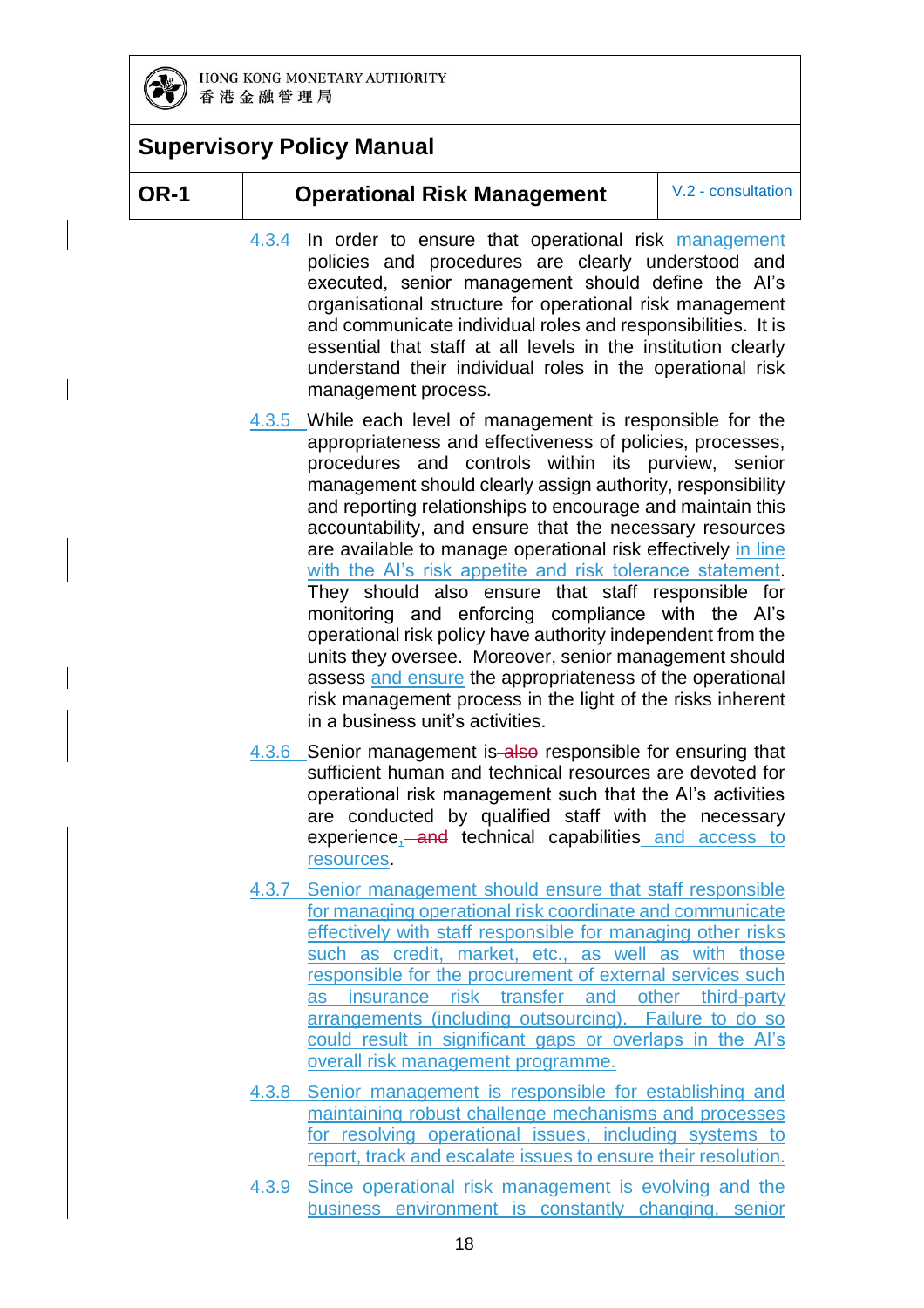4.3.4 In order to ensure that operational risk management policies and procedures are clearly understood and executed, senior management should define the AI's organisational structure for operational risk management and communicate individual roles and responsibilities. It is essential that staff at all levels in the institution clearly understand their individual roles in the operational risk management process.

4.3.5 While each level of management is responsible for the appropriateness and effectiveness of policies, processes, procedures and controls within its purview, senior management should clearly assign authority, responsibility and reporting relationships to encourage and maintain this accountability, and ensure that the necessary resources are available to manage operational risk effectively in line with the AI's risk appetite and risk tolerance statement. They should also ensure that staff responsible for monitoring and enforcing compliance with the AI's operational risk policy have authority independent from the units they oversee. Moreover, senior management should assess and ensure the appropriateness of the operational risk management process in the light of the risks inherent in a business unit's activities.

4.3.6 Senior management is ~~also~~ responsible for ensuring that sufficient human and technical resources are devoted for operational risk management such that the AI's activities are conducted by qualified staff with the necessary experience, ~~and~~ technical capabilities and access to resources.

4.3.7 Senior management should ensure that staff responsible for managing operational risk coordinate and communicate effectively with staff responsible for managing other risks such as credit, market, etc., as well as with those responsible for the procurement of external services such as insurance risk transfer and other third-party arrangements (including outsourcing). Failure to do so could result in significant gaps or overlaps in the AI's overall risk management programme.

4.3.8 Senior management is responsible for establishing and maintaining robust challenge mechanisms and processes for resolving operational issues, including systems to report, track and escalate issues to ensure their resolution.

4.3.9 Since operational risk management is evolving and the business environment is constantly changing, senior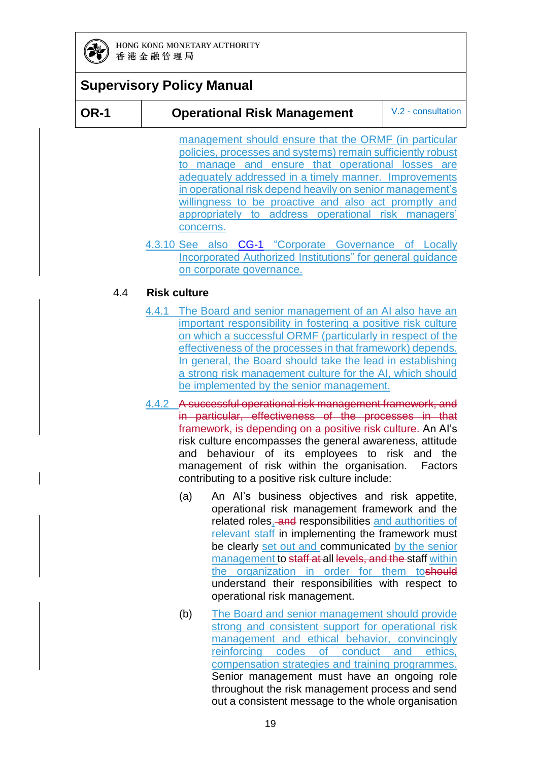management should ensure that the ORMF (in particular policies, processes and systems) remain sufficiently robust to manage and ensure that operational losses are adequately addressed in a timely manner. Improvements in operational risk depend heavily on senior management's willingness to be proactive and also act promptly and appropriately to address operational risk managers' concerns.

4.3.10 See also CG-1 "Corporate Governance of Locally Incorporated Authorized Institutions" for general guidance on corporate governance.

### 4.4 Risk culture

4.4.1 The Board and senior management of an AI also have an important responsibility in fostering a positive risk culture on which a successful ORMF (particularly in respect of the effectiveness of the processes in that framework) depends. In general, the Board should take the lead in establishing a strong risk management culture for the AI, which should be implemented by the senior management.

4.4.2 ~~A successful operational risk management framework, and in particular, effectiveness of the processes in that framework, is depending on a positive risk culture.~~ An AI's risk culture encompasses the general awareness, attitude and behaviour of its employees to risk and the management of risk within the organisation. Factors contributing to a positive risk culture include:

(a) An AI's business objectives and risk appetite, operational risk management framework and the related roles, ~~and~~ responsibilities and authorities of relevant staff in implementing the framework must be clearly set out and communicated by the senior management to ~~staff at~~ all ~~levels, and the~~ staff within the organization in order for them to ~~should~~ understand their responsibilities with respect to operational risk management.

(b) The Board and senior management should provide strong and consistent support for operational risk management and ethical behavior, convincingly reinforcing codes of conduct and ethics, compensation strategies and training programmes. Senior management must have an ongoing role throughout the risk management process and send out a consistent message to the whole organisation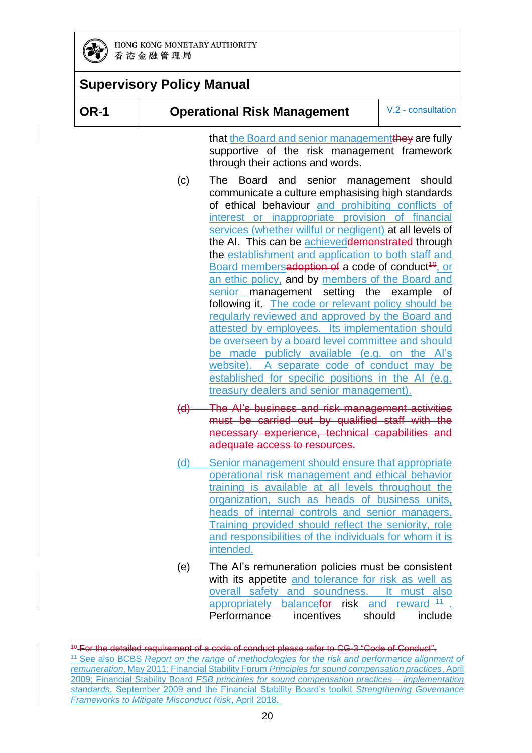that the Board and senior management~~they~~ are fully supportive of the risk management framework through their actions and words.

(c) The Board and senior management should communicate a culture emphasising high standards of ethical behaviour and prohibiting conflicts of interest or inappropriate provision of financial services (whether willful or negligent) at all levels of the AI. This can be achieved~~demonstrated~~ through the establishment and application to both staff and Board members~~adoption of~~ a code of conduct~~[10]~~, or an ethic policy, and by members of the Board and senior management setting the example of following it. The code or relevant policy should be regularly reviewed and approved by the Board and attested by employees. Its implementation should be overseen by a board level committee and should be made publicly available (e.g. on the AI's website). A separate code of conduct may be established for specific positions in the AI (e.g. treasury dealers and senior management).

~~(d) The AI's business and risk management activities must be carried out by qualified staff with the necessary experience, technical capabilities and adequate access to resources.~~

(d) Senior management should ensure that appropriate operational risk management and ethical behavior training is available at all levels throughout the organization, such as heads of business units, heads of internal controls and senior managers. Training provided should reflect the seniority, role and responsibilities of the individuals for whom it is intended.

(e) The AI's remuneration policies must be consistent with its appetite and tolerance for risk as well as overall safety and soundness. It must also appropriately balance~~for~~ risk and reward[11]. Performance incentives should include

---

~~[10] For the detailed requirement of a code of conduct please refer to CG-3 "Code of Conduct".~~

[11] See also BCBS *Report on the range of methodologies for the risk and performance alignment of remuneration*, May 2011; Financial Stability Forum *Principles for sound compensation practices*, April 2009; Financial Stability Board *FSB principles for sound compensation practices – implementation standards*, September 2009 and the Financial Stability Board's toolkit *Strengthening Governance Frameworks to Mitigate Misconduct Risk*, April 2018.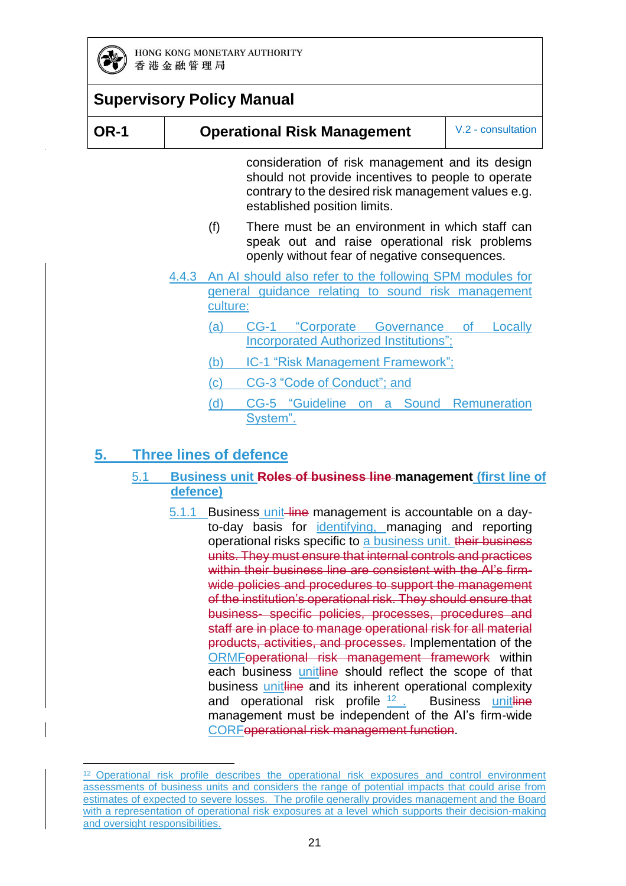consideration of risk management and its design should not provide incentives to people to operate contrary to the desired risk management values e.g. established position limits.

(f) There must be an environment in which staff can speak out and raise operational risk problems openly without fear of negative consequences.

4.4.3 An AI should also refer to the following SPM modules for general guidance relating to sound risk management culture:

(a) CG-1 "Corporate Governance of Locally Incorporated Authorized Institutions";

(b) IC-1 "Risk Management Framework";

(c) CG-3 "Code of Conduct"; and

(d) CG-5 "Guideline on a Sound Remuneration System".

## 5. Three lines of defence

### 5.1 Business unit ~~Roles of business line~~ management (first line of defence)

5.1.1 Business unit ~~line~~ management is accountable on a day-to-day basis for identifying, managing and reporting operational risks specific to a business unit. ~~their business units. They must ensure that internal controls and practices within their business line are consistent with the AI's firm-wide policies and procedures to support the management of the institution's operational risk. They should ensure that business- specific policies, processes, procedures and staff are in place to manage operational risk for all material products, activities, and processes.~~ Implementation of the ORMF~~operational risk management framework~~ within each business unit~~line~~ should reflect the scope of that business unit~~line~~ and its inherent operational complexity and operational risk profile [12]. Business unit~~line~~ management must be independent of the AI's firm-wide CORF~~operational risk management function~~.

[12] Operational risk profile describes the operational risk exposures and control environment assessments of business units and considers the range of potential impacts that could arise from estimates of expected to severe losses. The profile generally provides management and the Board with a representation of operational risk exposures at a level which supports their decision-making and oversight responsibilities.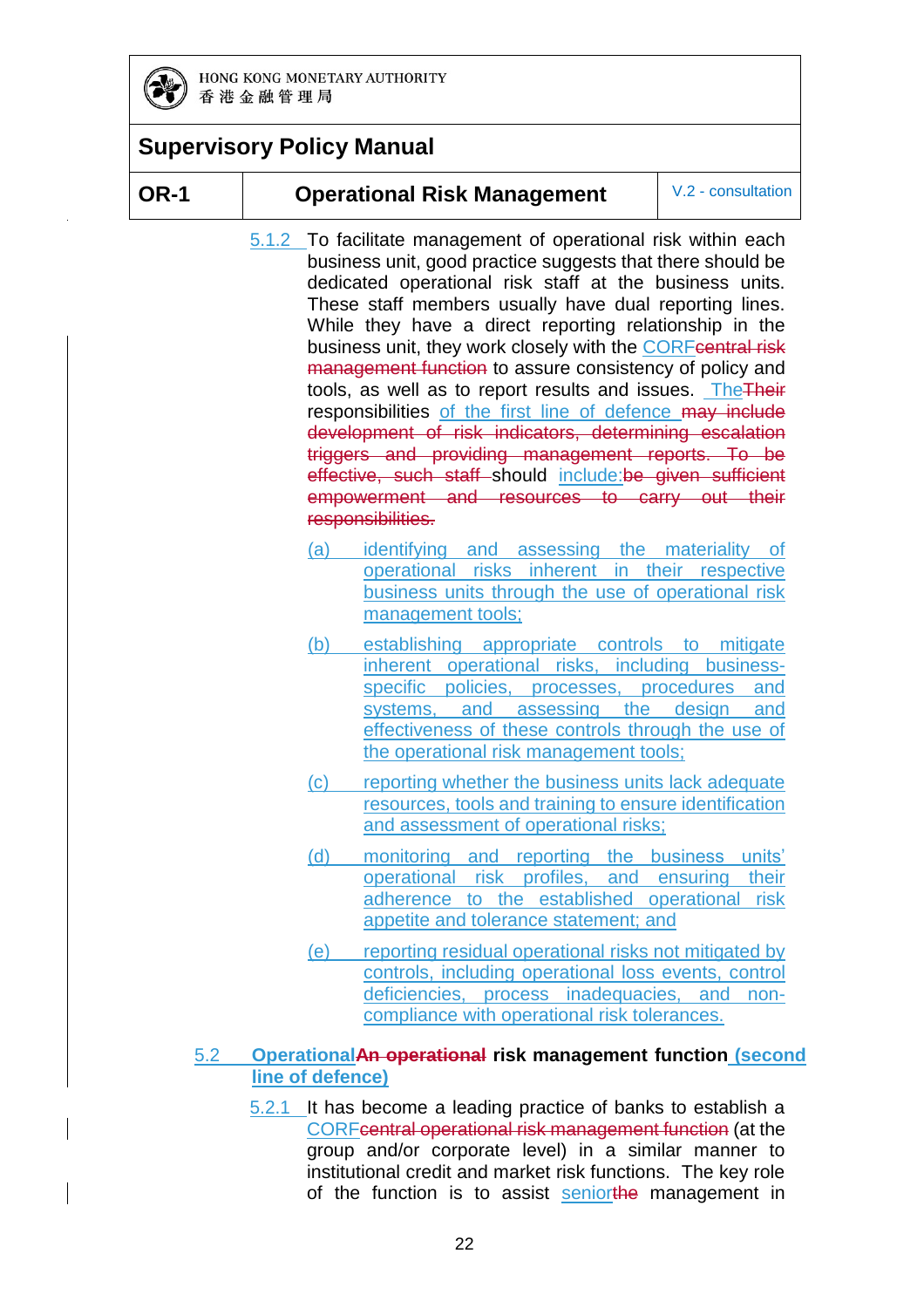5.1.2 To facilitate management of operational risk within each business unit, good practice suggests that there should be dedicated operational risk staff at the business units. These staff members usually have dual reporting lines. While they have a direct reporting relationship in the business unit, they work closely with the CORF~~central risk management function~~ to assure consistency of policy and tools, as well as to report results and issues. The~~Their~~ responsibilities of the first line of defence ~~may include development of risk indicators, determining escalation triggers and providing management reports. To be effective, such staff~~ should include:~~be given sufficient empowerment and resources to carry out their responsibilities.~~

(a) identifying and assessing the materiality of operational risks inherent in their respective business units through the use of operational risk management tools;

(b) establishing appropriate controls to mitigate inherent operational risks, including business-specific policies, processes, procedures and systems, and assessing the design and effectiveness of these controls through the use of the operational risk management tools;

(c) reporting whether the business units lack adequate resources, tools and training to ensure identification and assessment of operational risks;

(d) monitoring and reporting the business units' operational risk profiles, and ensuring their adherence to the established operational risk appetite and tolerance statement; and

(e) reporting residual operational risks not mitigated by controls, including operational loss events, control deficiencies, process inadequacies, and non-compliance with operational risk tolerances.

## 5.2 Operational~~An operational~~ risk management function (second line of defence)

5.2.1 It has become a leading practice of banks to establish a CORF~~central operational risk management function~~ (at the group and/or corporate level) in a similar manner to institutional credit and market risk functions. The key role of the function is to assist senior~~the~~ management in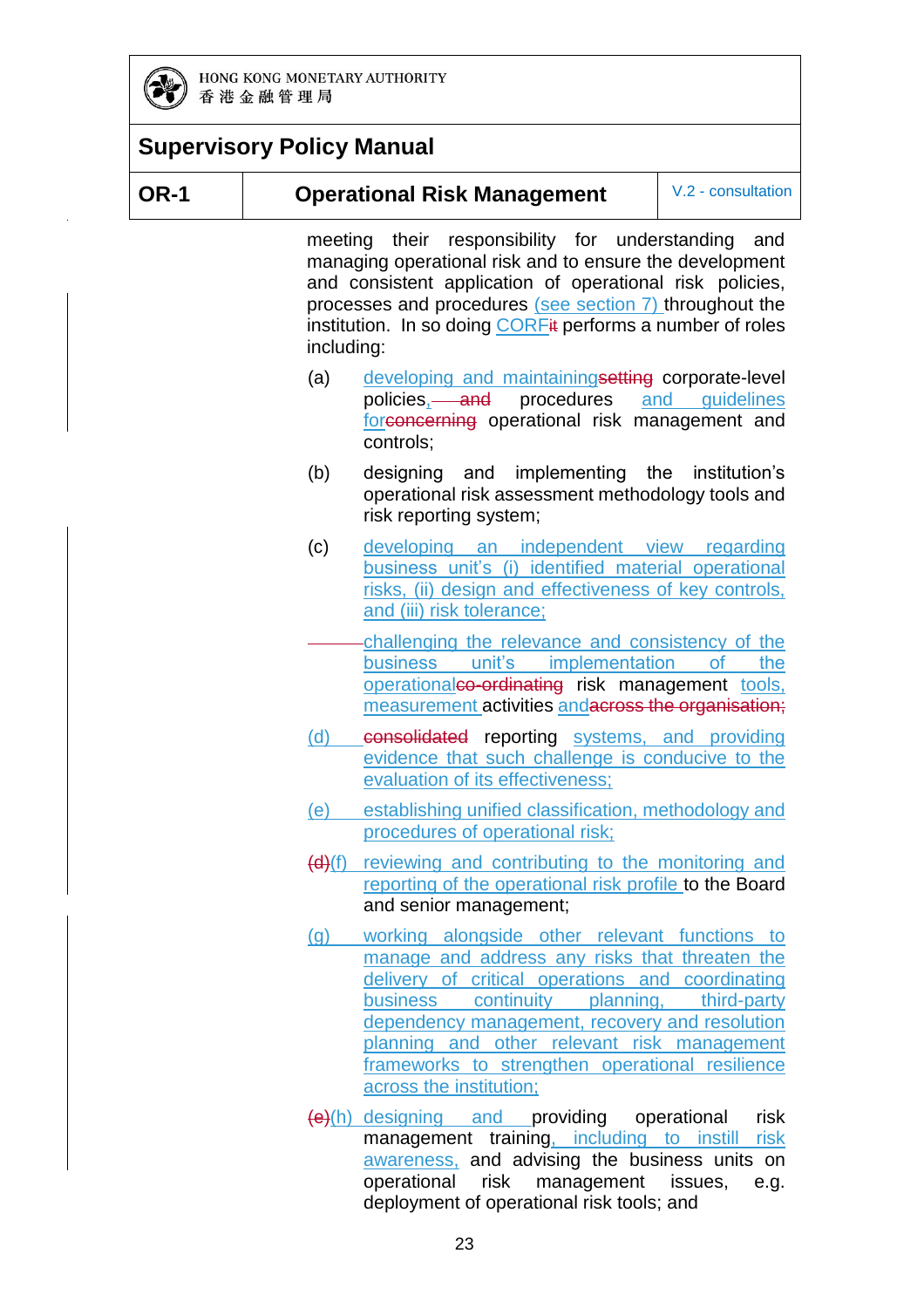meeting their responsibility for understanding and managing operational risk and to ensure the development and consistent application of operational risk policies, processes and procedures (see section 7) throughout the institution. In so doing CORF~~it~~ performs a number of roles including:

(a) developing and maintaining~~setting~~ corporate-level policies, ~~and~~ procedures and guidelines for~~concerning~~ operational risk management and controls;

(b) designing and implementing the institution's operational risk assessment methodology tools and risk reporting system;

(c) developing an independent view regarding business unit's (i) identified material operational risks, (ii) design and effectiveness of key controls, and (iii) risk tolerance;

challenging the relevance and consistency of the business unit's implementation of the operational~~co-ordinating~~ risk management tools, measurement activities and~~across the organisation;~~

(d) ~~consolidated~~ reporting systems, and providing evidence that such challenge is conducive to the evaluation of its effectiveness;

(e) establishing unified classification, methodology and procedures of operational risk;

~~(d)~~(f) reviewing and contributing to the monitoring and reporting of the operational risk profile to the Board and senior management;

(g) working alongside other relevant functions to manage and address any risks that threaten the delivery of critical operations and coordinating business continuity planning, third-party dependency management, recovery and resolution planning and other relevant risk management frameworks to strengthen operational resilience across the institution;

~~(e)~~(h) designing and providing operational risk management training, including to instill risk awareness, and advising the business units on operational risk management issues, e.g. deployment of operational risk tools; and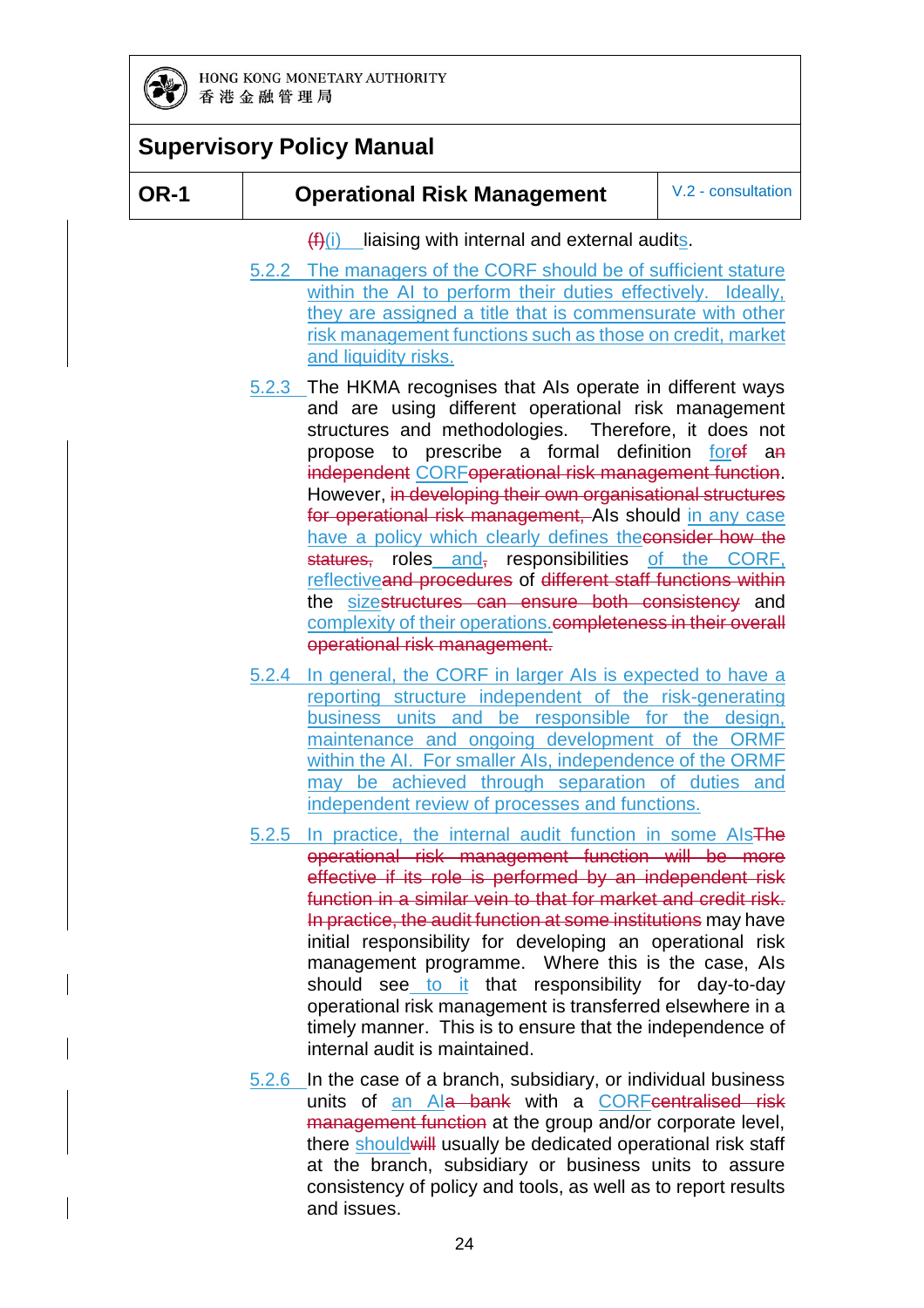~~(f)~~(i) liaising with internal and external audits.

5.2.2 The managers of the CORF should be of sufficient stature within the AI to perform their duties effectively. Ideally, they are assigned a title that is commensurate with other risk management functions such as those on credit, market and liquidity risks.

5.2.3 The HKMA recognises that AIs operate in different ways and are using different operational risk management structures and methodologies. Therefore, it does not propose to prescribe a formal definition for~~of~~ a~~n~~ ~~independent~~ CORF~~operational risk management function~~. However, ~~in developing their own organisational structures for operational risk management,~~ AIs should in any case have a policy which clearly defines the~~consider how the statures,~~ roles and~~,~~ responsibilities of the CORF, reflective~~and procedures~~ of ~~different staff functions within~~ the size~~structures can ensure both consistency~~ and complexity of their operations.~~completeness in their overall operational risk management.~~

5.2.4 In general, the CORF in larger AIs is expected to have a reporting structure independent of the risk-generating business units and be responsible for the design, maintenance and ongoing development of the ORMF within the AI. For smaller AIs, independence of the ORMF may be achieved through separation of duties and independent review of processes and functions.

5.2.5 In practice, the internal audit function in some AIs~~The operational risk management function will be more effective if its role is performed by an independent risk function in a similar vein to that for market and credit risk. In practice, the audit function at some institutions~~ may have initial responsibility for developing an operational risk management programme. Where this is the case, AIs should see to it that responsibility for day-to-day operational risk management is transferred elsewhere in a timely manner. This is to ensure that the independence of internal audit is maintained.

5.2.6 In the case of a branch, subsidiary, or individual business units of an AI~~a bank~~ with a CORF~~centralised risk management function~~ at the group and/or corporate level, there should~~will~~ usually be dedicated operational risk staff at the branch, subsidiary or business units to assure consistency of policy and tools, as well as to report results and issues.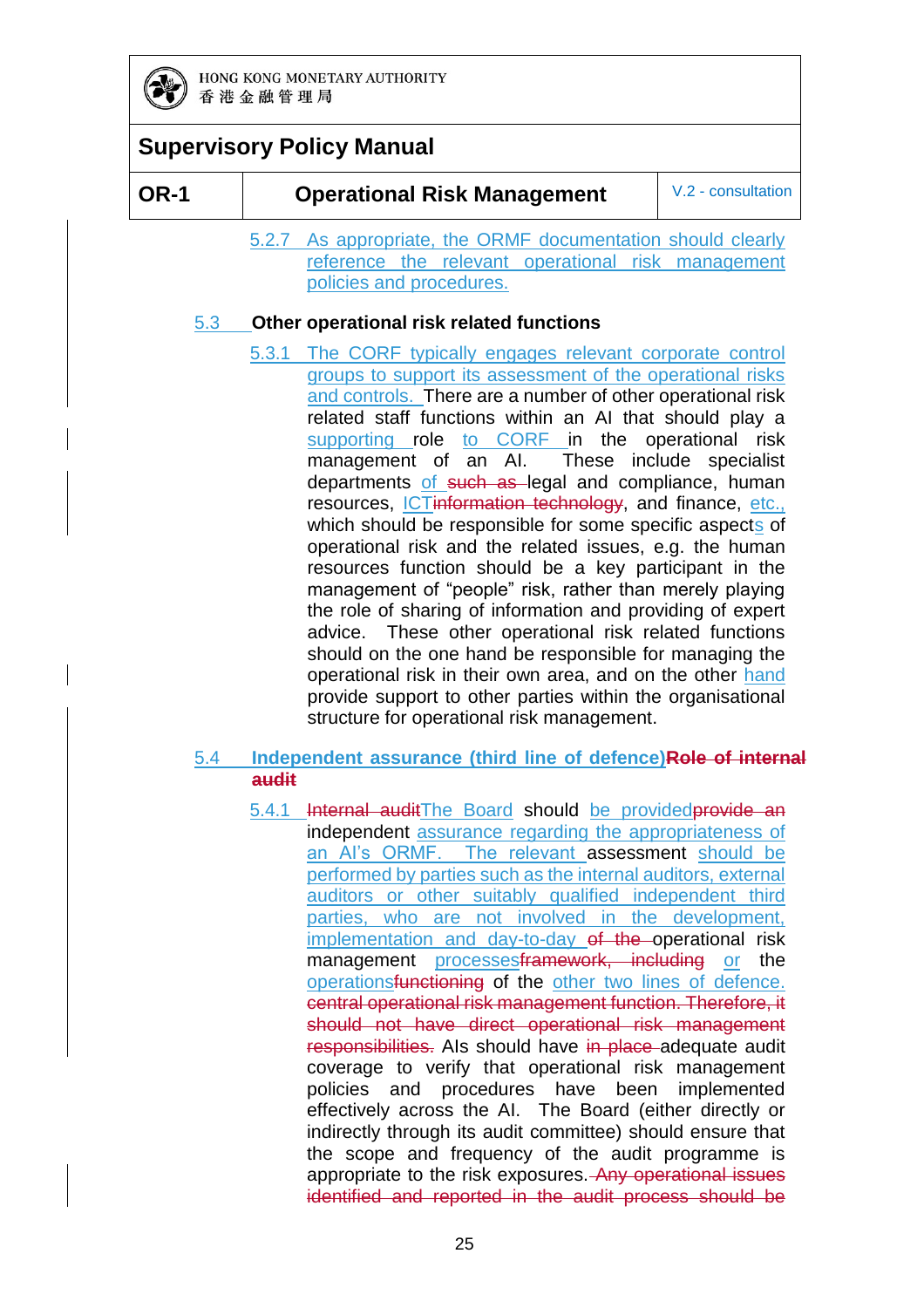5.2.7 As appropriate, the ORMF documentation should clearly reference the relevant operational risk management policies and procedures.

### 5.3 Other operational risk related functions

5.3.1 The CORF typically engages relevant corporate control groups to support its assessment of the operational risks and controls. There are a number of other operational risk related staff functions within an AI that should play a supporting role to CORF in the operational risk management of an AI. These include specialist departments of ~~such as~~ legal and compliance, human resources, ICT~~information technology~~, and finance, etc., which should be responsible for some specific aspects of operational risk and the related issues, e.g. the human resources function should be a key participant in the management of "people" risk, rather than merely playing the role of sharing of information and providing of expert advice. These other operational risk related functions should on the one hand be responsible for managing the operational risk in their own area, and on the other hand provide support to other parties within the organisational structure for operational risk management.

### 5.4 Independent assurance (third line of defence)~~Role of internal audit~~

5.4.1 ~~Internal audit~~The Board should be provided~~provide an~~ independent assurance regarding the appropriateness of an AI's ORMF. The relevant assessment should be performed by parties such as the internal auditors, external auditors or other suitably qualified independent third parties, who are not involved in the development, implementation and day-to-day ~~of the~~ operational risk management processes~~framework, including~~ or the operations~~functioning~~ of the other two lines of defence. ~~central operational risk management function. Therefore, it should not have direct operational risk management responsibilities.~~ AIs should have ~~in place~~ adequate audit coverage to verify that operational risk management policies and procedures have been implemented effectively across the AI. The Board (either directly or indirectly through its audit committee) should ensure that the scope and frequency of the audit programme is appropriate to the risk exposures. ~~Any operational issues identified and reported in the audit process should be~~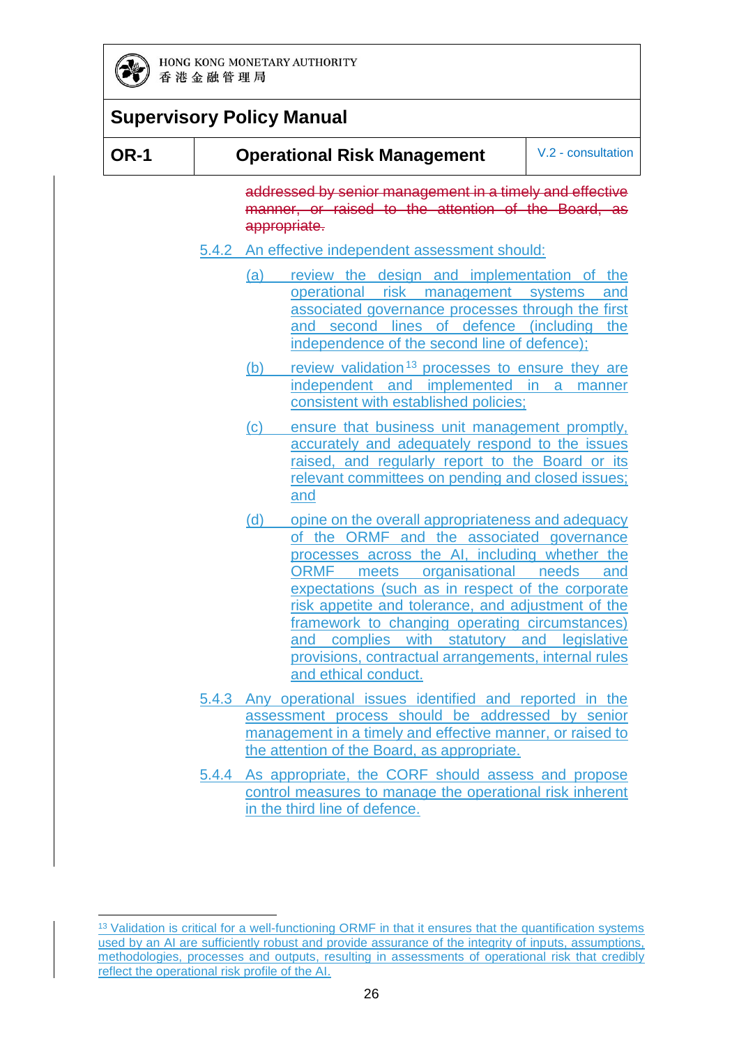~~addressed by senior management in a timely and effective manner, or raised to the attention of the Board, as appropriate.~~

5.4.2 An effective independent assessment should:

(a) review the design and implementation of the operational risk management systems and associated governance processes through the first and second lines of defence (including the independence of the second line of defence);

(b) review validation[13] processes to ensure they are independent and implemented in a manner consistent with established policies;

(c) ensure that business unit management promptly, accurately and adequately respond to the issues raised, and regularly report to the Board or its relevant committees on pending and closed issues; and

(d) opine on the overall appropriateness and adequacy of the ORMF and the associated governance processes across the AI, including whether the ORMF meets organisational needs and expectations (such as in respect of the corporate risk appetite and tolerance, and adjustment of the framework to changing operating circumstances) and complies with statutory and legislative provisions, contractual arrangements, internal rules and ethical conduct.

5.4.3 Any operational issues identified and reported in the assessment process should be addressed by senior management in a timely and effective manner, or raised to the attention of the Board, as appropriate.

5.4.4 As appropriate, the CORF should assess and propose control measures to manage the operational risk inherent in the third line of defence.

[13] Validation is critical for a well-functioning ORMF in that it ensures that the quantification systems used by an AI are sufficiently robust and provide assurance of the integrity of inputs, assumptions, methodologies, processes and outputs, resulting in assessments of operational risk that credibly reflect the operational risk profile of the AI.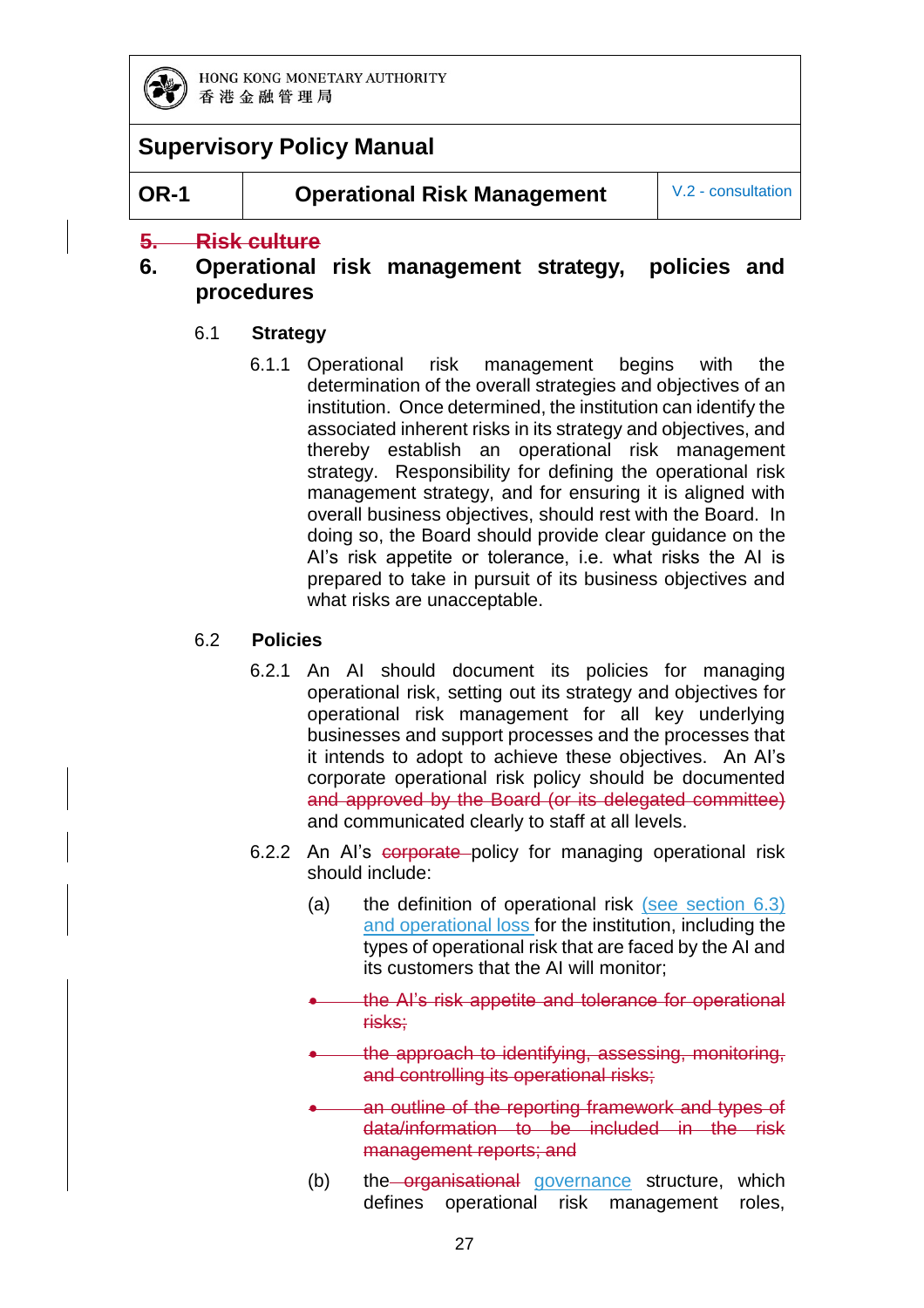## ~~5. Risk culture~~

## 6. Operational risk management strategy, policies and procedures

### 6.1 Strategy

6.1.1 Operational risk management begins with the determination of the overall strategies and objectives of an institution. Once determined, the institution can identify the associated inherent risks in its strategy and objectives, and thereby establish an operational risk management strategy. Responsibility for defining the operational risk management strategy, and for ensuring it is aligned with overall business objectives, should rest with the Board. In doing so, the Board should provide clear guidance on the AI's risk appetite or tolerance, i.e. what risks the AI is prepared to take in pursuit of its business objectives and what risks are unacceptable.

### 6.2 Policies

6.2.1 An AI should document its policies for managing operational risk, setting out its strategy and objectives for operational risk management for all key underlying businesses and support processes and the processes that it intends to adopt to achieve these objectives. An AI's corporate operational risk policy should be documented ~~and approved by the Board (or its delegated committee)~~ and communicated clearly to staff at all levels.

6.2.2 An AI's ~~corporate~~ policy for managing operational risk should include:

(a) the definition of operational risk (see section 6.3) and operational loss for the institution, including the types of operational risk that are faced by the AI and its customers that the AI will monitor;

- ~~the AI's risk appetite and tolerance for operational risks;~~
- ~~the approach to identifying, assessing, monitoring, and controlling its operational risks;~~
- ~~an outline of the reporting framework and types of data/information to be included in the risk management reports; and~~

(b) the ~~organisational~~ governance structure, which defines operational risk management roles,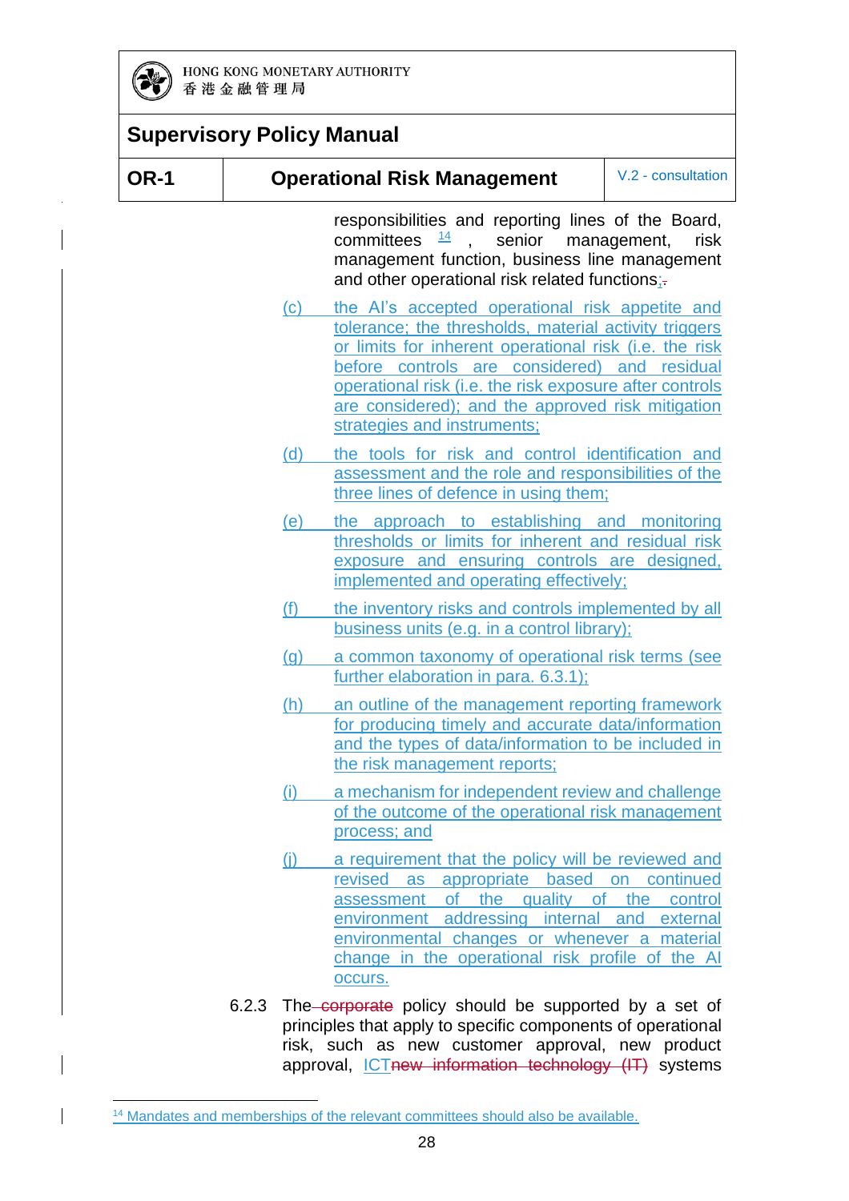responsibilities and reporting lines of the Board, committees [14], senior management, risk management function, business line management and other operational risk related functions;

(c) the AI's accepted operational risk appetite and tolerance; the thresholds, material activity triggers or limits for inherent operational risk (i.e. the risk before controls are considered) and residual operational risk (i.e. the risk exposure after controls are considered); and the approved risk mitigation strategies and instruments;

(d) the tools for risk and control identification and assessment and the role and responsibilities of the three lines of defence in using them;

(e) the approach to establishing and monitoring thresholds or limits for inherent and residual risk exposure and ensuring controls are designed, implemented and operating effectively;

(f) the inventory risks and controls implemented by all business units (e.g. in a control library);

(g) a common taxonomy of operational risk terms (see further elaboration in para. 6.3.1);

(h) an outline of the management reporting framework for producing timely and accurate data/information and the types of data/information to be included in the risk management reports;

(i) a mechanism for independent review and challenge of the outcome of the operational risk management process; and

(j) a requirement that the policy will be reviewed and revised as appropriate based on continued assessment of the quality of the control environment addressing internal and external environmental changes or whenever a material change in the operational risk profile of the AI occurs.

6.2.3 The ~~corporate~~ policy should be supported by a set of principles that apply to specific components of operational risk, such as new customer approval, new product approval, ICT~~new information technology (IT)~~ systems

[14] Mandates and memberships of the relevant committees should also be available.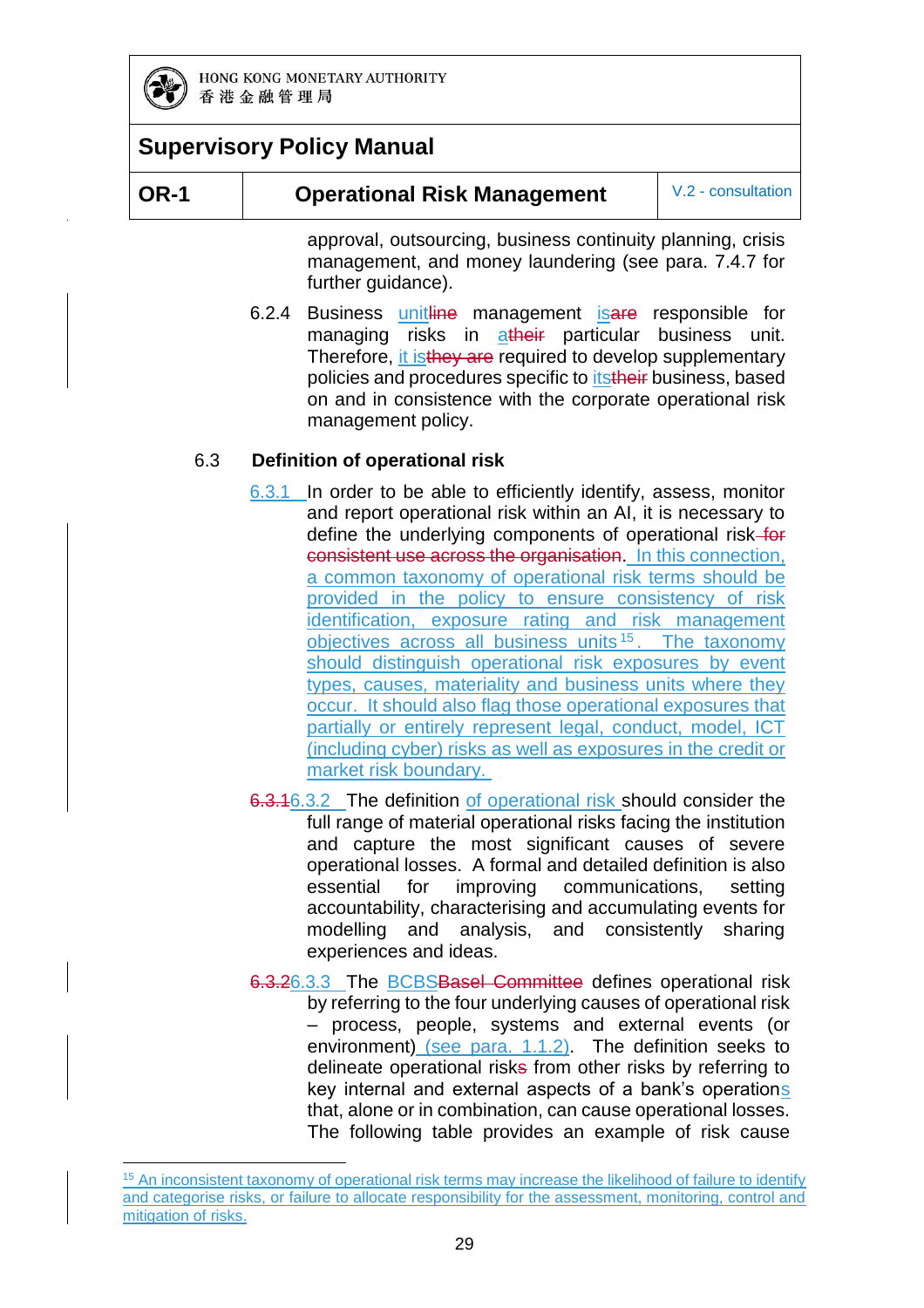approval, outsourcing, business continuity planning, crisis management, and money laundering (see para. 7.4.7 for further guidance).

6.2.4 Business unit~~line~~ management is~~are~~ responsible for managing risks in a~~their~~ particular business unit. Therefore, it is~~they are~~ required to develop supplementary policies and procedures specific to its~~their~~ business, based on and in consistence with the corporate operational risk management policy.

## 6.3 Definition of operational risk

6.3.1 In order to be able to efficiently identify, assess, monitor and report operational risk within an AI, it is necessary to define the underlying components of operational risk~~ for consistent use across the organisation~~. In this connection, a common taxonomy of operational risk terms should be provided in the policy to ensure consistency of risk identification, exposure rating and risk management objectives across all business units[15]. The taxonomy should distinguish operational risk exposures by event types, causes, materiality and business units where they occur. It should also flag those operational exposures that partially or entirely represent legal, conduct, model, ICT (including cyber) risks as well as exposures in the credit or market risk boundary.

~~6.3.1~~6.3.2 The definition of operational risk should consider the full range of material operational risks facing the institution and capture the most significant causes of severe operational losses. A formal and detailed definition is also essential for improving communications, setting accountability, characterising and accumulating events for modelling and analysis, and consistently sharing experiences and ideas.

~~6.3.2~~6.3.3 The BCBS~~Basel Committee~~ defines operational risk by referring to the four underlying causes of operational risk – process, people, systems and external events (or environment) (see para. 1.1.2). The definition seeks to delineate operational risk~~s~~ from other risks by referring to key internal and external aspects of a bank's operations that, alone or in combination, can cause operational losses. The following table provides an example of risk cause

[15] An inconsistent taxonomy of operational risk terms may increase the likelihood of failure to identify and categorise risks, or failure to allocate responsibility for the assessment, monitoring, control and mitigation of risks.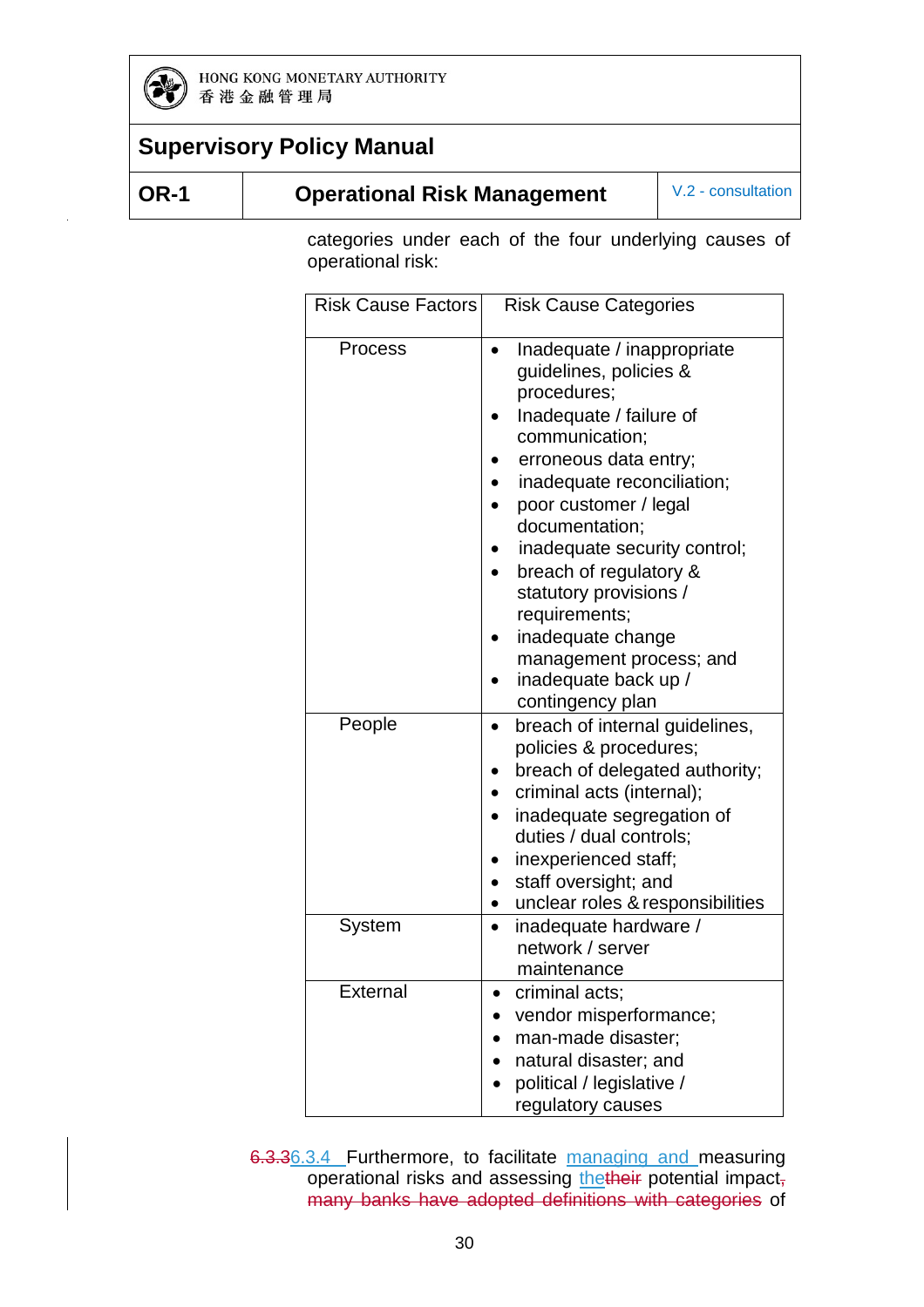categories under each of the four underlying causes of operational risk:

| Risk Cause Factors | Risk Cause Categories |
| --- | --- |
| Process | • Inadequate / inappropriate guidelines, policies & procedures;<br>• Inadequate / failure of communication;<br>• erroneous data entry;<br>• inadequate reconciliation;<br>• poor customer / legal documentation;<br>• inadequate security control;<br>• breach of regulatory & statutory provisions / requirements;<br>• inadequate change management process; and<br>• inadequate back up / contingency plan |
| People | • breach of internal guidelines, policies & procedures;<br>• breach of delegated authority;<br>• criminal acts (internal);<br>• inadequate segregation of duties / dual controls;<br>• inexperienced staff;<br>• staff oversight; and<br>• unclear roles & responsibilities |
| System | • inadequate hardware / network / server maintenance |
| External | • criminal acts;<br>• vendor misperformance;<br>• man-made disaster;<br>• natural disaster; and<br>• political / legislative / regulatory causes |

~~6.3.3~~6.3.4 Furthermore, to facilitate managing and measuring operational risks and assessing the~~their~~ potential impact~~, many banks have adopted definitions with categories~~ of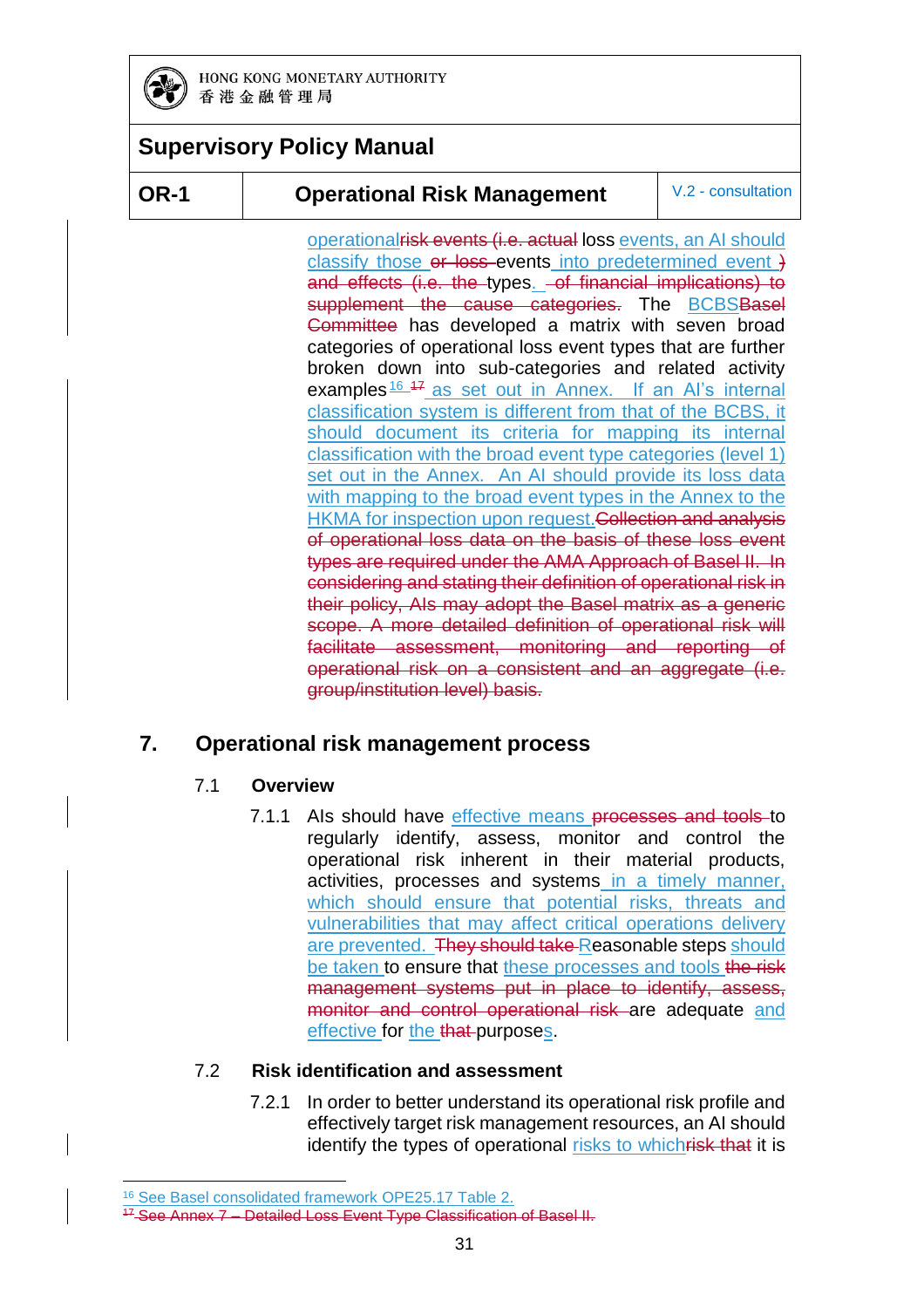operational~~risk events (i.e. actual~~ loss events, an AI should classify those ~~or loss~~ events into predetermined event ~~)~~ ~~and effects (i.e. the~~ types. ~~of financial implications) to supplement the cause categories.~~ The BCBS~~Basel Committee~~ has developed a matrix with seven broad categories of operational loss event types that are further broken down into sub-categories and related activity examples[16] ~~[17]~~ as set out in Annex. If an AI's internal classification system is different from that of the BCBS, it should document its criteria for mapping its internal classification with the broad event type categories (level 1) set out in the Annex. An AI should provide its loss data with mapping to the broad event types in the Annex to the HKMA for inspection upon request.~~Collection and analysis of operational loss data on the basis of these loss event types are required under the AMA Approach of Basel II. In considering and stating their definition of operational risk in their policy, AIs may adopt the Basel matrix as a generic scope. A more detailed definition of operational risk will facilitate assessment, monitoring and reporting of operational risk on a consistent and an aggregate (i.e. group/institution level) basis.~~

## 7. Operational risk management process

### 7.1 Overview

7.1.1 AIs should have effective means ~~processes and tools~~ to regularly identify, assess, monitor and control the operational risk inherent in their material products, activities, processes and systems in a timely manner, which should ensure that potential risks, threats and vulnerabilities that may affect critical operations delivery are prevented. ~~They should take~~ Reasonable steps should be taken to ensure that these processes and tools ~~the risk management systems put in place to identify, assess, monitor and control operational risk~~ are adequate and effective for the ~~that~~ purposes.

### 7.2 Risk identification and assessment

7.2.1 In order to better understand its operational risk profile and effectively target risk management resources, an AI should identify the types of operational risks to which~~risk that~~ it is

[16] See Basel consolidated framework OPE25.17 Table 2.

~~[17] See Annex 7 – Detailed Loss Event Type Classification of Basel II.~~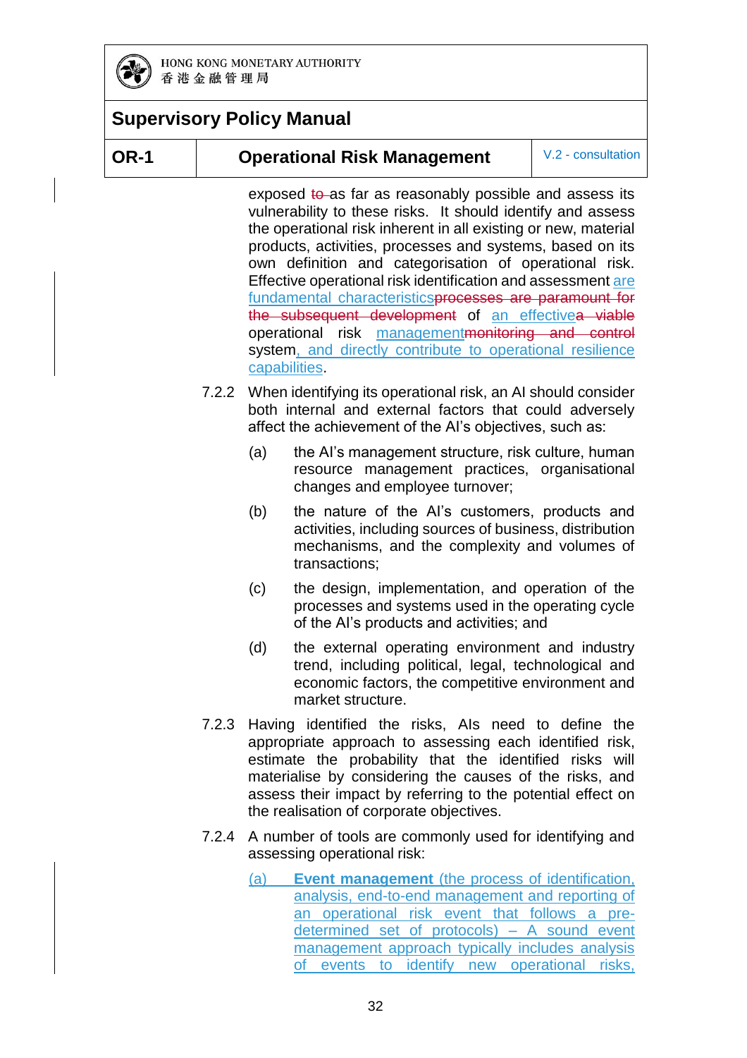exposed ~~to~~ as far as reasonably possible and assess its vulnerability to these risks. It should identify and assess the operational risk inherent in all existing or new, material products, activities, processes and systems, based on its own definition and categorisation of operational risk. Effective operational risk identification and assessment are fundamental characteristics~~processes are paramount for the subsequent development~~ of an effective~~a viable~~ operational risk management~~monitoring and control~~ system, and directly contribute to operational resilience capabilities.

7.2.2 When identifying its operational risk, an AI should consider both internal and external factors that could adversely affect the achievement of the AI's objectives, such as:

(a) the AI's management structure, risk culture, human resource management practices, organisational changes and employee turnover;

(b) the nature of the AI's customers, products and activities, including sources of business, distribution mechanisms, and the complexity and volumes of transactions;

(c) the design, implementation, and operation of the processes and systems used in the operating cycle of the AI's products and activities; and

(d) the external operating environment and industry trend, including political, legal, technological and economic factors, the competitive environment and market structure.

7.2.3 Having identified the risks, AIs need to define the appropriate approach to assessing each identified risk, estimate the probability that the identified risks will materialise by considering the causes of the risks, and assess their impact by referring to the potential effect on the realisation of corporate objectives.

7.2.4 A number of tools are commonly used for identifying and assessing operational risk:

(a) **Event management** (the process of identification, analysis, end-to-end management and reporting of an operational risk event that follows a pre-determined set of protocols) – A sound event management approach typically includes analysis of events to identify new operational risks,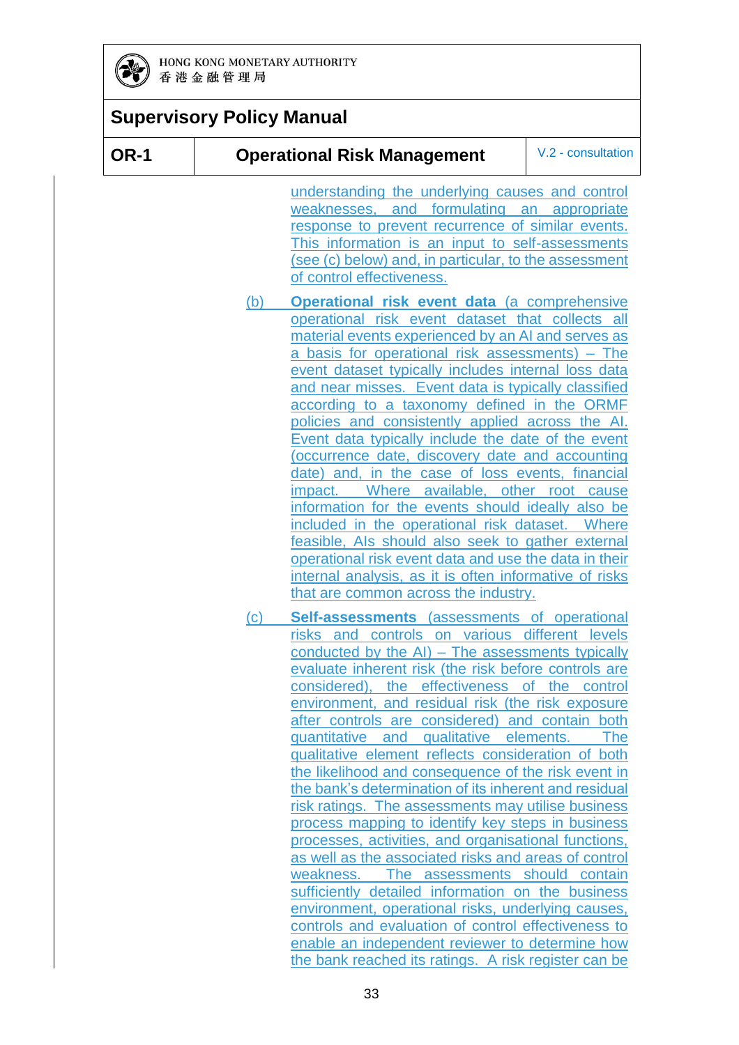understanding the underlying causes and control weaknesses, and formulating an appropriate response to prevent recurrence of similar events. This information is an input to self-assessments (see (c) below) and, in particular, to the assessment of control effectiveness.

(b) **Operational risk event data** (a comprehensive operational risk event dataset that collects all material events experienced by an AI and serves as a basis for operational risk assessments) – The event dataset typically includes internal loss data and near misses. Event data is typically classified according to a taxonomy defined in the ORMF policies and consistently applied across the AI. Event data typically include the date of the event (occurrence date, discovery date and accounting date) and, in the case of loss events, financial impact. Where available, other root cause information for the events should ideally also be included in the operational risk dataset. Where feasible, AIs should also seek to gather external operational risk event data and use the data in their internal analysis, as it is often informative of risks that are common across the industry.

(c) **Self-assessments** (assessments of operational risks and controls on various different levels conducted by the AI) – The assessments typically evaluate inherent risk (the risk before controls are considered), the effectiveness of the control environment, and residual risk (the risk exposure after controls are considered) and contain both quantitative and qualitative elements. The qualitative element reflects consideration of both the likelihood and consequence of the risk event in the bank's determination of its inherent and residual risk ratings. The assessments may utilise business process mapping to identify key steps in business processes, activities, and organisational functions, as well as the associated risks and areas of control weakness. The assessments should contain sufficiently detailed information on the business environment, operational risks, underlying causes, controls and evaluation of control effectiveness to enable an independent reviewer to determine how the bank reached its ratings. A risk register can be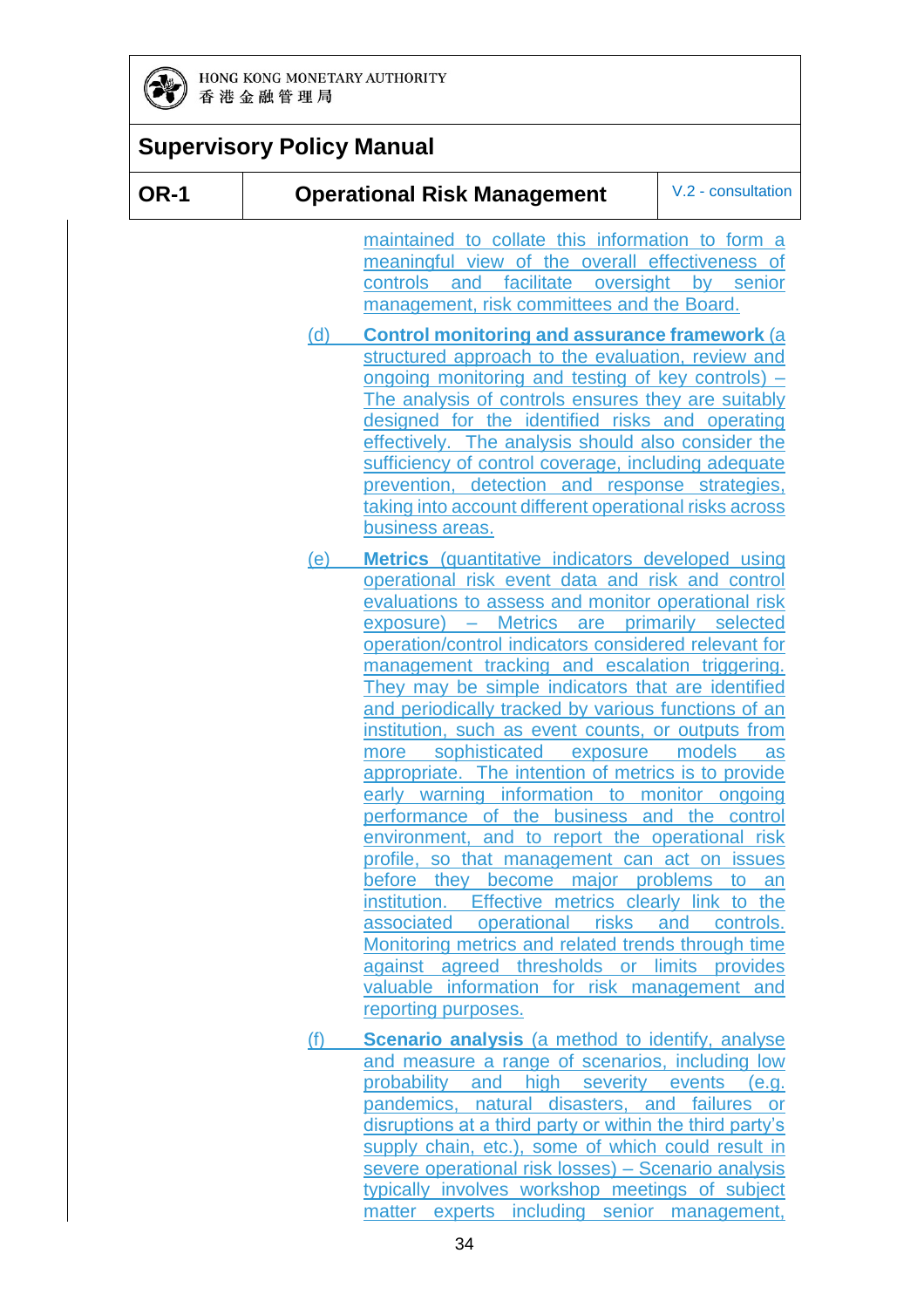maintained to collate this information to form a meaningful view of the overall effectiveness of controls and facilitate oversight by senior management, risk committees and the Board.

(d) **Control monitoring and assurance framework** (a structured approach to the evaluation, review and ongoing monitoring and testing of key controls) – The analysis of controls ensures they are suitably designed for the identified risks and operating effectively. The analysis should also consider the sufficiency of control coverage, including adequate prevention, detection and response strategies, taking into account different operational risks across business areas.

(e) **Metrics** (quantitative indicators developed using operational risk event data and risk and control evaluations to assess and monitor operational risk exposure) – Metrics are primarily selected operation/control indicators considered relevant for management tracking and escalation triggering. They may be simple indicators that are identified and periodically tracked by various functions of an institution, such as event counts, or outputs from more sophisticated exposure models as appropriate. The intention of metrics is to provide early warning information to monitor ongoing performance of the business and the control environment, and to report the operational risk profile, so that management can act on issues before they become major problems to an institution. Effective metrics clearly link to the associated operational risks and controls. Monitoring metrics and related trends through time against agreed thresholds or limits provides valuable information for risk management and reporting purposes.

(f) **Scenario analysis** (a method to identify, analyse and measure a range of scenarios, including low probability and high severity events (e.g. pandemics, natural disasters, and failures or disruptions at a third party or within the third party's supply chain, etc.), some of which could result in severe operational risk losses) – Scenario analysis typically involves workshop meetings of subject matter experts including senior management,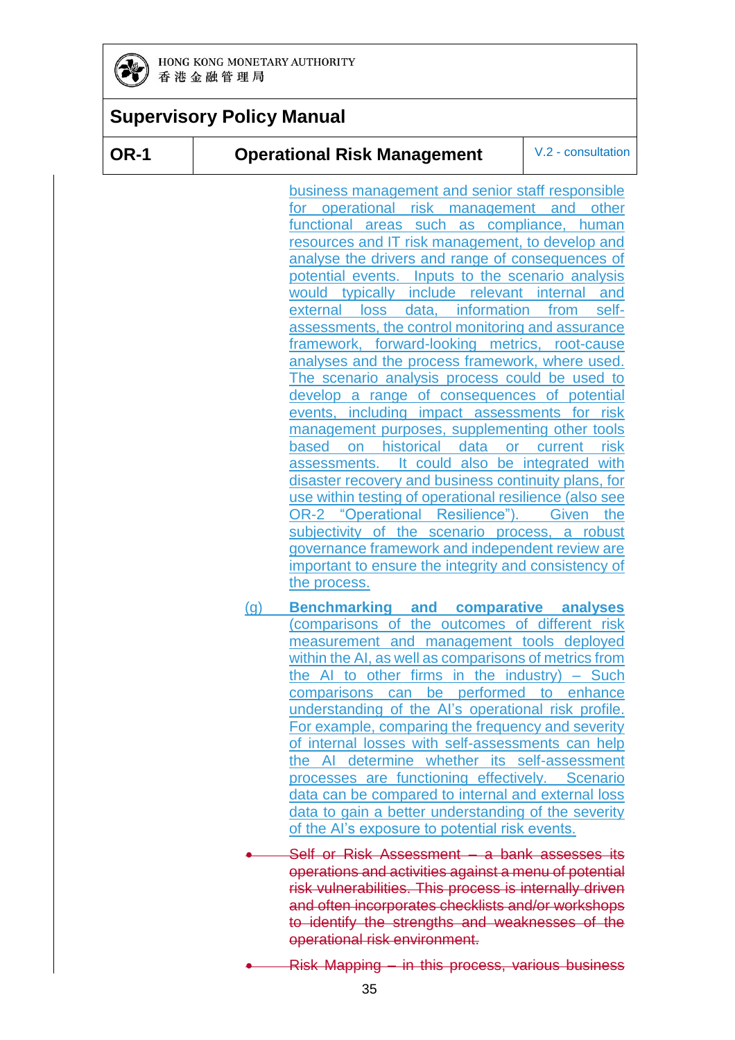business management and senior staff responsible for operational risk management and other functional areas such as compliance, human resources and IT risk management, to develop and analyse the drivers and range of consequences of potential events. Inputs to the scenario analysis would typically include relevant internal and external loss data, information from self-assessments, the control monitoring and assurance framework, forward-looking metrics, root-cause analyses and the process framework, where used. The scenario analysis process could be used to develop a range of consequences of potential events, including impact assessments for risk management purposes, supplementing other tools based on historical data or current risk assessments. It could also be integrated with disaster recovery and business continuity plans, for use within testing of operational resilience (also see OR-2 "Operational Resilience"). Given the subjectivity of the scenario process, a robust governance framework and independent review are important to ensure the integrity and consistency of the process.

(g) **Benchmarking and comparative analyses** (comparisons of the outcomes of different risk measurement and management tools deployed within the AI, as well as comparisons of metrics from the AI to other firms in the industry) – Such comparisons can be performed to enhance understanding of the AI's operational risk profile. For example, comparing the frequency and severity of internal losses with self-assessments can help the AI determine whether its self-assessment processes are functioning effectively. Scenario data can be compared to internal and external loss data to gain a better understanding of the severity of the AI's exposure to potential risk events.

- ~~Self or Risk Assessment – a bank assesses its operations and activities against a menu of potential risk vulnerabilities. This process is internally driven and often incorporates checklists and/or workshops to identify the strengths and weaknesses of the operational risk environment.~~

- ~~Risk Mapping – in this process, various business~~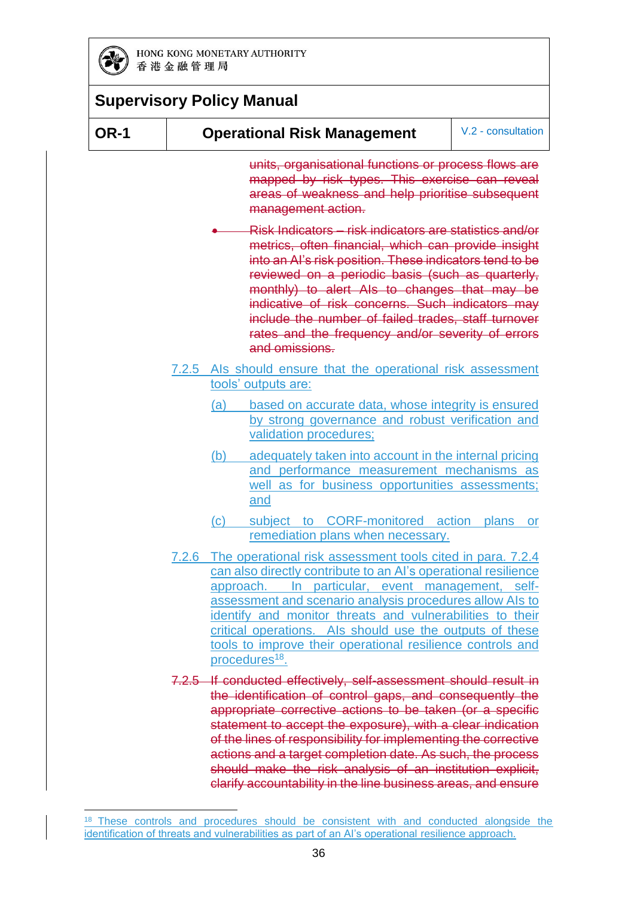units, organisational functions or process flows are mapped by risk types. This exercise can reveal areas of weakness and help prioritise subsequent management action.

- Risk Indicators – risk indicators are statistics and/or metrics, often financial, which can provide insight into an AI's risk position. These indicators tend to be reviewed on a periodic basis (such as quarterly, monthly) to alert AIs to changes that may be indicative of risk concerns. Such indicators may include the number of failed trades, staff turnover rates and the frequency and/or severity of errors and omissions.

7.2.5 AIs should ensure that the operational risk assessment tools' outputs are:

(a) based on accurate data, whose integrity is ensured by strong governance and robust verification and validation procedures;

(b) adequately taken into account in the internal pricing and performance measurement mechanisms as well as for business opportunities assessments; and

(c) subject to CORF-monitored action plans or remediation plans when necessary.

7.2.6 The operational risk assessment tools cited in para. 7.2.4 can also directly contribute to an AI's operational resilience approach. In particular, event management, self-assessment and scenario analysis procedures allow AIs to identify and monitor threats and vulnerabilities to their critical operations. AIs should use the outputs of these tools to improve their operational resilience controls and procedures[18].

7.2.5 If conducted effectively, self-assessment should result in the identification of control gaps, and consequently the appropriate corrective actions to be taken (or a specific statement to accept the exposure), with a clear indication of the lines of responsibility for implementing the corrective actions and a target completion date. As such, the process should make the risk analysis of an institution explicit, clarify accountability in the line business areas, and ensure

---

[18] These controls and procedures should be consistent with and conducted alongside the identification of threats and vulnerabilities as part of an AI's operational resilience approach.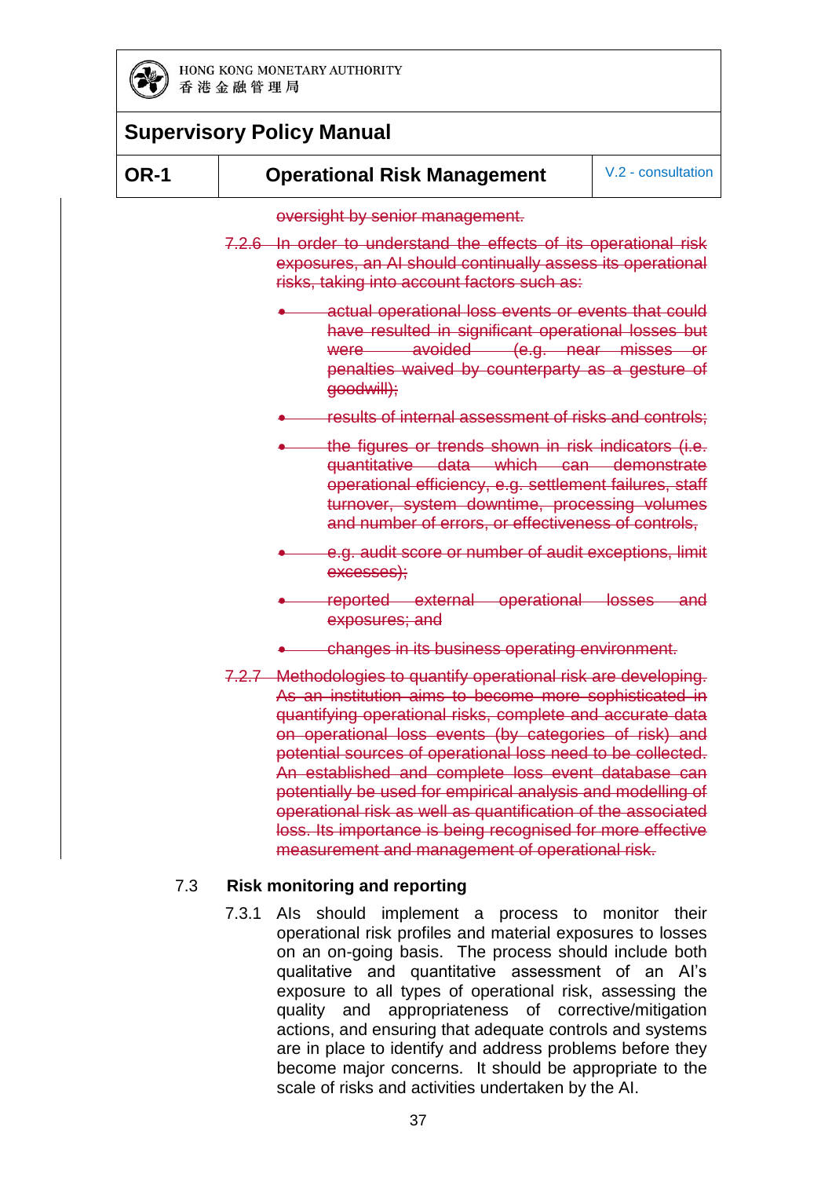~~oversight by senior management.~~

~~7.2.6 In order to understand the effects of its operational risk exposures, an AI should continually assess its operational risks, taking into account factors such as:~~

- ~~actual operational loss events or events that could have resulted in significant operational losses but were avoided (e.g. near misses or penalties waived by counterparty as a gesture of goodwill);~~
- ~~results of internal assessment of risks and controls;~~
- ~~the figures or trends shown in risk indicators (i.e. quantitative data which can demonstrate operational efficiency, e.g. settlement failures, staff turnover, system downtime, processing volumes and number of errors, or effectiveness of controls,~~
- ~~e.g. audit score or number of audit exceptions, limit excesses);~~
- ~~reported external operational losses and exposures; and~~
- ~~changes in its business operating environment.~~

~~7.2.7 Methodologies to quantify operational risk are developing. As an institution aims to become more sophisticated in quantifying operational risks, complete and accurate data on operational loss events (by categories of risk) and potential sources of operational loss need to be collected. An established and complete loss event database can potentially be used for empirical analysis and modelling of operational risk as well as quantification of the associated loss. Its importance is being recognised for more effective measurement and management of operational risk.~~

## 7.3 Risk monitoring and reporting

7.3.1 AIs should implement a process to monitor their operational risk profiles and material exposures to losses on an on-going basis. The process should include both qualitative and quantitative assessment of an AI's exposure to all types of operational risk, assessing the quality and appropriateness of corrective/mitigation actions, and ensuring that adequate controls and systems are in place to identify and address problems before they become major concerns. It should be appropriate to the scale of risks and activities undertaken by the AI.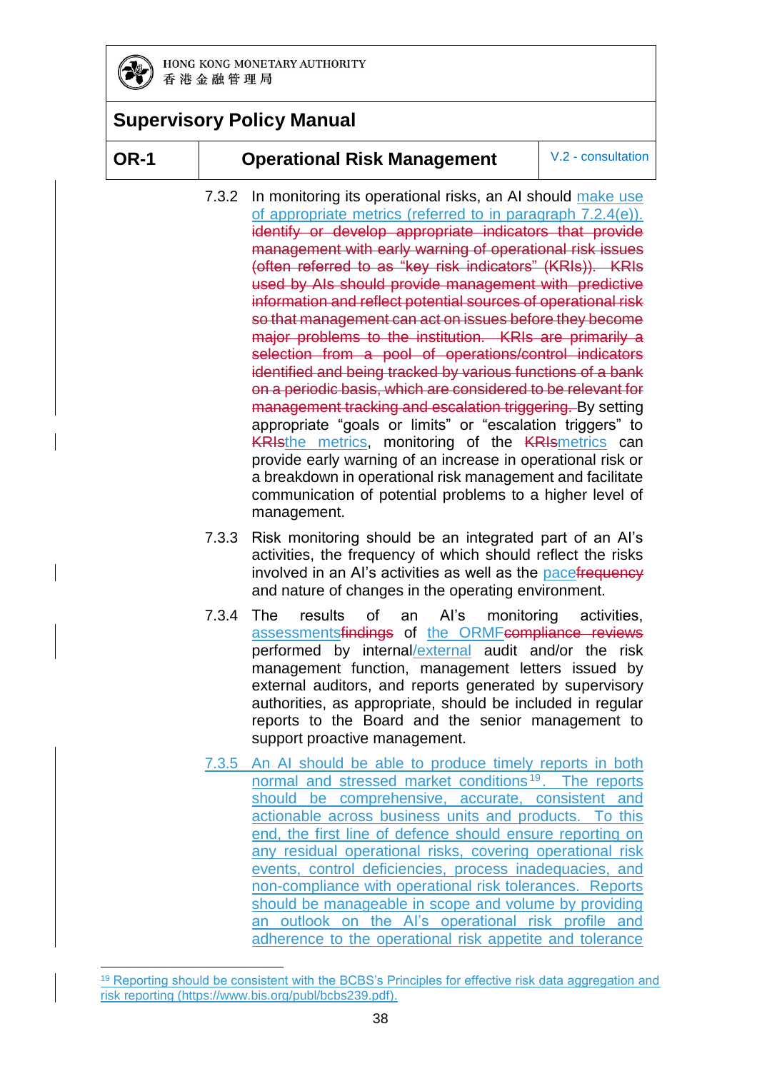7.3.2 In monitoring its operational risks, an AI should make use of appropriate metrics (referred to in paragraph 7.2.4(e)). ~~identify or develop appropriate indicators that provide management with early warning of operational risk issues (often referred to as "key risk indicators" (KRIs)). KRIs used by AIs should provide management with predictive information and reflect potential sources of operational risk so that management can act on issues before they become major problems to the institution. KRIs are primarily a selection from a pool of operations/control indicators identified and being tracked by various functions of a bank on a periodic basis, which are considered to be relevant for management tracking and escalation triggering.~~ By setting appropriate "goals or limits" or "escalation triggers" to ~~KRIs~~the metrics, monitoring of the ~~KRIs~~metrics can provide early warning of an increase in operational risk or a breakdown in operational risk management and facilitate communication of potential problems to a higher level of management.

7.3.3 Risk monitoring should be an integrated part of an AI's activities, the frequency of which should reflect the risks involved in an AI's activities as well as the pace~~frequency~~ and nature of changes in the operating environment.

7.3.4 The results of an AI's monitoring activities, assessments~~findings~~ of the ORMF~~compliance reviews~~ performed by internal/external audit and/or the risk management function, management letters issued by external auditors, and reports generated by supervisory authorities, as appropriate, should be included in regular reports to the Board and the senior management to support proactive management.

7.3.5 An AI should be able to produce timely reports in both normal and stressed market conditions[19]. The reports should be comprehensive, accurate, consistent and actionable across business units and products. To this end, the first line of defence should ensure reporting on any residual operational risks, covering operational risk events, control deficiencies, process inadequacies, and non-compliance with operational risk tolerances. Reports should be manageable in scope and volume by providing an outlook on the AI's operational risk profile and adherence to the operational risk appetite and tolerance

[19] Reporting should be consistent with the BCBS's Principles for effective risk data aggregation and risk reporting (https://www.bis.org/publ/bcbs239.pdf).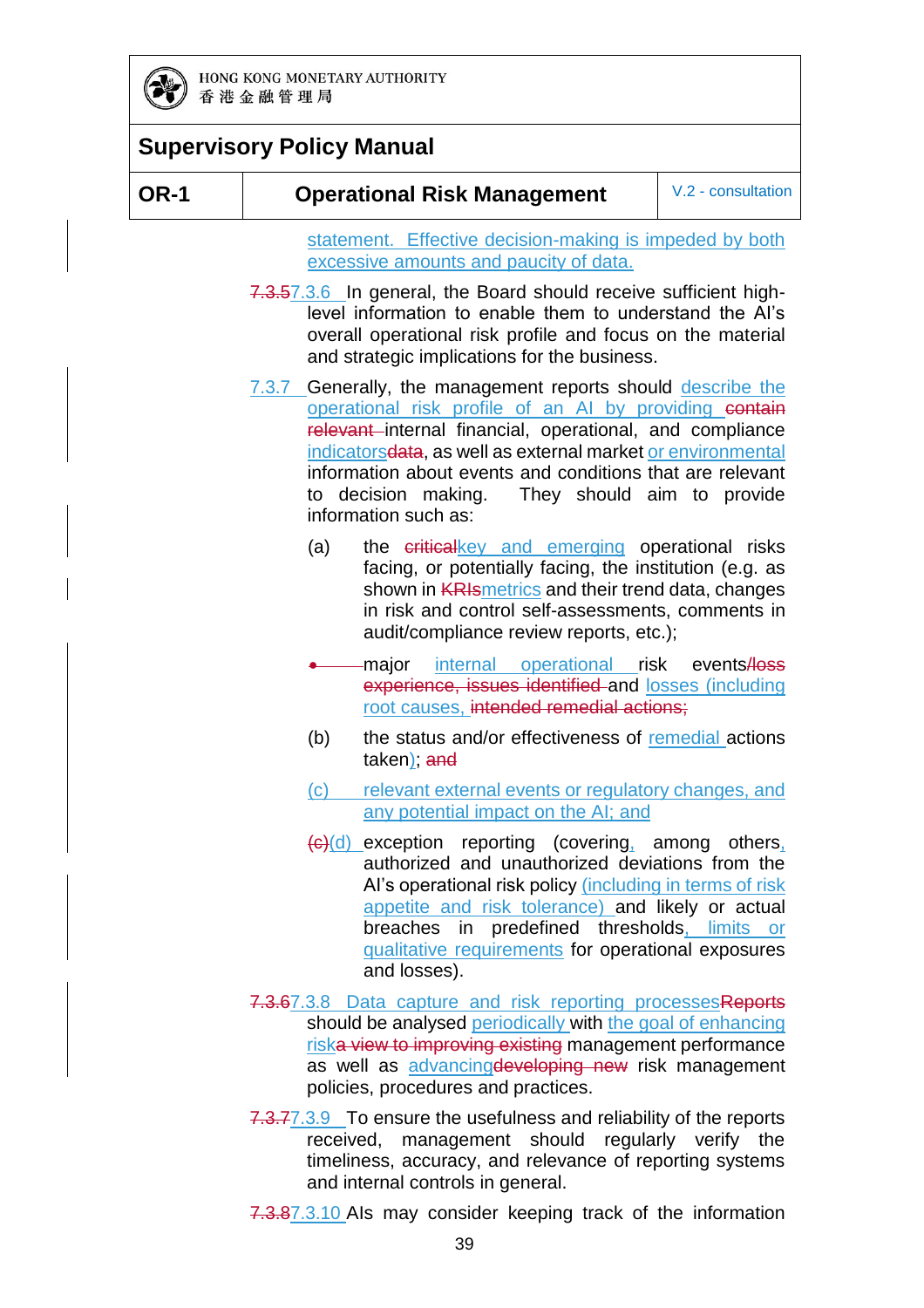statement. Effective decision-making is impeded by both excessive amounts and paucity of data.

~~7.3.5~~7.3.6 In general, the Board should receive sufficient high-level information to enable them to understand the AI's overall operational risk profile and focus on the material and strategic implications for the business.

7.3.7 Generally, the management reports should describe the operational risk profile of an AI by providing ~~contain relevant~~ internal financial, operational, and compliance indicators~~data~~, as well as external market or environmental information about events and conditions that are relevant to decision making. They should aim to provide information such as:

(a) the ~~critical~~key and emerging operational risks facing, or potentially facing, the institution (e.g. as shown in ~~KRIs~~metrics and their trend data, changes in risk and control self-assessments, comments in audit/compliance review reports, etc.);

~~•~~ major internal operational risk events/~~loss experience, issues identified~~ and losses (including root causes, ~~intended remedial actions;~~

(b) the status and/or effectiveness of remedial actions taken); ~~and~~

(c) relevant external events or regulatory changes, and any potential impact on the AI; and

~~(c)~~(d) exception reporting (covering, among others, authorized and unauthorized deviations from the AI's operational risk policy (including in terms of risk appetite and risk tolerance) and likely or actual breaches in predefined thresholds, limits or qualitative requirements for operational exposures and losses).

~~7.3.6~~7.3.8 Data capture and risk reporting processes~~Reports~~ should be analysed periodically with the goal of enhancing risk~~a view to improving existing~~ management performance as well as advancing~~developing new~~ risk management policies, procedures and practices.

~~7.3.7~~7.3.9 To ensure the usefulness and reliability of the reports received, management should regularly verify the timeliness, accuracy, and relevance of reporting systems and internal controls in general.

~~7.3.8~~7.3.10 AIs may consider keeping track of the information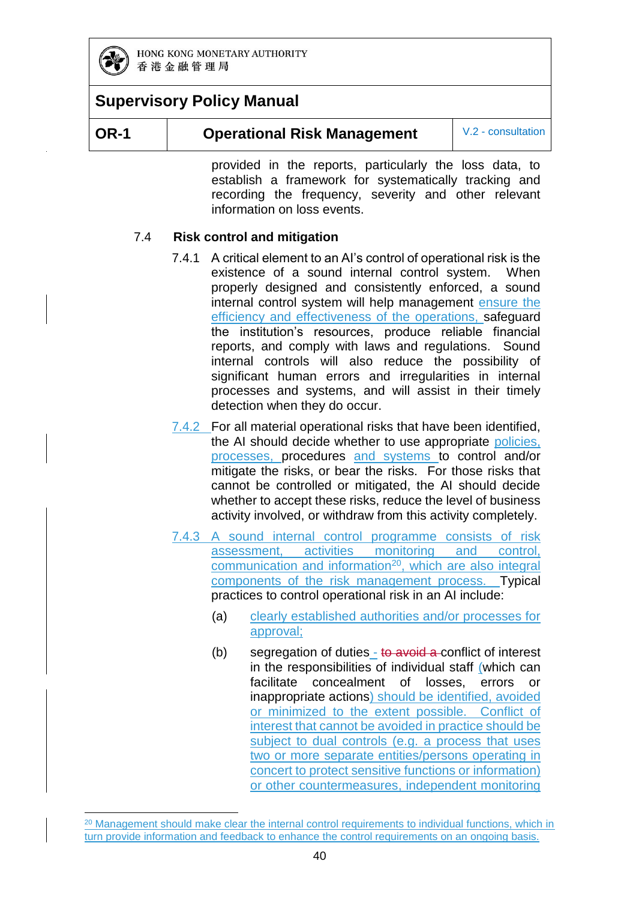provided in the reports, particularly the loss data, to establish a framework for systematically tracking and recording the frequency, severity and other relevant information on loss events.

### 7.4 Risk control and mitigation

7.4.1 A critical element to an AI's control of operational risk is the existence of a sound internal control system. When properly designed and consistently enforced, a sound internal control system will help management ensure the efficiency and effectiveness of the operations, safeguard the institution's resources, produce reliable financial reports, and comply with laws and regulations. Sound internal controls will also reduce the possibility of significant human errors and irregularities in internal processes and systems, and will assist in their timely detection when they do occur.

7.4.2 For all material operational risks that have been identified, the AI should decide whether to use appropriate policies, processes, procedures and systems to control and/or mitigate the risks, or bear the risks. For those risks that cannot be controlled or mitigated, the AI should decide whether to accept these risks, reduce the level of business activity involved, or withdraw from this activity completely.

7.4.3 A sound internal control programme consists of risk assessment, activities monitoring and control, communication and information[20], which are also integral components of the risk management process. Typical practices to control operational risk in an AI include:

(a) clearly established authorities and/or processes for approval;

(b) segregation of duties - ~~to avoid a~~ conflict of interest in the responsibilities of individual staff (which can facilitate concealment of losses, errors or inappropriate actions) should be identified, avoided or minimized to the extent possible. Conflict of interest that cannot be avoided in practice should be subject to dual controls (e.g. a process that uses two or more separate entities/persons operating in concert to protect sensitive functions or information) or other countermeasures, independent monitoring

[20] Management should make clear the internal control requirements to individual functions, which in turn provide information and feedback to enhance the control requirements on an ongoing basis.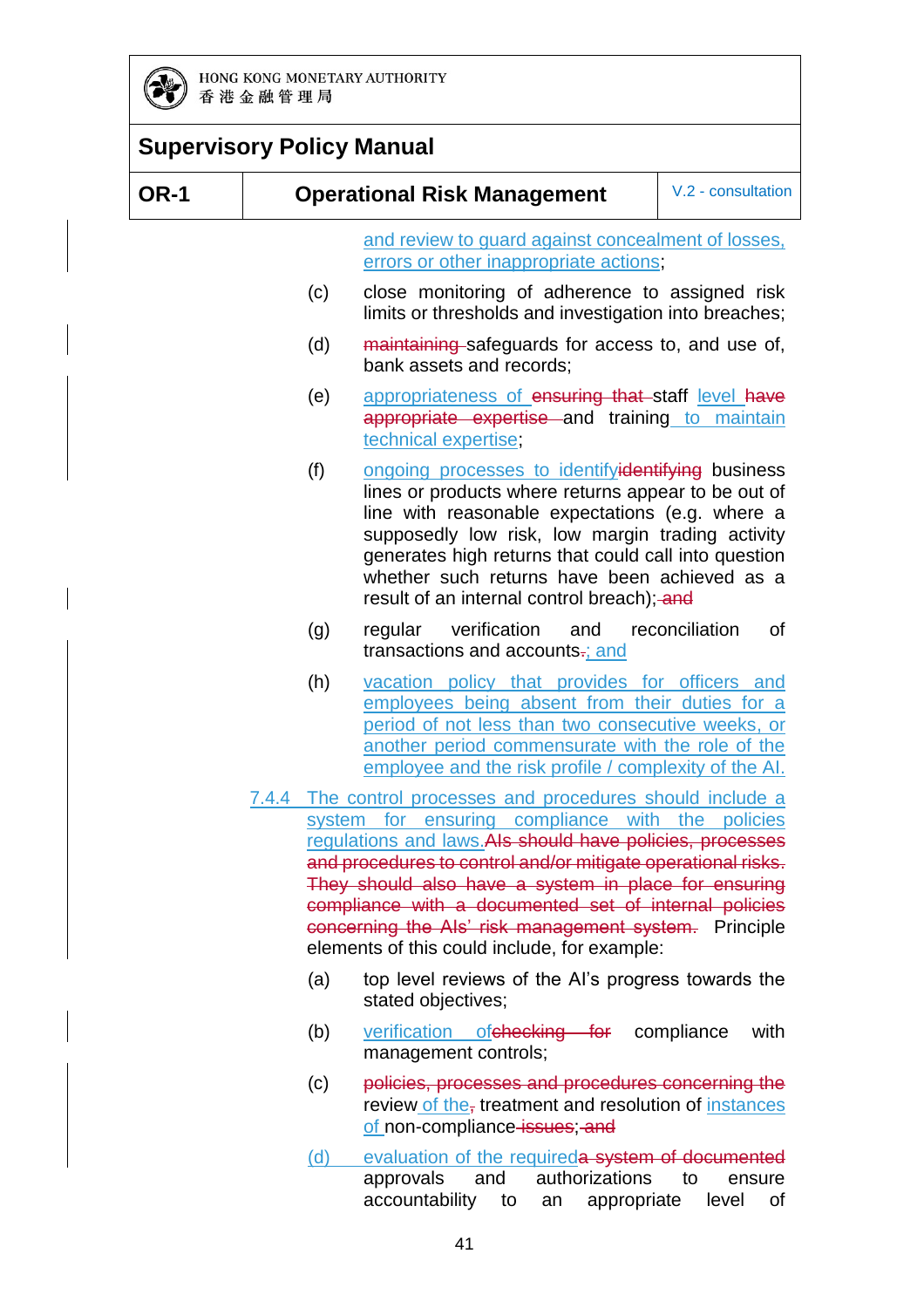and review to guard against concealment of losses, errors or other inappropriate actions;

(c) close monitoring of adherence to assigned risk limits or thresholds and investigation into breaches;

(d) ~~maintaining~~ safeguards for access to, and use of, bank assets and records;

(e) appropriateness of ~~ensuring that~~ staff level ~~have appropriate expertise~~ and training to maintain technical expertise;

(f) ongoing processes to identify~~identifying~~ business lines or products where returns appear to be out of line with reasonable expectations (e.g. where a supposedly low risk, low margin trading activity generates high returns that could call into question whether such returns have been achieved as a result of an internal control breach); ~~and~~

(g) regular verification and reconciliation of transactions and accounts~~.~~; and

(h) vacation policy that provides for officers and employees being absent from their duties for a period of not less than two consecutive weeks, or another period commensurate with the role of the employee and the risk profile / complexity of the AI.

7.4.4 The control processes and procedures should include a system for ensuring compliance with the policies regulations and laws.~~AIs should have policies, processes and procedures to control and/or mitigate operational risks. They should also have a system in place for ensuring compliance with a documented set of internal policies concerning the AIs' risk management system.~~ Principle elements of this could include, for example:

(a) top level reviews of the AI's progress towards the stated objectives;

(b) verification of~~checking for~~ compliance with management controls;

(c) ~~policies, processes and procedures concerning the~~ review of the~~,~~ treatment and resolution of instances of non-compliance ~~issues~~; ~~and~~

(d) evaluation of the required~~a system of documented~~ approvals and authorizations to ensure accountability to an appropriate level of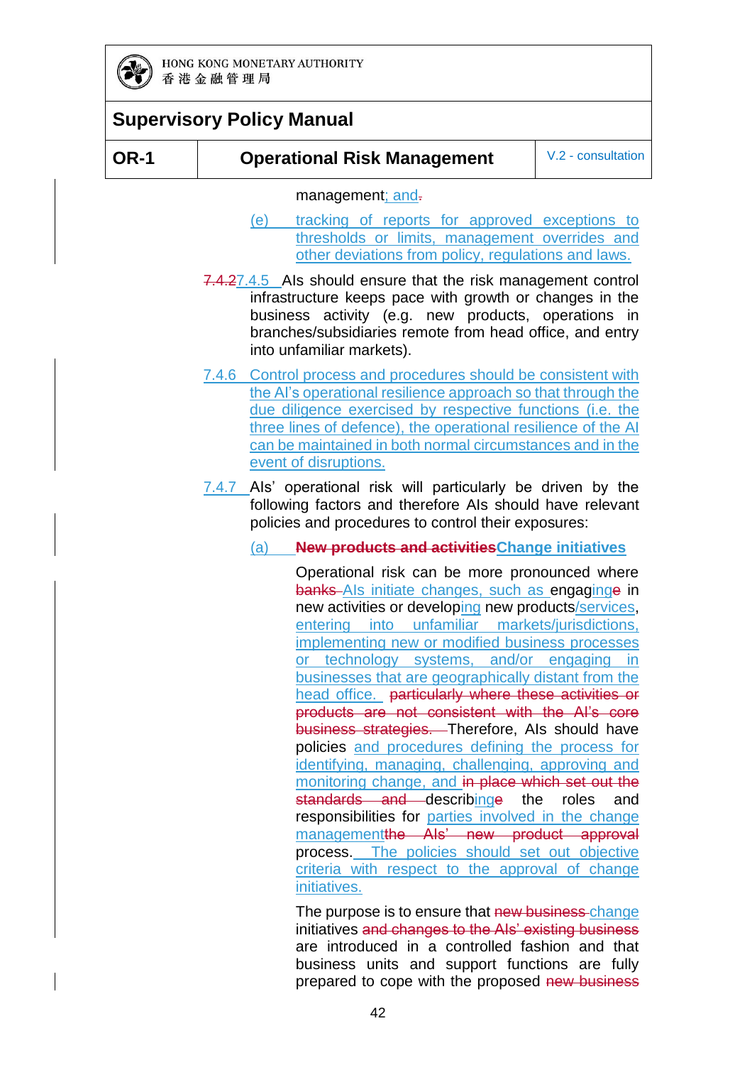management; and~~.~~

(e) tracking of reports for approved exceptions to thresholds or limits, management overrides and other deviations from policy, regulations and laws.

~~7.4.2~~7.4.5 AIs should ensure that the risk management control infrastructure keeps pace with growth or changes in the business activity (e.g. new products, operations in branches/subsidiaries remote from head office, and entry into unfamiliar markets).

7.4.6 Control process and procedures should be consistent with the AI's operational resilience approach so that through the due diligence exercised by respective functions (i.e. the three lines of defence), the operational resilience of the AI can be maintained in both normal circumstances and in the event of disruptions.

7.4.7 AIs' operational risk will particularly be driven by the following factors and therefore AIs should have relevant policies and procedures to control their exposures:

(a) ~~**New products and activities**~~**Change initiatives**

Operational risk can be more pronounced where ~~banks~~ AIs initiate changes, such as engaging~~e~~ in new activities or developing new products/services, entering into unfamiliar markets/jurisdictions, implementing new or modified business processes or technology systems, and/or engaging in businesses that are geographically distant from the head office. ~~particularly where these activities or products are not consistent with the AI's core business strategies.~~ Therefore, AIs should have policies and procedures defining the process for identifying, managing, challenging, approving and monitoring change, and ~~in place which set out the standards and~~ describing~~e~~ the roles and responsibilities for parties involved in the change management~~the AIs' new product approval~~ process. The policies should set out objective criteria with respect to the approval of change initiatives.

The purpose is to ensure that ~~new business~~ change initiatives ~~and changes to the AIs' existing business~~ are introduced in a controlled fashion and that business units and support functions are fully prepared to cope with the proposed ~~new business~~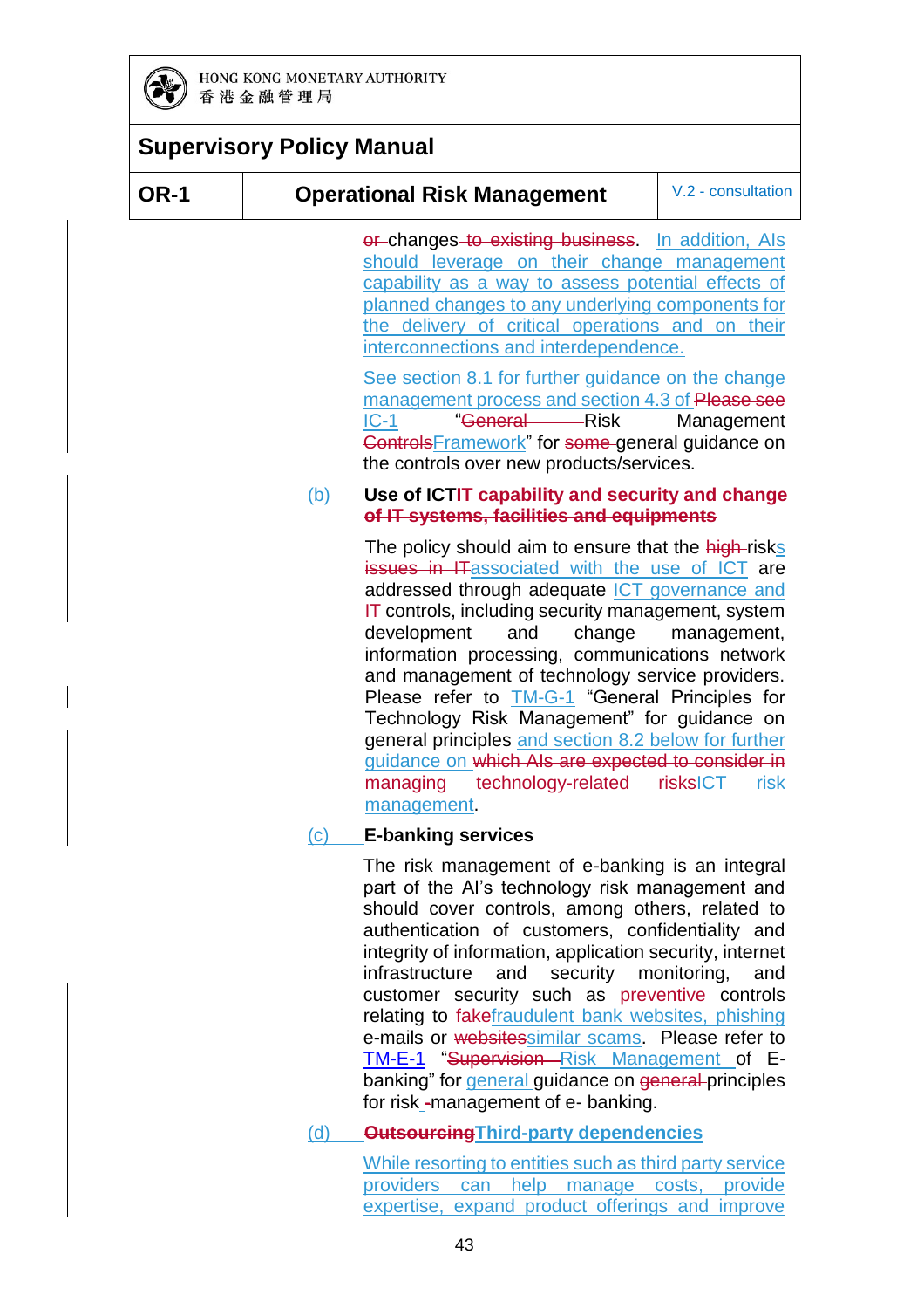~~or~~ changes ~~to existing business~~. In addition, AIs should leverage on their change management capability as a way to assess potential effects of planned changes to any underlying components for the delivery of critical operations and on their interconnections and interdependence.

See section 8.1 for further guidance on the change management process and section 4.3 of ~~Please see~~ IC-1 "~~General~~ Risk Management ~~Controls~~Framework" for ~~some~~ general guidance on the controls over new products/services.

(b) **Use of ICT~~IT capability and security and change of IT systems, facilities and equipments~~**

The policy should aim to ensure that the ~~high~~ risks ~~issues in IT~~associated with the use of ICT are addressed through adequate ICT governance and ~~IT~~ controls, including security management, system development and change management, information processing, communications network and management of technology service providers. Please refer to TM-G-1 "General Principles for Technology Risk Management" for guidance on general principles and section 8.2 below for further guidance on ~~which AIs are expected to consider in managing technology-related risks~~ICT risk management.

(c) **E-banking services**

The risk management of e-banking is an integral part of the AI's technology risk management and should cover controls, among others, related to authentication of customers, confidentiality and integrity of information, application security, internet infrastructure and security monitoring, and customer security such as ~~preventive~~ controls relating to ~~fake~~fraudulent bank websites, phishing e-mails or ~~websites~~similar scams. Please refer to TM-E-1 "~~Supervision~~ Risk Management of E-banking" for general guidance on ~~general~~ principles for risk ~~-~~management of e- banking.

(d) **~~Outsourcing~~Third-party dependencies**

While resorting to entities such as third party service providers can help manage costs, provide expertise, expand product offerings and improve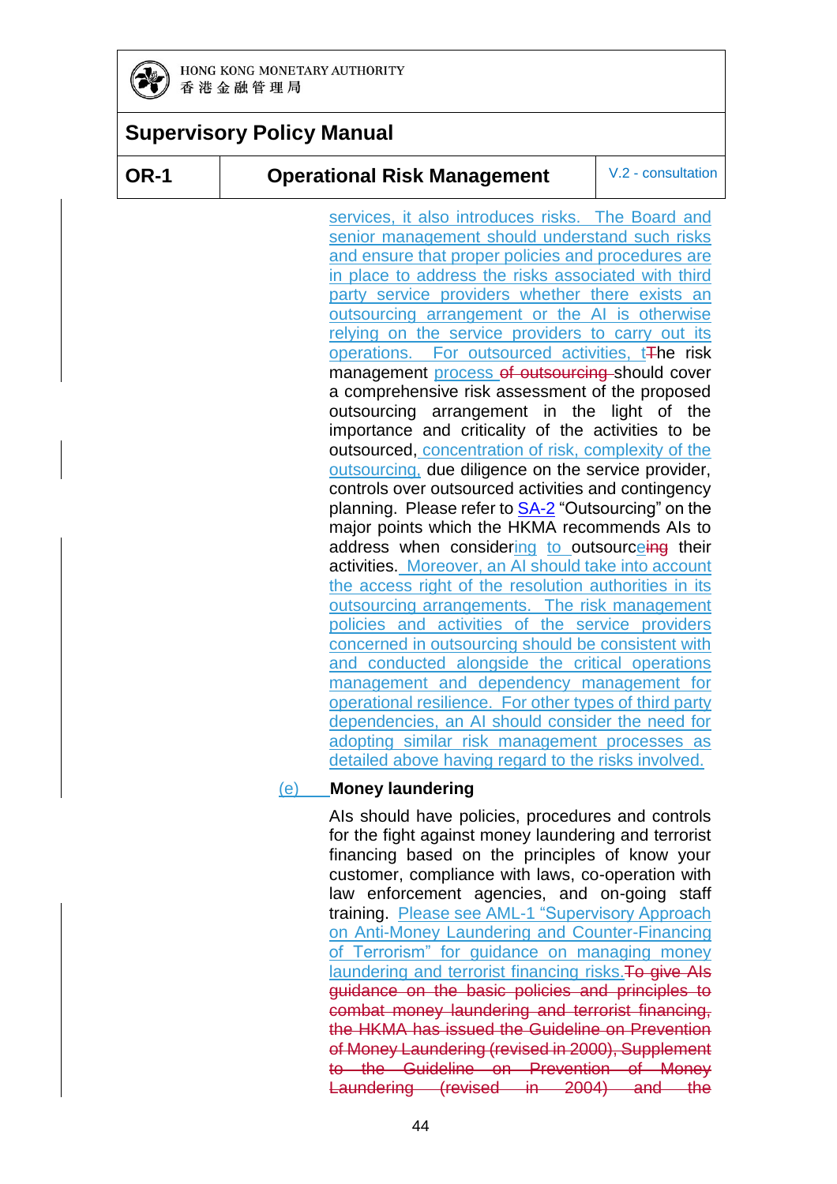services, it also introduces risks. The Board and senior management should understand such risks and ensure that proper policies and procedures are in place to address the risks associated with third party service providers whether there exists an outsourcing arrangement or the AI is otherwise relying on the service providers to carry out its operations. For outsourced activities, tThe risk management process of outsourcing should cover a comprehensive risk assessment of the proposed outsourcing arrangement in the light of the importance and criticality of the activities to be outsourced, concentration of risk, complexity of the outsourcing, due diligence on the service provider, controls over outsourced activities and contingency planning. Please refer to SA-2 "Outsourcing" on the major points which the HKMA recommends AIs to address when considering to outsourceing their activities. Moreover, an AI should take into account the access right of the resolution authorities in its outsourcing arrangements. The risk management policies and activities of the service providers concerned in outsourcing should be consistent with and conducted alongside the critical operations management and dependency management for operational resilience. For other types of third party dependencies, an AI should consider the need for adopting similar risk management processes as detailed above having regard to the risks involved.

(e) **Money laundering**

AIs should have policies, procedures and controls for the fight against money laundering and terrorist financing based on the principles of know your customer, compliance with laws, co-operation with law enforcement agencies, and on-going staff training. Please see AML-1 "Supervisory Approach on Anti-Money Laundering and Counter-Financing of Terrorism" for guidance on managing money laundering and terrorist financing risks. ~~To give AIs guidance on the basic policies and principles to combat money laundering and terrorist financing, the HKMA has issued the Guideline on Prevention of Money Laundering (revised in 2000), Supplement to the Guideline on Prevention of Money Laundering (revised in 2004) and the~~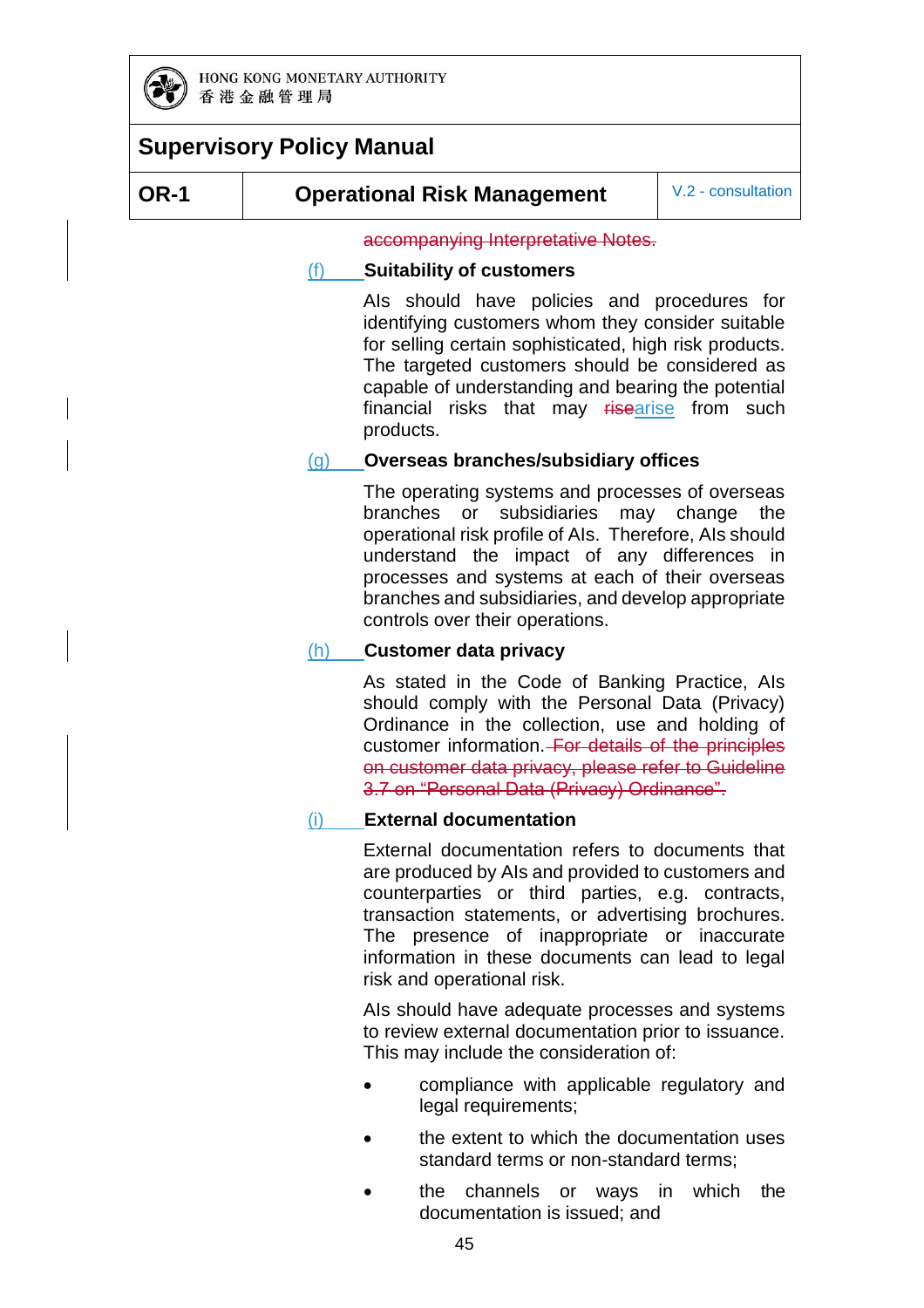accompanying Interpretative Notes.

(f) **Suitability of customers**

AIs should have policies and procedures for identifying customers whom they consider suitable for selling certain sophisticated, high risk products. The targeted customers should be considered as capable of understanding and bearing the potential financial risks that may risearise from such products.

(g) **Overseas branches/subsidiary offices**

The operating systems and processes of overseas branches or subsidiaries may change the operational risk profile of AIs. Therefore, AIs should understand the impact of any differences in processes and systems at each of their overseas branches and subsidiaries, and develop appropriate controls over their operations.

(h) **Customer data privacy**

As stated in the Code of Banking Practice, AIs should comply with the Personal Data (Privacy) Ordinance in the collection, use and holding of customer information. For details of the principles on customer data privacy, please refer to Guideline 3.7 on "Personal Data (Privacy) Ordinance".

(i) **External documentation**

External documentation refers to documents that are produced by AIs and provided to customers and counterparties or third parties, e.g. contracts, transaction statements, or advertising brochures. The presence of inappropriate or inaccurate information in these documents can lead to legal risk and operational risk.

AIs should have adequate processes and systems to review external documentation prior to issuance. This may include the consideration of:

- compliance with applicable regulatory and legal requirements;
- the extent to which the documentation uses standard terms or non-standard terms;
- the channels or ways in which the documentation is issued; and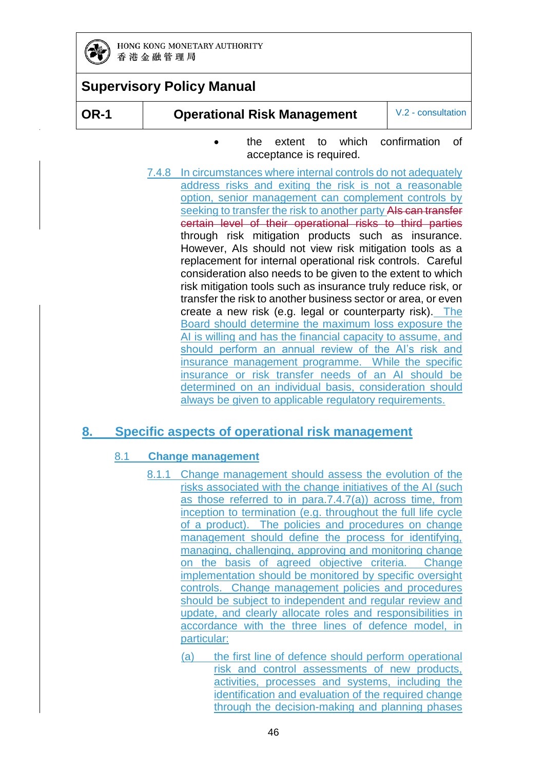- the extent to which confirmation of acceptance is required.

7.4.8 In circumstances where internal controls do not adequately address risks and exiting the risk is not a reasonable option, senior management can complement controls by seeking to transfer the risk to another party ~~AIs can transfer certain level of their operational risks to third parties~~ through risk mitigation products such as insurance. However, AIs should not view risk mitigation tools as a replacement for internal operational risk controls. Careful consideration also needs to be given to the extent to which risk mitigation tools such as insurance truly reduce risk, or transfer the risk to another business sector or area, or even create a new risk (e.g. legal or counterparty risk). The Board should determine the maximum loss exposure the AI is willing and has the financial capacity to assume, and should perform an annual review of the AI's risk and insurance management programme. While the specific insurance or risk transfer needs of an AI should be determined on an individual basis, consideration should always be given to applicable regulatory requirements.

## 8. Specific aspects of operational risk management

### 8.1 Change management

8.1.1 Change management should assess the evolution of the risks associated with the change initiatives of the AI (such as those referred to in para.7.4.7(a)) across time, from inception to termination (e.g. throughout the full life cycle of a product). The policies and procedures on change management should define the process for identifying, managing, challenging, approving and monitoring change on the basis of agreed objective criteria. Change implementation should be monitored by specific oversight controls. Change management policies and procedures should be subject to independent and regular review and update, and clearly allocate roles and responsibilities in accordance with the three lines of defence model, in particular:

(a) the first line of defence should perform operational risk and control assessments of new products, activities, processes and systems, including the identification and evaluation of the required change through the decision-making and planning phases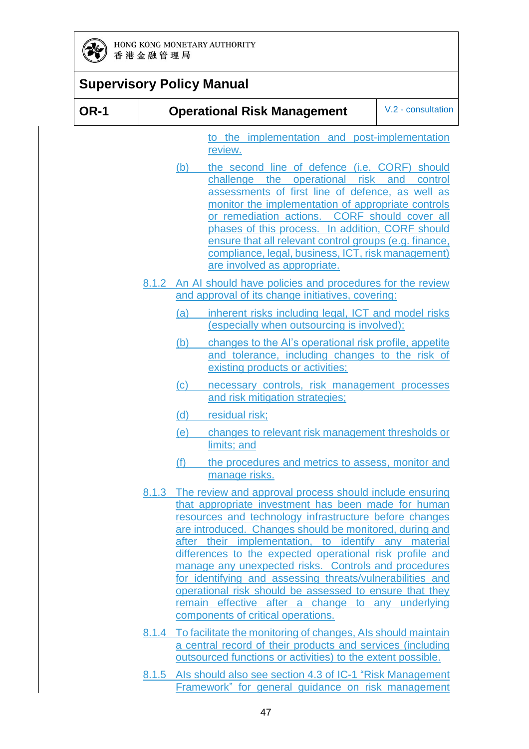to the implementation and post-implementation review.

(b) the second line of defence (i.e. CORF) should challenge the operational risk and control assessments of first line of defence, as well as monitor the implementation of appropriate controls or remediation actions. CORF should cover all phases of this process. In addition, CORF should ensure that all relevant control groups (e.g. finance, compliance, legal, business, ICT, risk management) are involved as appropriate.

8.1.2 An AI should have policies and procedures for the review and approval of its change initiatives, covering:

(a) inherent risks including legal, ICT and model risks (especially when outsourcing is involved);

(b) changes to the AI's operational risk profile, appetite and tolerance, including changes to the risk of existing products or activities;

(c) necessary controls, risk management processes and risk mitigation strategies;

(d) residual risk;

(e) changes to relevant risk management thresholds or limits; and

(f) the procedures and metrics to assess, monitor and manage risks.

8.1.3 The review and approval process should include ensuring that appropriate investment has been made for human resources and technology infrastructure before changes are introduced. Changes should be monitored, during and after their implementation, to identify any material differences to the expected operational risk profile and manage any unexpected risks. Controls and procedures for identifying and assessing threats/vulnerabilities and operational risk should be assessed to ensure that they remain effective after a change to any underlying components of critical operations.

8.1.4 To facilitate the monitoring of changes, AIs should maintain a central record of their products and services (including outsourced functions or activities) to the extent possible.

8.1.5 AIs should also see section 4.3 of IC-1 "Risk Management Framework" for general guidance on risk management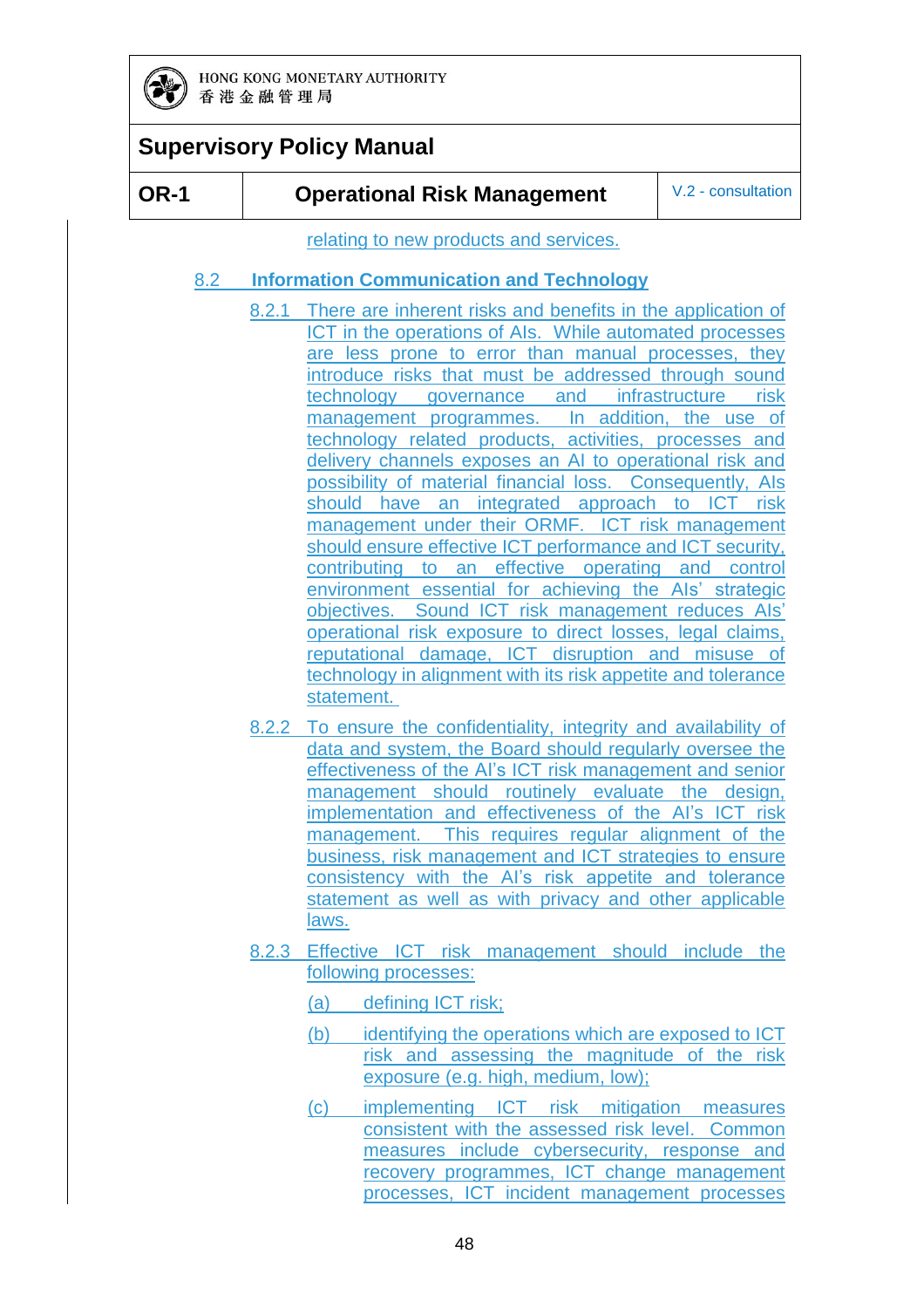relating to new products and services.

## 8.2 Information Communication and Technology

8.2.1 There are inherent risks and benefits in the application of ICT in the operations of AIs. While automated processes are less prone to error than manual processes, they introduce risks that must be addressed through sound technology governance and infrastructure risk management programmes. In addition, the use of technology related products, activities, processes and delivery channels exposes an AI to operational risk and possibility of material financial loss. Consequently, AIs should have an integrated approach to ICT risk management under their ORMF. ICT risk management should ensure effective ICT performance and ICT security, contributing to an effective operating and control environment essential for achieving the AIs' strategic objectives. Sound ICT risk management reduces AIs' operational risk exposure to direct losses, legal claims, reputational damage, ICT disruption and misuse of technology in alignment with its risk appetite and tolerance statement.

8.2.2 To ensure the confidentiality, integrity and availability of data and system, the Board should regularly oversee the effectiveness of the AI's ICT risk management and senior management should routinely evaluate the design, implementation and effectiveness of the AI's ICT risk management. This requires regular alignment of the business, risk management and ICT strategies to ensure consistency with the AI's risk appetite and tolerance statement as well as with privacy and other applicable laws.

8.2.3 Effective ICT risk management should include the following processes:

(a) defining ICT risk;

(b) identifying the operations which are exposed to ICT risk and assessing the magnitude of the risk exposure (e.g. high, medium, low);

(c) implementing ICT risk mitigation measures consistent with the assessed risk level. Common measures include cybersecurity, response and recovery programmes, ICT change management processes, ICT incident management processes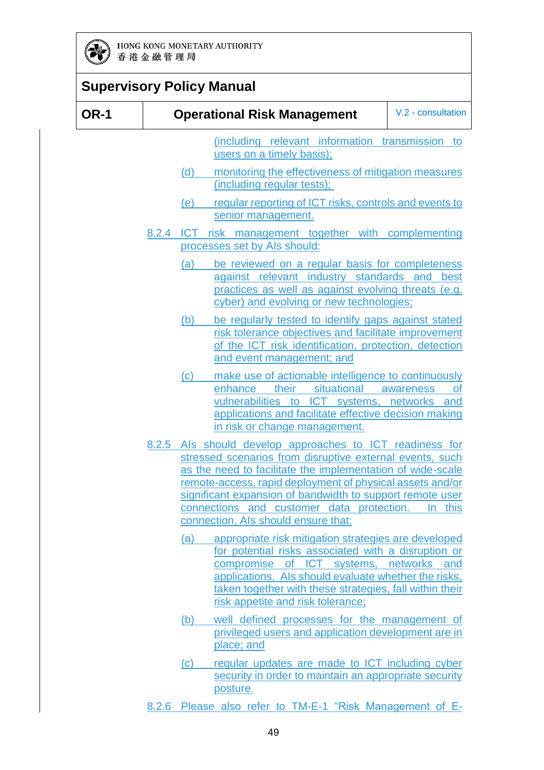(including relevant information transmission to users on a timely basis);

(d) monitoring the effectiveness of mitigation measures (including regular tests);

(e) regular reporting of ICT risks, controls and events to senior management.

8.2.4 ICT risk management together with complementing processes set by AIs should:

(a) be reviewed on a regular basis for completeness against relevant industry standards and best practices as well as against evolving threats (e.g. cyber) and evolving or new technologies;

(b) be regularly tested to identify gaps against stated risk tolerance objectives and facilitate improvement of the ICT risk identification, protection, detection and event management; and

(c) make use of actionable intelligence to continuously enhance their situational awareness of vulnerabilities to ICT systems, networks and applications and facilitate effective decision making in risk or change management.

8.2.5 AIs should develop approaches to ICT readiness for stressed scenarios from disruptive external events, such as the need to facilitate the implementation of wide-scale remote-access, rapid deployment of physical assets and/or significant expansion of bandwidth to support remote user connections and customer data protection. In this connection, AIs should ensure that:

(a) appropriate risk mitigation strategies are developed for potential risks associated with a disruption or compromise of ICT systems, networks and applications. AIs should evaluate whether the risks, taken together with these strategies, fall within their risk appetite and risk tolerance;

(b) well defined processes for the management of privileged users and application development are in place; and

(c) regular updates are made to ICT including cyber security in order to maintain an appropriate security posture.

8.2.6 Please also refer to TM-E-1 "Risk Management of E-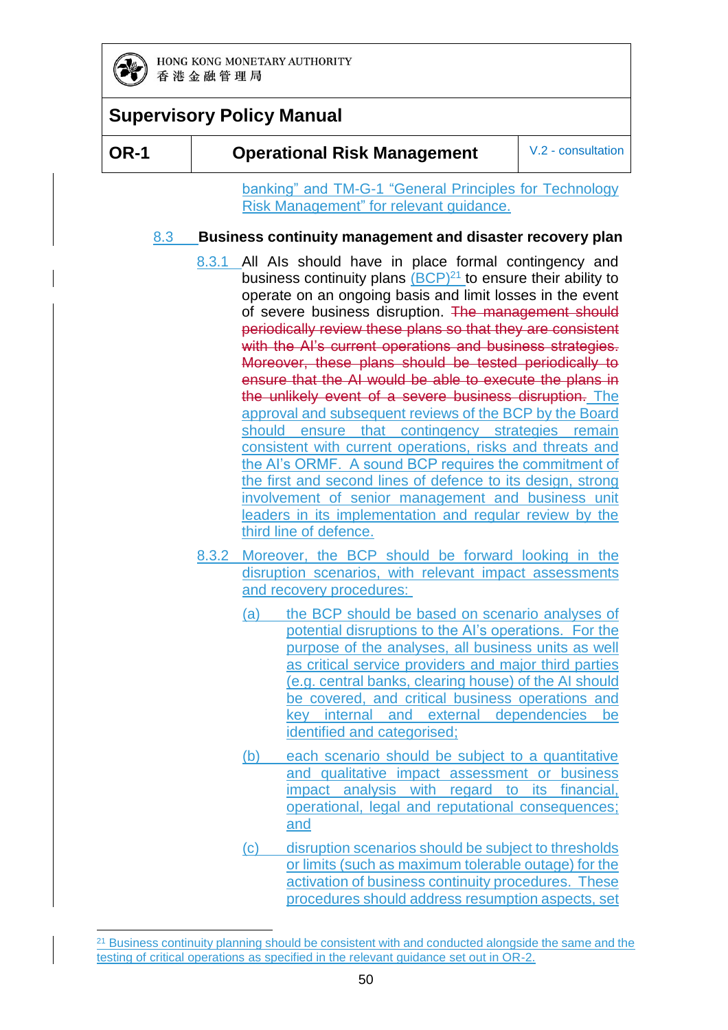banking" and TM-G-1 "General Principles for Technology Risk Management" for relevant guidance.

### 8.3 Business continuity management and disaster recovery plan

8.3.1 All AIs should have in place formal contingency and business continuity plans (BCP)[21] to ensure their ability to operate on an ongoing basis and limit losses in the event of severe business disruption. ~~The management should periodically review these plans so that they are consistent with the AI's current operations and business strategies. Moreover, these plans should be tested periodically to ensure that the AI would be able to execute the plans in the unlikely event of a severe business disruption.~~ The approval and subsequent reviews of the BCP by the Board should ensure that contingency strategies remain consistent with current operations, risks and threats and the AI's ORMF. A sound BCP requires the commitment of the first and second lines of defence to its design, strong involvement of senior management and business unit leaders in its implementation and regular review by the third line of defence.

8.3.2 Moreover, the BCP should be forward looking in the disruption scenarios, with relevant impact assessments and recovery procedures:

(a) the BCP should be based on scenario analyses of potential disruptions to the AI's operations. For the purpose of the analyses, all business units as well as critical service providers and major third parties (e.g. central banks, clearing house) of the AI should be covered, and critical business operations and key internal and external dependencies be identified and categorised;

(b) each scenario should be subject to a quantitative and qualitative impact assessment or business impact analysis with regard to its financial, operational, legal and reputational consequences; and

(c) disruption scenarios should be subject to thresholds or limits (such as maximum tolerable outage) for the activation of business continuity procedures. These procedures should address resumption aspects, set

---

[21] Business continuity planning should be consistent with and conducted alongside the same and the testing of critical operations as specified in the relevant guidance set out in OR-2.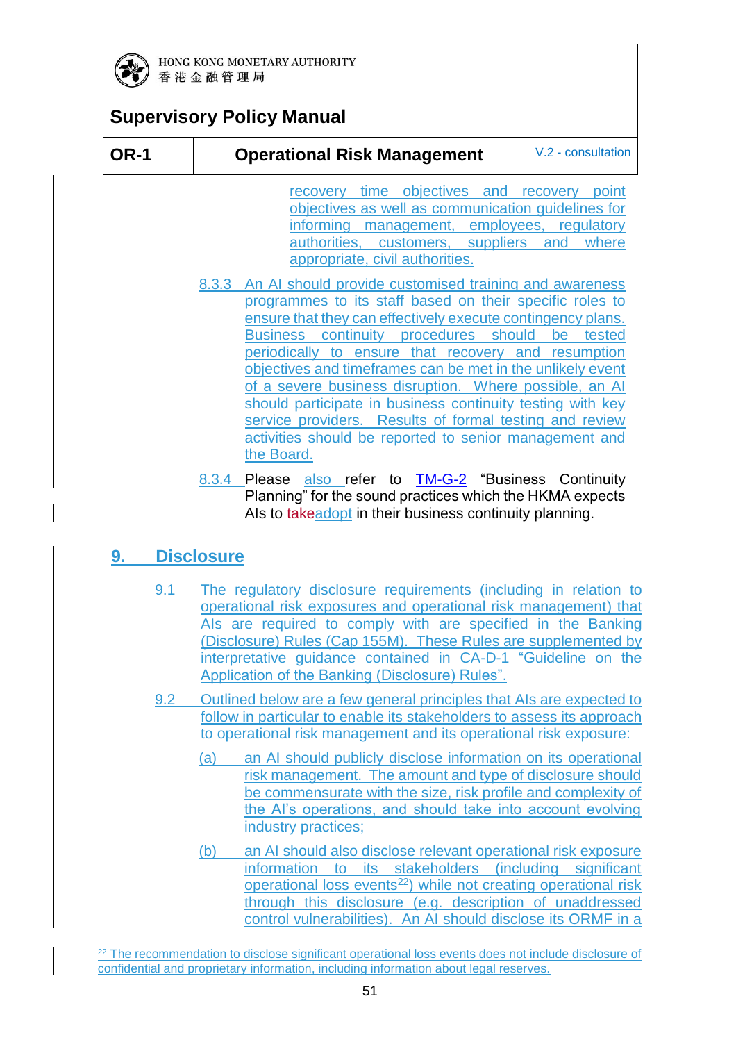recovery time objectives and recovery point objectives as well as communication guidelines for informing management, employees, regulatory authorities, customers, suppliers and where appropriate, civil authorities.

8.3.3 An AI should provide customised training and awareness programmes to its staff based on their specific roles to ensure that they can effectively execute contingency plans. Business continuity procedures should be tested periodically to ensure that recovery and resumption objectives and timeframes can be met in the unlikely event of a severe business disruption. Where possible, an AI should participate in business continuity testing with key service providers. Results of formal testing and review activities should be reported to senior management and the Board.

8.3.4 Please also refer to TM-G-2 "Business Continuity Planning" for the sound practices which the HKMA expects AIs to ~~take~~adopt in their business continuity planning.

## 9. Disclosure

9.1 The regulatory disclosure requirements (including in relation to operational risk exposures and operational risk management) that AIs are required to comply with are specified in the Banking (Disclosure) Rules (Cap 155M). These Rules are supplemented by interpretative guidance contained in CA-D-1 "Guideline on the Application of the Banking (Disclosure) Rules".

9.2 Outlined below are a few general principles that AIs are expected to follow in particular to enable its stakeholders to assess its approach to operational risk management and its operational risk exposure:

(a) an AI should publicly disclose information on its operational risk management. The amount and type of disclosure should be commensurate with the size, risk profile and complexity of the AI's operations, and should take into account evolving industry practices;

(b) an AI should also disclose relevant operational risk exposure information to its stakeholders (including significant operational loss events[22]) while not creating operational risk through this disclosure (e.g. description of unaddressed control vulnerabilities). An AI should disclose its ORMF in a

---

[22] The recommendation to disclose significant operational loss events does not include disclosure of confidential and proprietary information, including information about legal reserves.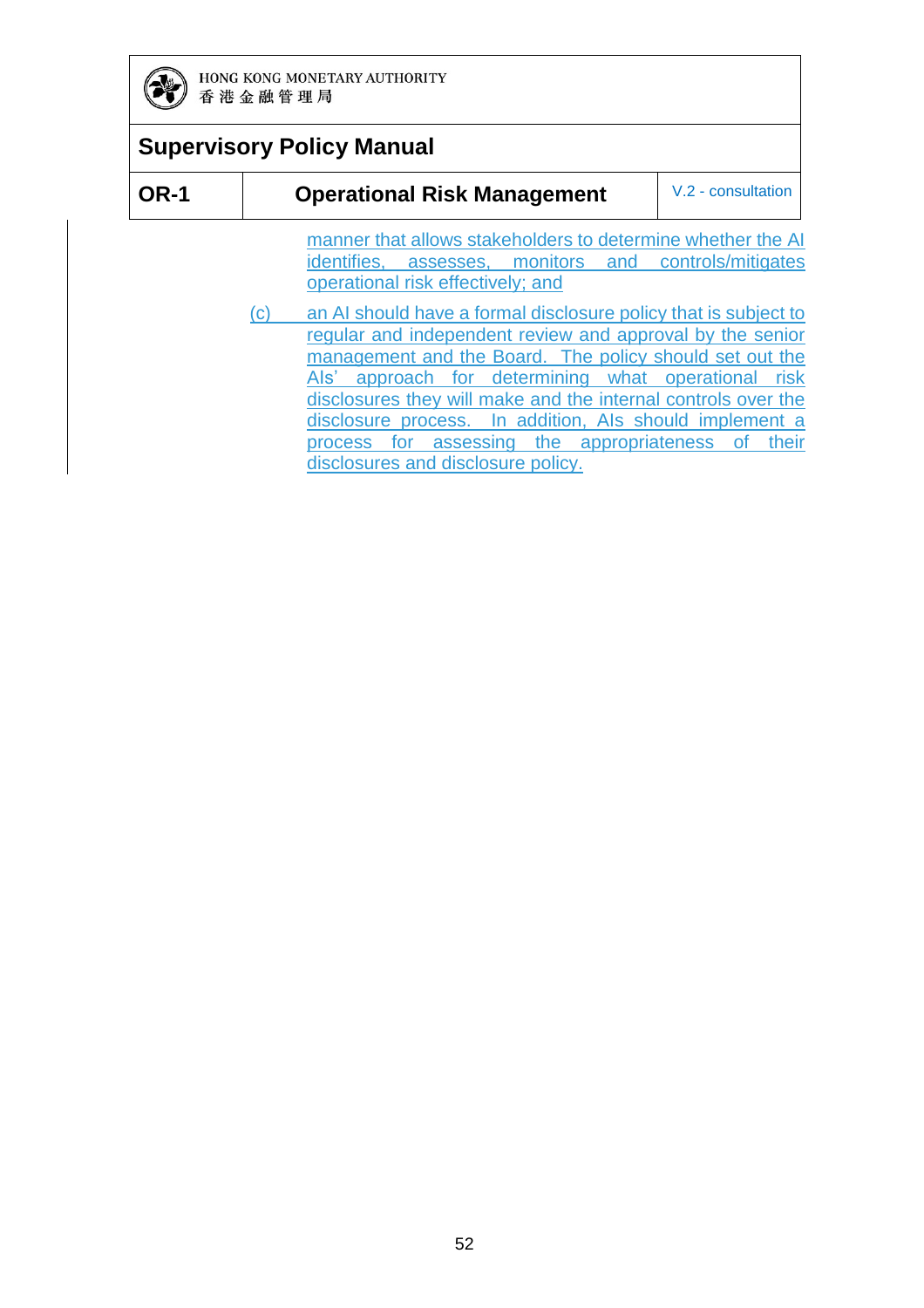manner that allows stakeholders to determine whether the AI identifies, assesses, monitors and controls/mitigates operational risk effectively; and

(c) an AI should have a formal disclosure policy that is subject to regular and independent review and approval by the senior management and the Board. The policy should set out the AIs' approach for determining what operational risk disclosures they will make and the internal controls over the disclosure process. In addition, AIs should implement a process for assessing the appropriateness of their disclosures and disclosure policy.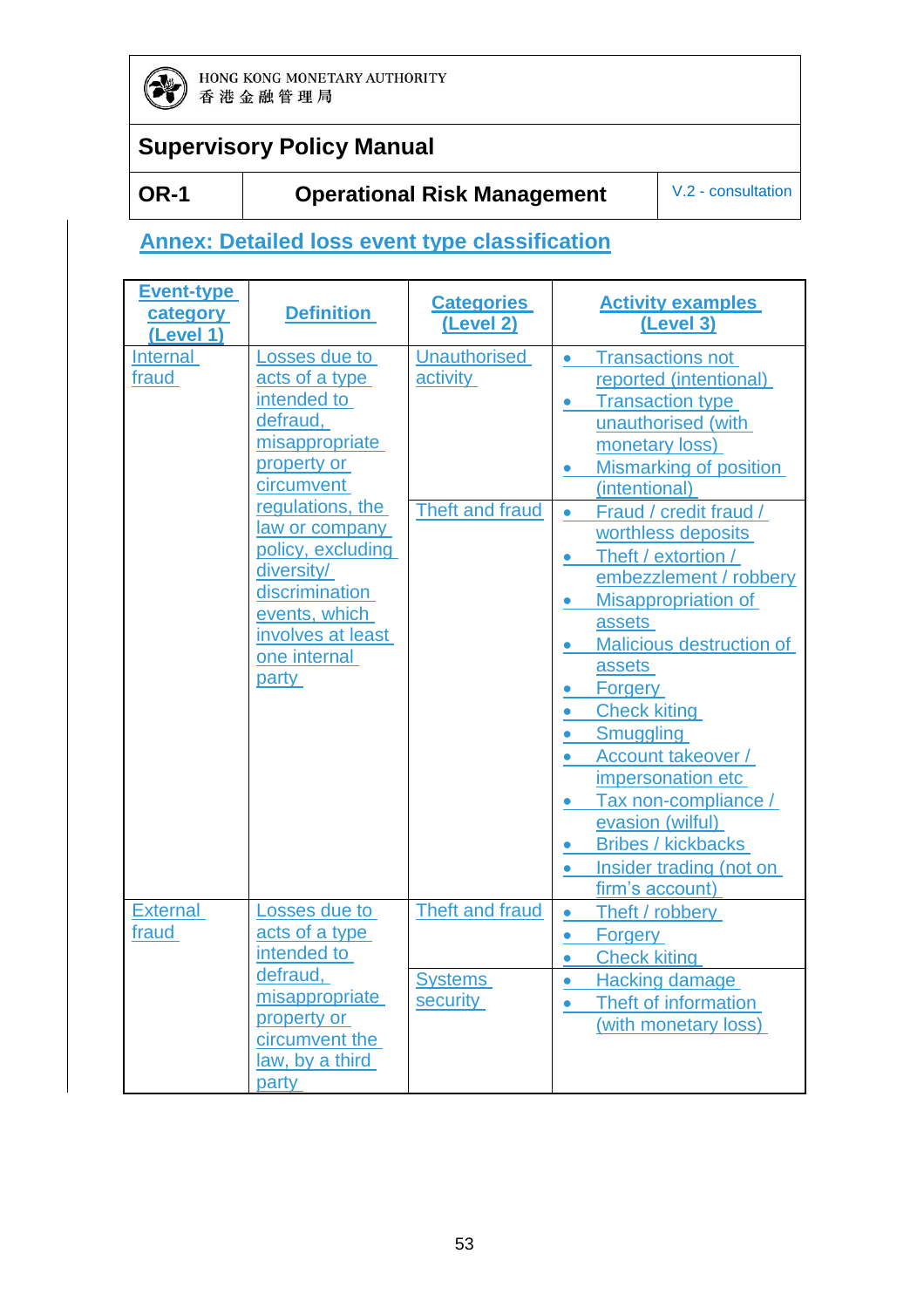## Annex: Detailed loss event type classification

| Event-type category (Level 1) | Definition | Categories (Level 2) | Activity examples (Level 3) |
|---|---|---|---|
| Internal fraud | Losses due to acts of a type intended to defraud, misappropriate property or circumvent regulations, the law or company policy, excluding diversity/ discrimination events, which involves at least one internal party | Unauthorised activity | • Transactions not reported (intentional)<br>• Transaction type unauthorised (with monetary loss)<br>• Mismarking of position (intentional) |
| | | Theft and fraud | • Fraud / credit fraud / worthless deposits<br>• Theft / extortion / embezzlement / robbery<br>• Misappropriation of assets<br>• Malicious destruction of assets<br>• Forgery<br>• Check kiting<br>• Smuggling<br>• Account takeover / impersonation etc<br>• Tax non-compliance / evasion (wilful)<br>• Bribes / kickbacks<br>• Insider trading (not on firm's account) |
| External fraud | Losses due to acts of a type intended to defraud, misappropriate property or circumvent the law, by a third party | Theft and fraud | • Theft / robbery<br>• Forgery<br>• Check kiting |
| | | Systems security | • Hacking damage<br>• Theft of information (with monetary loss) |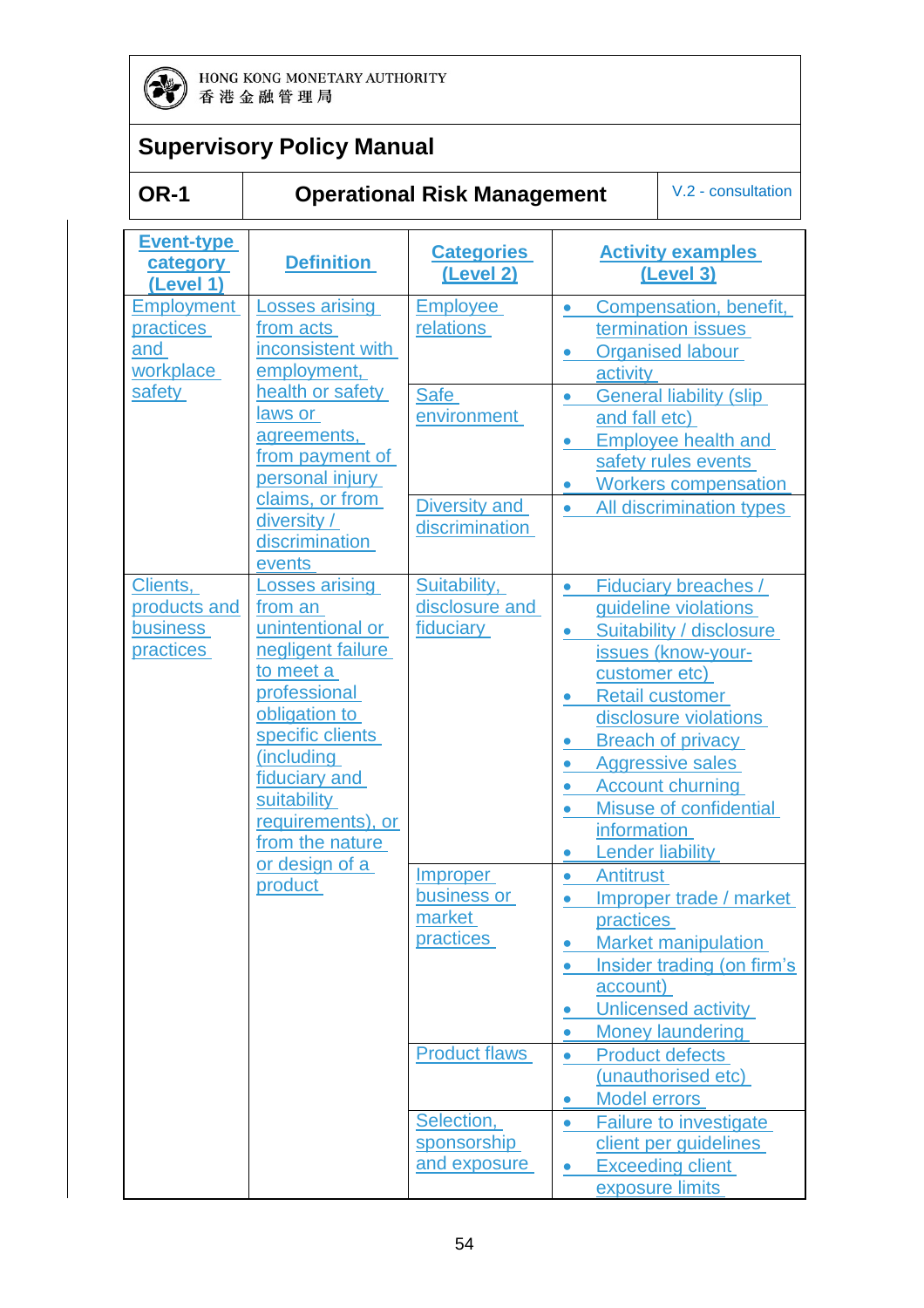| Event-type category (Level 1) | Definition | Categories (Level 2) | Activity examples (Level 3) |
|---|---|---|---|
| Employment practices and workplace safety | Losses arising from acts inconsistent with employment, health or safety laws or agreements, from payment of personal injury claims, or from diversity / discrimination events | Employee relations | • Compensation, benefit, termination issues<br>• Organised labour activity |
| | | Safe environment | • General liability (slip and fall etc)<br>• Employee health and safety rules events<br>• Workers compensation |
| | | Diversity and discrimination | • All discrimination types |
| Clients, products and business practices | Losses arising from an unintentional or negligent failure to meet a professional obligation to specific clients (including fiduciary and suitability requirements), or from the nature or design of a product | Suitability, disclosure and fiduciary | • Fiduciary breaches / guideline violations<br>• Suitability / disclosure issues (know-your-customer etc)<br>• Retail customer disclosure violations<br>• Breach of privacy<br>• Aggressive sales<br>• Account churning<br>• Misuse of confidential information<br>• Lender liability |
| | | Improper business or market practices | • Antitrust<br>• Improper trade / market practices<br>• Market manipulation<br>• Insider trading (on firm's account)<br>• Unlicensed activity<br>• Money laundering |
| | | Product flaws | • Product defects (unauthorised etc)<br>• Model errors |
| | | Selection, sponsorship and exposure | • Failure to investigate client per guidelines<br>• Exceeding client exposure limits |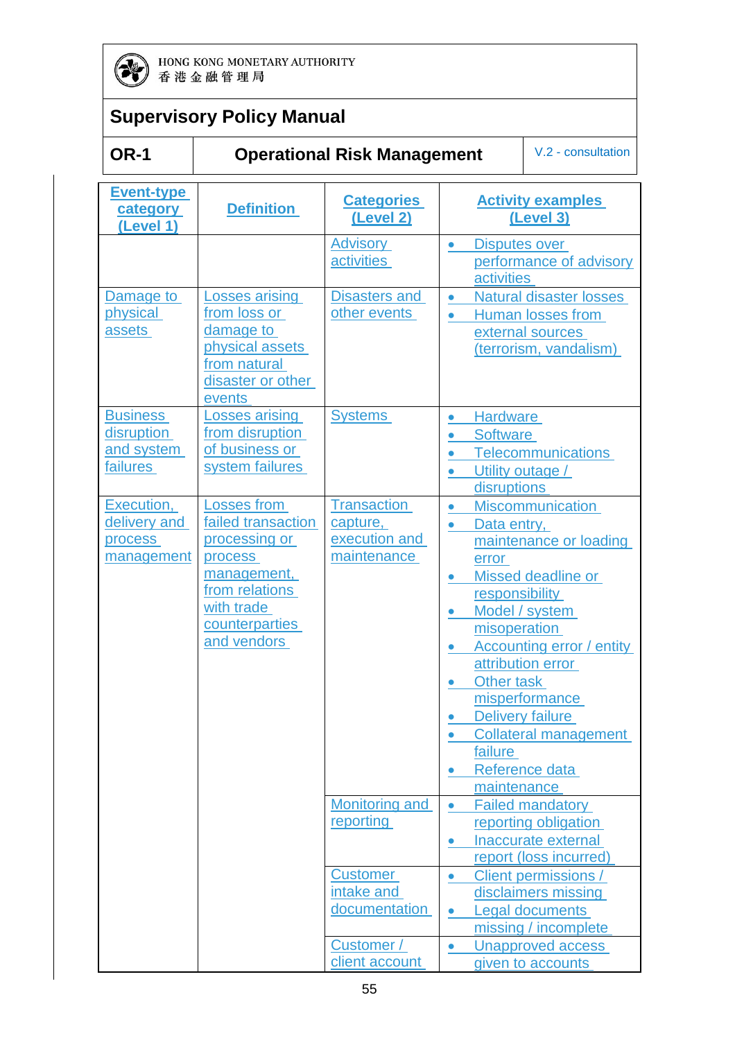| Event-type category (Level 1) | Definition | Categories (Level 2) | Activity examples (Level 3) |
|---|---|---|---|
| | | Advisory activities | • Disputes over performance of advisory activities |
| Damage to physical assets | Losses arising from loss or damage to physical assets from natural disaster or other events | Disasters and other events | • Natural disaster losses<br>• Human losses from external sources (terrorism, vandalism) |
| Business disruption and system failures | Losses arising from disruption of business or system failures | Systems | • Hardware<br>• Software<br>• Telecommunications<br>• Utility outage / disruptions |
| Execution, delivery and process management | Losses from failed transaction processing or process management, from relations with trade counterparties and vendors | Transaction capture, execution and maintenance | • Miscommunication<br>• Data entry, maintenance or loading error<br>• Missed deadline or responsibility<br>• Model / system misoperation<br>• Accounting error / entity attribution error<br>• Other task misperformance<br>• Delivery failure<br>• Collateral management failure<br>• Reference data maintenance |
| | | Monitoring and reporting | • Failed mandatory reporting obligation<br>• Inaccurate external report (loss incurred) |
| | | Customer intake and documentation | • Client permissions / disclaimers missing<br>• Legal documents missing / incomplete |
| | | Customer / client account | • Unapproved access given to accounts |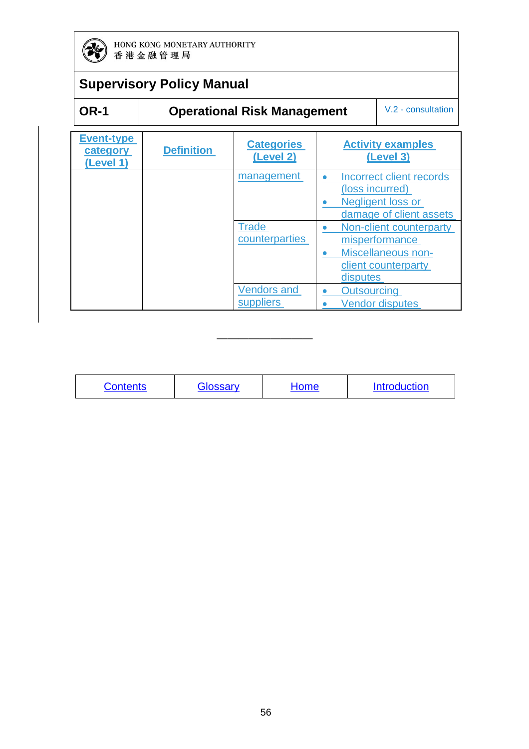| Event-type category (Level 1) | Definition | Categories (Level 2) | Activity examples (Level 3) |
|---|---|---|---|
| | | management | • Incorrect client records (loss incurred)<br>• Negligent loss or damage of client assets |
| | | Trade counterparties | • Non-client counterparty misperformance<br>• Miscellaneous non-client counterparty disputes |
| | | Vendors and suppliers | • Outsourcing<br>• Vendor disputes |

———————————

| Contents | Glossary | Home | Introduction |
|---|---|---|---|